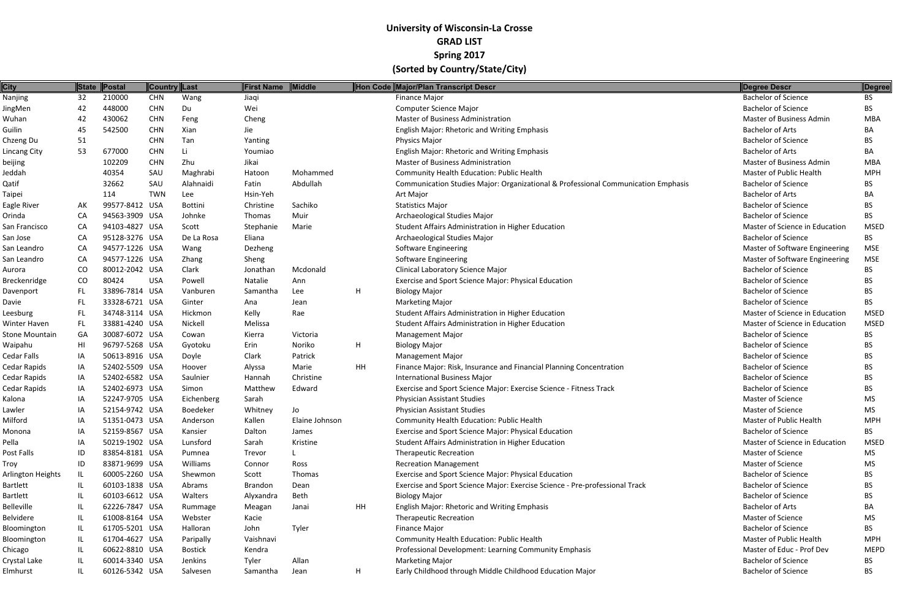# University of Wisconsin-La Crosse

## GRAD LIST

## Spring 2017

## (Sorted by Country/State/City)

| City | State | Postal | Country | Last | First Name | Middle | Hon Code | Major/Plan Transcript Descr | Degree Descr | Degree |
|---|---|---|---|---|---|---|---|---|---|---|
| Nanjing | 32 | 210000 | CHN | Wang | Jiaqi | | | Finance Major | Bachelor of Science | BS |
| JingMen | 42 | 448000 | CHN | Du | Wei | | | Computer Science Major | Bachelor of Science | BS |
| Wuhan | 42 | 430062 | CHN | Feng | Cheng | | | Master of Business Administration | Master of Business Admin | MBA |
| Guilin | 45 | 542500 | CHN | Xian | Jie | | | English Major: Rhetoric and Writing Emphasis | Bachelor of Arts | BA |
| Chzeng Du | 51 | | CHN | Tan | Yanting | | | Physics Major | Bachelor of Science | BS |
| Lincang City | 53 | 677000 | CHN | Li | Youmiao | | | English Major: Rhetoric and Writing Emphasis | Bachelor of Arts | BA |
| beijing | | 102209 | CHN | Zhu | Jikai | | | Master of Business Administration | Master of Business Admin | MBA |
| Jeddah | | 40354 | SAU | Maghrabi | Hatoon | Mohammed | | Community Health Education: Public Health | Master of Public Health | MPH |
| Qatif | | 32662 | SAU | Alahnaidi | Fatin | Abdullah | | Communication Studies Major: Organizational & Professional Communication Emphasis | Bachelor of Science | BS |
| Taipei | | 114 | TWN | Lee | Hsin-Yeh | | | Art Major | Bachelor of Arts | BA |
| Eagle River | AK | 99577-8412 | USA | Bottini | Christine | Sachiko | | Statistics Major | Bachelor of Science | BS |
| Orinda | CA | 94563-3909 | USA | Johnke | Thomas | Muir | | Archaeological Studies Major | Bachelor of Science | BS |
| San Francisco | CA | 94103-4827 | USA | Scott | Stephanie | Marie | | Student Affairs Administration in Higher Education | Master of Science in Education | MSED |
| San Jose | CA | 95128-3276 | USA | De La Rosa | Eliana | | | Archaeological Studies Major | Bachelor of Science | BS |
| San Leandro | CA | 94577-1226 | USA | Wang | Dezheng | | | Software Engineering | Master of Software Engineering | MSE |
| San Leandro | CA | 94577-1226 | USA | Zhang | Sheng | | | Software Engineering | Master of Software Engineering | MSE |
| Aurora | CO | 80012-2042 | USA | Clark | Jonathan | Mcdonald | | Clinical Laboratory Science Major | Bachelor of Science | BS |
| Breckenridge | CO | 80424 | USA | Powell | Natalie | Ann | | Exercise and Sport Science Major: Physical Education | Bachelor of Science | BS |
| Davenport | FL | 33896-7814 | USA | Vanburen | Samantha | Lee | H | Biology Major | Bachelor of Science | BS |
| Davie | FL | 33328-6721 | USA | Ginter | Ana | Jean | | Marketing Major | Bachelor of Science | BS |
| Leesburg | FL | 34748-3114 | USA | Hickmon | Kelly | Rae | | Student Affairs Administration in Higher Education | Master of Science in Education | MSED |
| Winter Haven | FL | 33881-4240 | USA | Nickell | Melissa | | | Student Affairs Administration in Higher Education | Master of Science in Education | MSED |
| Stone Mountain | GA | 30087-6072 | USA | Cowan | Kierra | Victoria | | Management Major | Bachelor of Science | BS |
| Waipahu | HI | 96797-5268 | USA | Gyotoku | Erin | Noriko | H | Biology Major | Bachelor of Science | BS |
| Cedar Falls | IA | 50613-8916 | USA | Doyle | Clark | Patrick | | Management Major | Bachelor of Science | BS |
| Cedar Rapids | IA | 52402-5509 | USA | Hoover | Alyssa | Marie | HH | Finance Major: Risk, Insurance and Financial Planning Concentration | Bachelor of Science | BS |
| Cedar Rapids | IA | 52402-6582 | USA | Saulnier | Hannah | Christine | | International Business Major | Bachelor of Science | BS |
| Cedar Rapids | IA | 52402-6973 | USA | Simon | Matthew | Edward | | Exercise and Sport Science Major: Exercise Science - Fitness Track | Bachelor of Science | BS |
| Kalona | IA | 52247-9705 | USA | Eichenberg | Sarah | | | Physician Assistant Studies | Master of Science | MS |
| Lawler | IA | 52154-9742 | USA | Boedeker | Whitney | Jo | | Physician Assistant Studies | Master of Science | MS |
| Milford | IA | 51351-0473 | USA | Anderson | Kallen | Elaine Johnson | | Community Health Education: Public Health | Master of Public Health | MPH |
| Monona | IA | 52159-8567 | USA | Kansier | Dalton | James | | Exercise and Sport Science Major: Physical Education | Bachelor of Science | BS |
| Pella | IA | 50219-1902 | USA | Lunsford | Sarah | Kristine | | Student Affairs Administration in Higher Education | Master of Science in Education | MSED |
| Post Falls | ID | 83854-8181 | USA | Pumnea | Trevor | L | | Therapeutic Recreation | Master of Science | MS |
| Troy | ID | 83871-9699 | USA | Williams | Connor | Ross | | Recreation Management | Master of Science | MS |
| Arlington Heights | IL | 60005-2260 | USA | Shewmon | Scott | Thomas | | Exercise and Sport Science Major: Physical Education | Bachelor of Science | BS |
| Bartlett | IL | 60103-1838 | USA | Abrams | Brandon | Dean | | Exercise and Sport Science Major: Exercise Science - Pre-professional Track | Bachelor of Science | BS |
| Bartlett | IL | 60103-6612 | USA | Walters | Alyxandra | Beth | | Biology Major | Bachelor of Science | BS |
| Belleville | IL | 62226-7847 | USA | Rummage | Meagan | Janai | HH | English Major: Rhetoric and Writing Emphasis | Bachelor of Arts | BA |
| Belvidere | IL | 61008-8164 | USA | Webster | Kacie | | | Therapeutic Recreation | Master of Science | MS |
| Bloomington | IL | 61705-5201 | USA | Halloran | John | Tyler | | Finance Major | Bachelor of Science | BS |
| Bloomington | IL | 61704-4627 | USA | Paripally | Vaishnavi | | | Community Health Education: Public Health | Master of Public Health | MPH |
| Chicago | IL | 60622-8810 | USA | Bostick | Kendra | | | Professional Development: Learning Community Emphasis | Master of Educ - Prof Dev | MEPD |
| Crystal Lake | IL | 60014-3340 | USA | Jenkins | Tyler | Allan | | Marketing Major | Bachelor of Science | BS |
| Elmhurst | IL | 60126-5342 | USA | Salvesen | Samantha | Jean | H | Early Childhood through Middle Childhood Education Major | Bachelor of Science | BS |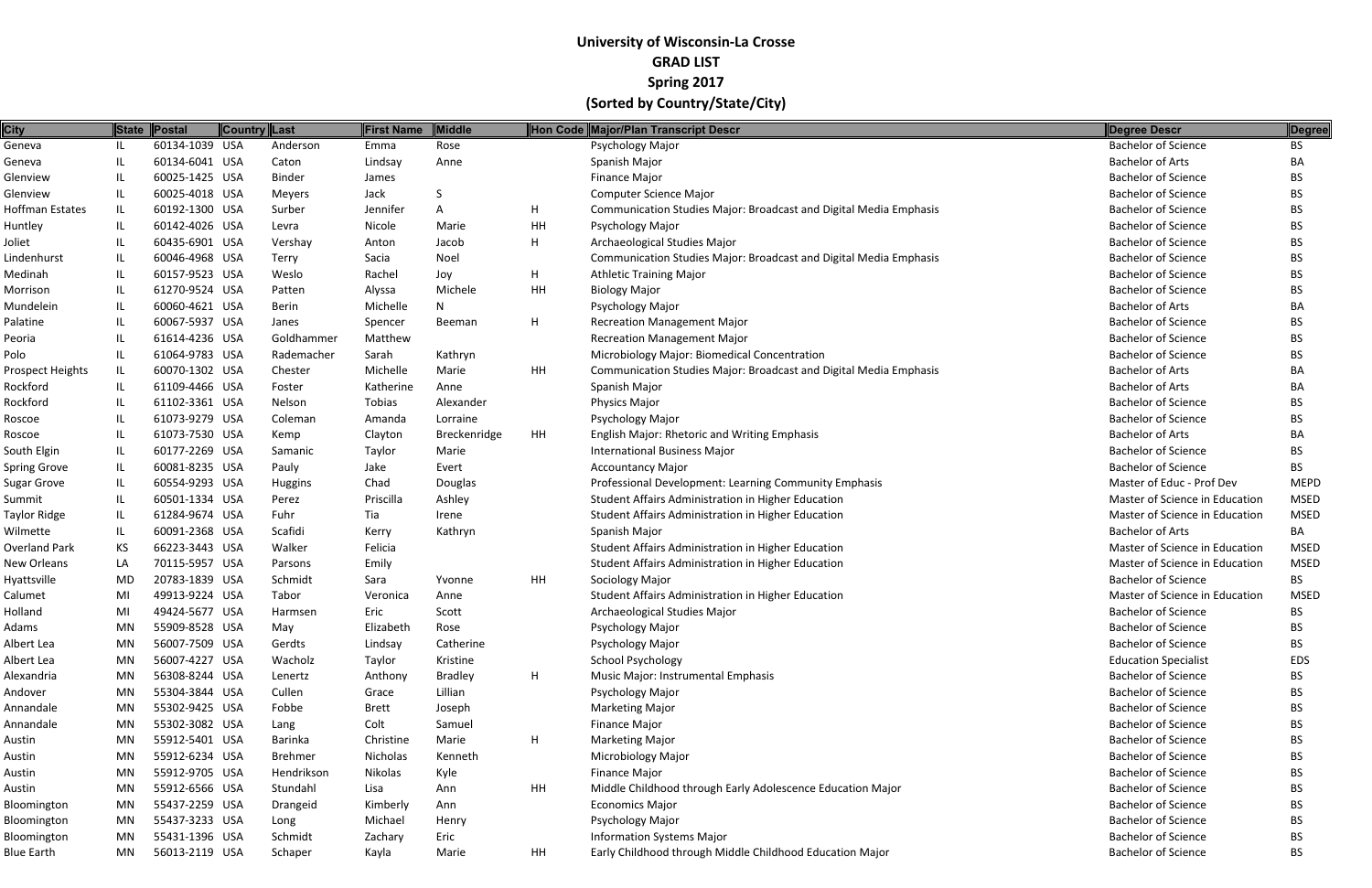# University of Wisconsin-La Crosse
## GRAD LIST
## Spring 2017
## (Sorted by Country/State/City)

| City | State | Postal | Country | Last | First Name | Middle | Hon Code | Major/Plan Transcript Descr | Degree Descr | Degree |
|---|---|---|---|---|---|---|---|---|---|---|
| Geneva | IL | 60134-1039 | USA | Anderson | Emma | Rose | | Psychology Major | Bachelor of Science | BS |
| Geneva | IL | 60134-6041 | USA | Caton | Lindsay | Anne | | Spanish Major | Bachelor of Arts | BA |
| Glenview | IL | 60025-1425 | USA | Binder | James | | | Finance Major | Bachelor of Science | BS |
| Glenview | IL | 60025-4018 | USA | Meyers | Jack | S | | Computer Science Major | Bachelor of Science | BS |
| Hoffman Estates | IL | 60192-1300 | USA | Surber | Jennifer | A | H | Communication Studies Major: Broadcast and Digital Media Emphasis | Bachelor of Science | BS |
| Huntley | IL | 60142-4026 | USA | Levra | Nicole | Marie | HH | Psychology Major | Bachelor of Science | BS |
| Joliet | IL | 60435-6901 | USA | Vershay | Anton | Jacob | H | Archaeological Studies Major | Bachelor of Science | BS |
| Lindenhurst | IL | 60046-4968 | USA | Terry | Sacia | Noel | | Communication Studies Major: Broadcast and Digital Media Emphasis | Bachelor of Science | BS |
| Medinah | IL | 60157-9523 | USA | Weslo | Rachel | Joy | H | Athletic Training Major | Bachelor of Science | BS |
| Morrison | IL | 61270-9524 | USA | Patten | Alyssa | Michele | HH | Biology Major | Bachelor of Science | BS |
| Mundelein | IL | 60060-4621 | USA | Berin | Michelle | N | | Psychology Major | Bachelor of Arts | BA |
| Palatine | IL | 60067-5937 | USA | Janes | Spencer | Beeman | H | Recreation Management Major | Bachelor of Science | BS |
| Peoria | IL | 61614-4236 | USA | Goldhammer | Matthew | | | Recreation Management Major | Bachelor of Science | BS |
| Polo | IL | 61064-9783 | USA | Rademacher | Sarah | Kathryn | | Microbiology Major: Biomedical Concentration | Bachelor of Science | BS |
| Prospect Heights | IL | 60070-1302 | USA | Chester | Michelle | Marie | HH | Communication Studies Major: Broadcast and Digital Media Emphasis | Bachelor of Arts | BA |
| Rockford | IL | 61109-4466 | USA | Foster | Katherine | Anne | | Spanish Major | Bachelor of Arts | BA |
| Rockford | IL | 61102-3361 | USA | Nelson | Tobias | Alexander | | Physics Major | Bachelor of Science | BS |
| Roscoe | IL | 61073-9279 | USA | Coleman | Amanda | Lorraine | | Psychology Major | Bachelor of Science | BS |
| Roscoe | IL | 61073-7530 | USA | Kemp | Clayton | Breckenridge | HH | English Major: Rhetoric and Writing Emphasis | Bachelor of Arts | BA |
| South Elgin | IL | 60177-2269 | USA | Samanic | Taylor | Marie | | International Business Major | Bachelor of Science | BS |
| Spring Grove | IL | 60081-8235 | USA | Pauly | Jake | Evert | | Accountancy Major | Bachelor of Science | BS |
| Sugar Grove | IL | 60554-9293 | USA | Huggins | Chad | Douglas | | Professional Development: Learning Community Emphasis | Master of Educ - Prof Dev | MEPD |
| Summit | IL | 60501-1334 | USA | Perez | Priscilla | Ashley | | Student Affairs Administration in Higher Education | Master of Science in Education | MSED |
| Taylor Ridge | IL | 61284-9674 | USA | Fuhr | Tia | Irene | | Student Affairs Administration in Higher Education | Master of Science in Education | MSED |
| Wilmette | IL | 60091-2368 | USA | Scafidi | Kerry | Kathryn | | Spanish Major | Bachelor of Arts | BA |
| Overland Park | KS | 66223-3443 | USA | Walker | Felicia | | | Student Affairs Administration in Higher Education | Master of Science in Education | MSED |
| New Orleans | LA | 70115-5957 | USA | Parsons | Emily | | | Student Affairs Administration in Higher Education | Master of Science in Education | MSED |
| Hyattsville | MD | 20783-1839 | USA | Schmidt | Sara | Yvonne | HH | Sociology Major | Bachelor of Science | BS |
| Calumet | MI | 49913-9224 | USA | Tabor | Veronica | Anne | | Student Affairs Administration in Higher Education | Master of Science in Education | MSED |
| Holland | MI | 49424-5677 | USA | Harmsen | Eric | Scott | | Archaeological Studies Major | Bachelor of Science | BS |
| Adams | MN | 55909-8528 | USA | May | Elizabeth | Rose | | Psychology Major | Bachelor of Science | BS |
| Albert Lea | MN | 56007-7509 | USA | Gerdts | Lindsay | Catherine | | Psychology Major | Bachelor of Science | BS |
| Albert Lea | MN | 56007-4227 | USA | Wacholz | Taylor | Kristine | | School Psychology | Education Specialist | EDS |
| Alexandria | MN | 56308-8244 | USA | Lenertz | Anthony | Bradley | H | Music Major: Instrumental Emphasis | Bachelor of Science | BS |
| Andover | MN | 55304-3844 | USA | Cullen | Grace | Lillian | | Psychology Major | Bachelor of Science | BS |
| Annandale | MN | 55302-9425 | USA | Fobbe | Brett | Joseph | | Marketing Major | Bachelor of Science | BS |
| Annandale | MN | 55302-3082 | USA | Lang | Colt | Samuel | | Finance Major | Bachelor of Science | BS |
| Austin | MN | 55912-5401 | USA | Barinka | Christine | Marie | H | Marketing Major | Bachelor of Science | BS |
| Austin | MN | 55912-6234 | USA | Brehmer | Nicholas | Kenneth | | Microbiology Major | Bachelor of Science | BS |
| Austin | MN | 55912-9705 | USA | Hendrikson | Nikolas | Kyle | | Finance Major | Bachelor of Science | BS |
| Austin | MN | 55912-6566 | USA | Stundahl | Lisa | Ann | HH | Middle Childhood through Early Adolescence Education Major | Bachelor of Science | BS |
| Bloomington | MN | 55437-2259 | USA | Drangeid | Kimberly | Ann | | Economics Major | Bachelor of Science | BS |
| Bloomington | MN | 55437-3233 | USA | Long | Michael | Henry | | Psychology Major | Bachelor of Science | BS |
| Bloomington | MN | 55431-1396 | USA | Schmidt | Zachary | Eric | | Information Systems Major | Bachelor of Science | BS |
| Blue Earth | MN | 56013-2119 | USA | Schaper | Kayla | Marie | HH | Early Childhood through Middle Childhood Education Major | Bachelor of Science | BS |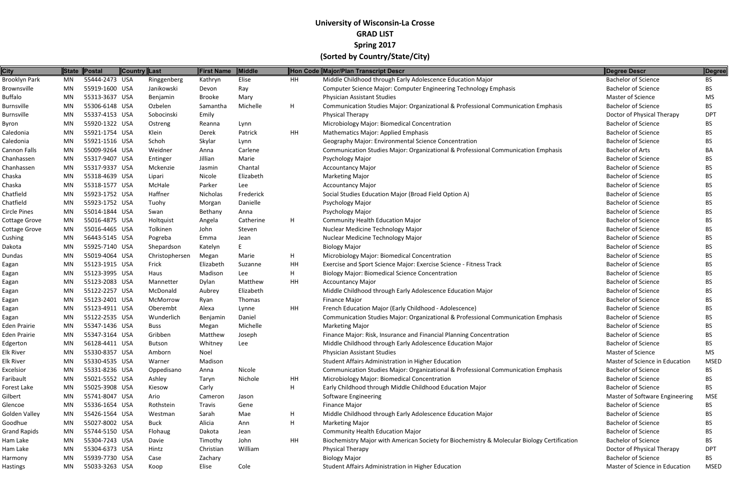**University of Wisconsin-La Crosse**
**GRAD LIST**
**Spring 2017**
**(Sorted by Country/State/City)**

| City | State | Postal | Country | Last | First Name | Middle | Hon Code | Major/Plan Transcript Descr | Degree Descr | Degree |
|---|---|---|---|---|---|---|---|---|---|---|
| Brooklyn Park | MN | 55444-2473 | USA | Ringgenberg | Kathryn | Elise | HH | Middle Childhood through Early Adolescence Education Major | Bachelor of Science | BS |
| Brownsville | MN | 55919-1600 | USA | Janikowski | Devon | Ray | | Computer Science Major: Computer Engineering Technology Emphasis | Bachelor of Science | BS |
| Buffalo | MN | 55313-3637 | USA | Benjamin | Brooke | Mary | | Physician Assistant Studies | Master of Science | MS |
| Burnsville | MN | 55306-6148 | USA | Ozbelen | Samantha | Michelle | H | Communication Studies Major: Organizational & Professional Communication Emphasis | Bachelor of Science | BS |
| Burnsville | MN | 55337-4153 | USA | Sobocinski | Emily | | | Physical Therapy | Doctor of Physical Therapy | DPT |
| Byron | MN | 55920-1322 | USA | Ostreng | Reanna | Lynn | | Microbiology Major: Biomedical Concentration | Bachelor of Science | BS |
| Caledonia | MN | 55921-1754 | USA | Klein | Derek | Patrick | HH | Mathematics Major: Applied Emphasis | Bachelor of Science | BS |
| Caledonia | MN | 55921-1516 | USA | Schoh | Skylar | Lynn | | Geography Major: Environmental Science Concentration | Bachelor of Science | BS |
| Cannon Falls | MN | 55009-9264 | USA | Weidner | Anna | Carlene | | Communication Studies Major: Organizational & Professional Communication Emphasis | Bachelor of Arts | BA |
| Chanhassen | MN | 55317-9407 | USA | Entinger | Jillian | Marie | | Psychology Major | Bachelor of Science | BS |
| Chanhassen | MN | 55317-9337 | USA | Mckenzie | Jasmin | Chantal | | Accountancy Major | Bachelor of Science | BS |
| Chaska | MN | 55318-4639 | USA | Lipari | Nicole | Elizabeth | | Marketing Major | Bachelor of Science | BS |
| Chaska | MN | 55318-1577 | USA | McHale | Parker | Lee | | Accountancy Major | Bachelor of Science | BS |
| Chatfield | MN | 55923-1752 | USA | Haffner | Nicholas | Frederick | | Social Studies Education Major (Broad Field Option A) | Bachelor of Science | BS |
| Chatfield | MN | 55923-1752 | USA | Tuohy | Morgan | Danielle | | Psychology Major | Bachelor of Science | BS |
| Circle Pines | MN | 55014-1844 | USA | Swan | Bethany | Anna | | Psychology Major | Bachelor of Science | BS |
| Cottage Grove | MN | 55016-4875 | USA | Holtquist | Angela | Catherine | H | Community Health Education Major | Bachelor of Science | BS |
| Cottage Grove | MN | 55016-4465 | USA | Tolkinen | John | Steven | | Nuclear Medicine Technology Major | Bachelor of Science | BS |
| Cushing | MN | 56443-5145 | USA | Pogreba | Emma | Jean | | Nuclear Medicine Technology Major | Bachelor of Science | BS |
| Dakota | MN | 55925-7140 | USA | Shepardson | Katelyn | E | | Biology Major | Bachelor of Science | BS |
| Dundas | MN | 55019-4064 | USA | Christophersen | Megan | Marie | H | Microbiology Major: Biomedical Concentration | Bachelor of Science | BS |
| Eagan | MN | 55123-1915 | USA | Frick | Elizabeth | Suzanne | HH | Exercise and Sport Science Major: Exercise Science - Fitness Track | Bachelor of Science | BS |
| Eagan | MN | 55123-3995 | USA | Haus | Madison | Lee | H | Biology Major: Biomedical Science Concentration | Bachelor of Science | BS |
| Eagan | MN | 55123-2083 | USA | Mannetter | Dylan | Matthew | HH | Accountancy Major | Bachelor of Science | BS |
| Eagan | MN | 55122-2257 | USA | McDonald | Aubrey | Elizabeth | | Middle Childhood through Early Adolescence Education Major | Bachelor of Science | BS |
| Eagan | MN | 55123-2401 | USA | McMorrow | Ryan | Thomas | | Finance Major | Bachelor of Science | BS |
| Eagan | MN | 55123-4911 | USA | Oberembt | Alexa | Lynne | HH | French Education Major (Early Childhood - Adolescence) | Bachelor of Science | BS |
| Eagan | MN | 55122-2535 | USA | Wunderlich | Benjamin | Daniel | | Communication Studies Major: Organizational & Professional Communication Emphasis | Bachelor of Science | BS |
| Eden Prairie | MN | 55347-1436 | USA | Buss | Megan | Michelle | | Marketing Major | Bachelor of Science | BS |
| Eden Prairie | MN | 55347-3164 | USA | Gribben | Matthew | Joseph | | Finance Major: Risk, Insurance and Financial Planning Concentration | Bachelor of Science | BS |
| Edgerton | MN | 56128-4411 | USA | Butson | Whitney | Lee | | Middle Childhood through Early Adolescence Education Major | Bachelor of Science | BS |
| Elk River | MN | 55330-8357 | USA | Amborn | Noel | | | Physician Assistant Studies | Master of Science | MS |
| Elk River | MN | 55330-4535 | USA | Warner | Madison | | | Student Affairs Administration in Higher Education | Master of Science in Education | MSED |
| Excelsior | MN | 55331-8236 | USA | Oppedisano | Anna | Nicole | | Communication Studies Major: Organizational & Professional Communication Emphasis | Bachelor of Science | BS |
| Faribault | MN | 55021-5552 | USA | Ashley | Taryn | Nichole | HH | Microbiology Major: Biomedical Concentration | Bachelor of Science | BS |
| Forest Lake | MN | 55025-3908 | USA | Kiesow | Carly | | H | Early Childhood through Middle Childhood Education Major | Bachelor of Science | BS |
| Gilbert | MN | 55741-8047 | USA | Ario | Cameron | Jason | | Software Engineering | Master of Software Engineering | MSE |
| Glencoe | MN | 55336-1654 | USA | Rothstein | Travis | Gene | | Finance Major | Bachelor of Science | BS |
| Golden Valley | MN | 55426-1564 | USA | Westman | Sarah | Mae | H | Middle Childhood through Early Adolescence Education Major | Bachelor of Science | BS |
| Goodhue | MN | 55027-8002 | USA | Buck | Alicia | Ann | H | Marketing Major | Bachelor of Science | BS |
| Grand Rapids | MN | 55744-5150 | USA | Flohaug | Dakota | Jean | | Community Health Education Major | Bachelor of Science | BS |
| Ham Lake | MN | 55304-7243 | USA | Davie | Timothy | John | HH | Biochemistry Major with American Society for Biochemistry & Molecular Biology Certification | Bachelor of Science | BS |
| Ham Lake | MN | 55304-6373 | USA | Hintz | Christian | William | | Physical Therapy | Doctor of Physical Therapy | DPT |
| Harmony | MN | 55939-7730 | USA | Case | Zachary | | | Biology Major | Bachelor of Science | BS |
| Hastings | MN | 55033-3263 | USA | Koop | Elise | Cole | | Student Affairs Administration in Higher Education | Master of Science in Education | MSED |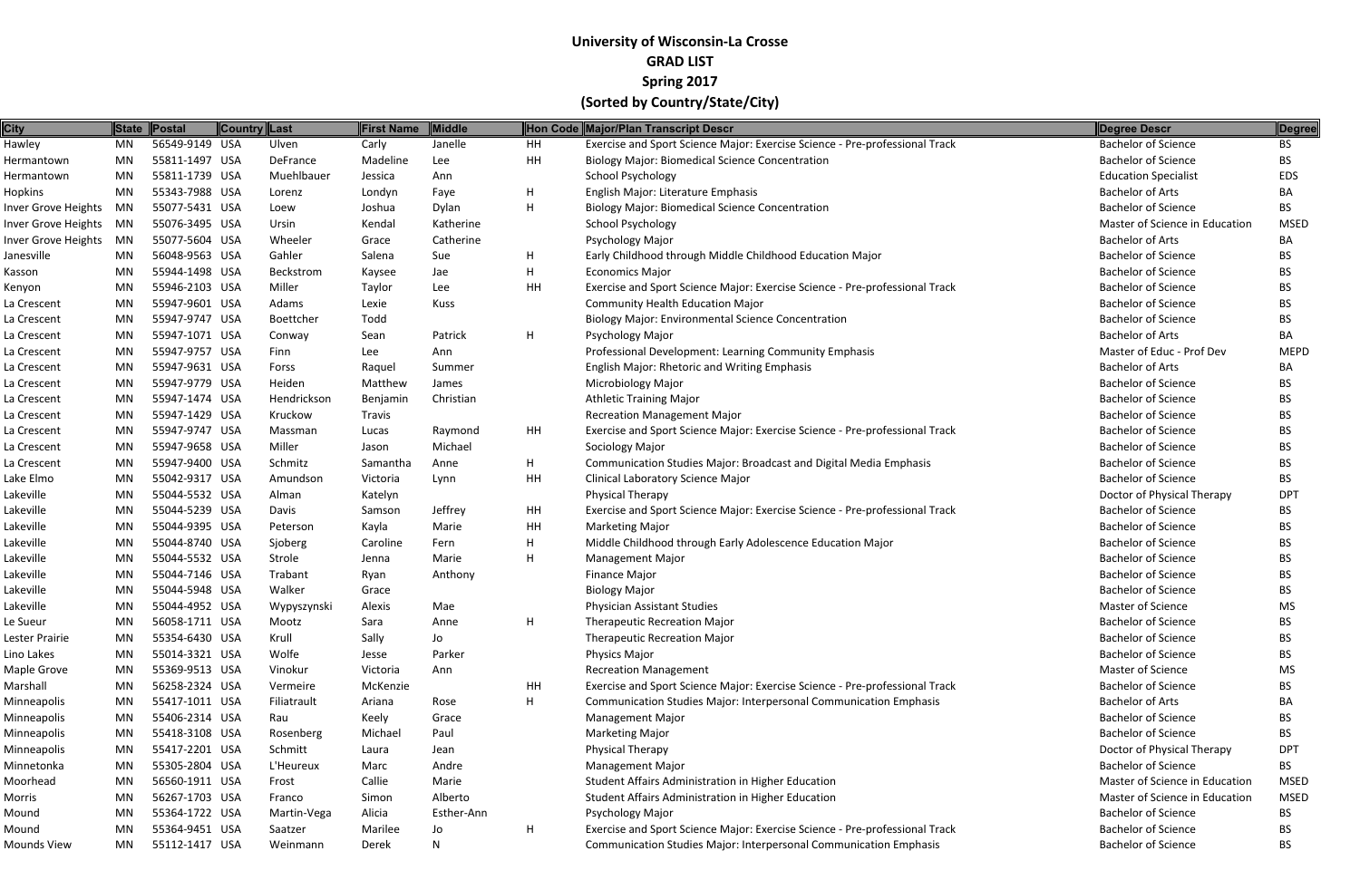# University of Wisconsin-La Crosse
## GRAD LIST
## Spring 2017
## (Sorted by Country/State/City)

| City | State | Postal | Country | Last | First Name | Middle | Hon Code | Major/Plan Transcript Descr | Degree Descr | Degree |
|---|---|---|---|---|---|---|---|---|---|---|
| Hawley | MN | 56549-9149 | USA | Ulven | Carly | Janelle | HH | Exercise and Sport Science Major: Exercise Science - Pre-professional Track | Bachelor of Science | BS |
| Hermantown | MN | 55811-1497 | USA | DeFrance | Madeline | Lee | HH | Biology Major: Biomedical Science Concentration | Bachelor of Science | BS |
| Hermantown | MN | 55811-1739 | USA | Muehlbauer | Jessica | Ann | | School Psychology | Education Specialist | EDS |
| Hopkins | MN | 55343-7988 | USA | Lorenz | Londyn | Faye | H | English Major: Literature Emphasis | Bachelor of Arts | BA |
| Inver Grove Heights | MN | 55077-5431 | USA | Loew | Joshua | Dylan | H | Biology Major: Biomedical Science Concentration | Bachelor of Science | BS |
| Inver Grove Heights | MN | 55076-3495 | USA | Ursin | Kendal | Katherine | | School Psychology | Master of Science in Education | MSED |
| Inver Grove Heights | MN | 55077-5604 | USA | Wheeler | Grace | Catherine | | Psychology Major | Bachelor of Arts | BA |
| Janesville | MN | 56048-9563 | USA | Gahler | Salena | Sue | H | Early Childhood through Middle Childhood Education Major | Bachelor of Science | BS |
| Kasson | MN | 55944-1498 | USA | Beckstrom | Kaysee | Jae | H | Economics Major | Bachelor of Science | BS |
| Kenyon | MN | 55946-2103 | USA | Miller | Taylor | Lee | HH | Exercise and Sport Science Major: Exercise Science - Pre-professional Track | Bachelor of Science | BS |
| La Crescent | MN | 55947-9601 | USA | Adams | Lexie | Kuss | | Community Health Education Major | Bachelor of Science | BS |
| La Crescent | MN | 55947-9747 | USA | Boettcher | Todd | | | Biology Major: Environmental Science Concentration | Bachelor of Science | BS |
| La Crescent | MN | 55947-1071 | USA | Conway | Sean | Patrick | H | Psychology Major | Bachelor of Arts | BA |
| La Crescent | MN | 55947-9757 | USA | Finn | Lee | Ann | | Professional Development: Learning Community Emphasis | Master of Educ - Prof Dev | MEPD |
| La Crescent | MN | 55947-9631 | USA | Forss | Raquel | Summer | | English Major: Rhetoric and Writing Emphasis | Bachelor of Arts | BA |
| La Crescent | MN | 55947-9779 | USA | Heiden | Matthew | James | | Microbiology Major | Bachelor of Science | BS |
| La Crescent | MN | 55947-1474 | USA | Hendrickson | Benjamin | Christian | | Athletic Training Major | Bachelor of Science | BS |
| La Crescent | MN | 55947-1429 | USA | Kruckow | Travis | | | Recreation Management Major | Bachelor of Science | BS |
| La Crescent | MN | 55947-9747 | USA | Massman | Lucas | Raymond | HH | Exercise and Sport Science Major: Exercise Science - Pre-professional Track | Bachelor of Science | BS |
| La Crescent | MN | 55947-9658 | USA | Miller | Jason | Michael | | Sociology Major | Bachelor of Science | BS |
| La Crescent | MN | 55947-9400 | USA | Schmitz | Samantha | Anne | H | Communication Studies Major: Broadcast and Digital Media Emphasis | Bachelor of Science | BS |
| Lake Elmo | MN | 55042-9317 | USA | Amundson | Victoria | Lynn | HH | Clinical Laboratory Science Major | Bachelor of Science | BS |
| Lakeville | MN | 55044-5532 | USA | Alman | Katelyn | | | Physical Therapy | Doctor of Physical Therapy | DPT |
| Lakeville | MN | 55044-5239 | USA | Davis | Samson | Jeffrey | HH | Exercise and Sport Science Major: Exercise Science - Pre-professional Track | Bachelor of Science | BS |
| Lakeville | MN | 55044-9395 | USA | Peterson | Kayla | Marie | HH | Marketing Major | Bachelor of Science | BS |
| Lakeville | MN | 55044-8740 | USA | Sjoberg | Caroline | Fern | H | Middle Childhood through Early Adolescence Education Major | Bachelor of Science | BS |
| Lakeville | MN | 55044-5532 | USA | Strole | Jenna | Marie | H | Management Major | Bachelor of Science | BS |
| Lakeville | MN | 55044-7146 | USA | Trabant | Ryan | Anthony | | Finance Major | Bachelor of Science | BS |
| Lakeville | MN | 55044-5948 | USA | Walker | Grace | | | Biology Major | Bachelor of Science | BS |
| Lakeville | MN | 55044-4952 | USA | Wypyszynski | Alexis | Mae | | Physician Assistant Studies | Master of Science | MS |
| Le Sueur | MN | 56058-1711 | USA | Mootz | Sara | Anne | H | Therapeutic Recreation Major | Bachelor of Science | BS |
| Lester Prairie | MN | 55354-6430 | USA | Krull | Sally | Jo | | Therapeutic Recreation Major | Bachelor of Science | BS |
| Lino Lakes | MN | 55014-3321 | USA | Wolfe | Jesse | Parker | | Physics Major | Bachelor of Science | BS |
| Maple Grove | MN | 55369-9513 | USA | Vinokur | Victoria | Ann | | Recreation Management | Master of Science | MS |
| Marshall | MN | 56258-2324 | USA | Vermeire | McKenzie | | HH | Exercise and Sport Science Major: Exercise Science - Pre-professional Track | Bachelor of Science | BS |
| Minneapolis | MN | 55417-1011 | USA | Filiatrault | Ariana | Rose | H | Communication Studies Major: Interpersonal Communication Emphasis | Bachelor of Arts | BA |
| Minneapolis | MN | 55406-2314 | USA | Rau | Keely | Grace | | Management Major | Bachelor of Science | BS |
| Minneapolis | MN | 55418-3108 | USA | Rosenberg | Michael | Paul | | Marketing Major | Bachelor of Science | BS |
| Minneapolis | MN | 55417-2201 | USA | Schmitt | Laura | Jean | | Physical Therapy | Doctor of Physical Therapy | DPT |
| Minnetonka | MN | 55305-2804 | USA | L'Heureux | Marc | Andre | | Management Major | Bachelor of Science | BS |
| Moorhead | MN | 56560-1911 | USA | Frost | Callie | Marie | | Student Affairs Administration in Higher Education | Master of Science in Education | MSED |
| Morris | MN | 56267-1703 | USA | Franco | Simon | Alberto | | Student Affairs Administration in Higher Education | Master of Science in Education | MSED |
| Mound | MN | 55364-1722 | USA | Martin-Vega | Alicia | Esther-Ann | | Psychology Major | Bachelor of Science | BS |
| Mound | MN | 55364-9451 | USA | Saatzer | Marilee | Jo | H | Exercise and Sport Science Major: Exercise Science - Pre-professional Track | Bachelor of Science | BS |
| Mounds View | MN | 55112-1417 | USA | Weinmann | Derek | N | | Communication Studies Major: Interpersonal Communication Emphasis | Bachelor of Science | BS |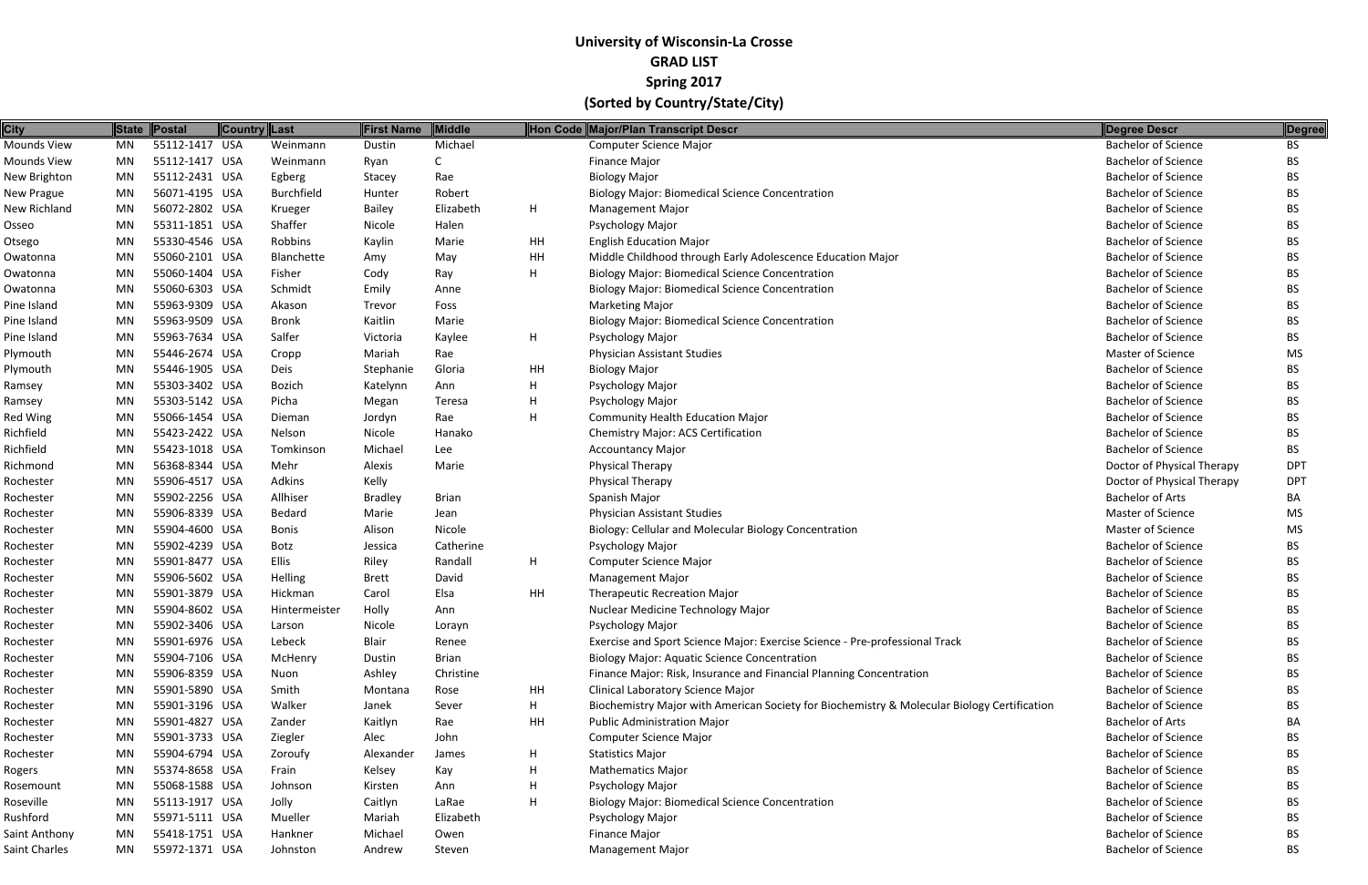# University of Wisconsin-La Crosse

## GRAD LIST

## Spring 2017

## (Sorted by Country/State/City)

| City | State | Postal | Country | Last | First Name | Middle | Hon Code | Major/Plan Transcript Descr | Degree Descr | Degree |
|---|---|---|---|---|---|---|---|---|---|---|
| Mounds View | MN | 55112-1417 | USA | Weinmann | Dustin | Michael | | Computer Science Major | Bachelor of Science | BS |
| Mounds View | MN | 55112-1417 | USA | Weinmann | Ryan | C | | Finance Major | Bachelor of Science | BS |
| New Brighton | MN | 55112-2431 | USA | Egberg | Stacey | Rae | | Biology Major | Bachelor of Science | BS |
| New Prague | MN | 56071-4195 | USA | Burchfield | Hunter | Robert | | Biology Major: Biomedical Science Concentration | Bachelor of Science | BS |
| New Richland | MN | 56072-2802 | USA | Krueger | Bailey | Elizabeth | H | Management Major | Bachelor of Science | BS |
| Osseo | MN | 55311-1851 | USA | Shaffer | Nicole | Halen | | Psychology Major | Bachelor of Science | BS |
| Otsego | MN | 55330-4546 | USA | Robbins | Kaylin | Marie | HH | English Education Major | Bachelor of Science | BS |
| Owatonna | MN | 55060-2101 | USA | Blanchette | Amy | May | HH | Middle Childhood through Early Adolescence Education Major | Bachelor of Science | BS |
| Owatonna | MN | 55060-1404 | USA | Fisher | Cody | Ray | H | Biology Major: Biomedical Science Concentration | Bachelor of Science | BS |
| Owatonna | MN | 55060-6303 | USA | Schmidt | Emily | Anne | | Biology Major: Biomedical Science Concentration | Bachelor of Science | BS |
| Pine Island | MN | 55963-9309 | USA | Akason | Trevor | Foss | | Marketing Major | Bachelor of Science | BS |
| Pine Island | MN | 55963-9509 | USA | Bronk | Kaitlin | Marie | | Biology Major: Biomedical Science Concentration | Bachelor of Science | BS |
| Pine Island | MN | 55963-7634 | USA | Salfer | Victoria | Kaylee | H | Psychology Major | Bachelor of Science | BS |
| Plymouth | MN | 55446-2674 | USA | Cropp | Mariah | Rae | | Physician Assistant Studies | Master of Science | MS |
| Plymouth | MN | 55446-1905 | USA | Deis | Stephanie | Gloria | HH | Biology Major | Bachelor of Science | BS |
| Ramsey | MN | 55303-3402 | USA | Bozich | Katelynn | Ann | H | Psychology Major | Bachelor of Science | BS |
| Ramsey | MN | 55303-5142 | USA | Picha | Megan | Teresa | H | Psychology Major | Bachelor of Science | BS |
| Red Wing | MN | 55066-1454 | USA | Dieman | Jordyn | Rae | H | Community Health Education Major | Bachelor of Science | BS |
| Richfield | MN | 55423-2422 | USA | Nelson | Nicole | Hanako | | Chemistry Major: ACS Certification | Bachelor of Science | BS |
| Richfield | MN | 55423-1018 | USA | Tomkinson | Michael | Lee | | Accountancy Major | Bachelor of Science | BS |
| Richmond | MN | 56368-8344 | USA | Mehr | Alexis | Marie | | Physical Therapy | Doctor of Physical Therapy | DPT |
| Rochester | MN | 55906-4517 | USA | Adkins | Kelly | | | Physical Therapy | Doctor of Physical Therapy | DPT |
| Rochester | MN | 55902-2256 | USA | Allhiser | Bradley | Brian | | Spanish Major | Bachelor of Arts | BA |
| Rochester | MN | 55906-8339 | USA | Bedard | Marie | Jean | | Physician Assistant Studies | Master of Science | MS |
| Rochester | MN | 55904-4600 | USA | Bonis | Alison | Nicole | | Biology: Cellular and Molecular Biology Concentration | Master of Science | MS |
| Rochester | MN | 55902-4239 | USA | Botz | Jessica | Catherine | | Psychology Major | Bachelor of Science | BS |
| Rochester | MN | 55901-8477 | USA | Ellis | Riley | Randall | H | Computer Science Major | Bachelor of Science | BS |
| Rochester | MN | 55906-5602 | USA | Helling | Brett | David | | Management Major | Bachelor of Science | BS |
| Rochester | MN | 55901-3879 | USA | Hickman | Carol | Elsa | HH | Therapeutic Recreation Major | Bachelor of Science | BS |
| Rochester | MN | 55904-8602 | USA | Hintermeister | Holly | Ann | | Nuclear Medicine Technology Major | Bachelor of Science | BS |
| Rochester | MN | 55902-3406 | USA | Larson | Nicole | Lorayn | | Psychology Major | Bachelor of Science | BS |
| Rochester | MN | 55901-6976 | USA | Lebeck | Blair | Renee | | Exercise and Sport Science Major: Exercise Science - Pre-professional Track | Bachelor of Science | BS |
| Rochester | MN | 55904-7106 | USA | McHenry | Dustin | Brian | | Biology Major: Aquatic Science Concentration | Bachelor of Science | BS |
| Rochester | MN | 55906-8359 | USA | Nuon | Ashley | Christine | | Finance Major: Risk, Insurance and Financial Planning Concentration | Bachelor of Science | BS |
| Rochester | MN | 55901-5890 | USA | Smith | Montana | Rose | HH | Clinical Laboratory Science Major | Bachelor of Science | BS |
| Rochester | MN | 55901-3196 | USA | Walker | Janek | Sever | H | Biochemistry Major with American Society for Biochemistry & Molecular Biology Certification | Bachelor of Science | BS |
| Rochester | MN | 55901-4827 | USA | Zander | Kaitlyn | Rae | HH | Public Administration Major | Bachelor of Arts | BA |
| Rochester | MN | 55901-3733 | USA | Ziegler | Alec | John | | Computer Science Major | Bachelor of Science | BS |
| Rochester | MN | 55904-6794 | USA | Zoroufy | Alexander | James | H | Statistics Major | Bachelor of Science | BS |
| Rogers | MN | 55374-8658 | USA | Frain | Kelsey | Kay | H | Mathematics Major | Bachelor of Science | BS |
| Rosemount | MN | 55068-1588 | USA | Johnson | Kirsten | Ann | H | Psychology Major | Bachelor of Science | BS |
| Roseville | MN | 55113-1917 | USA | Jolly | Caitlyn | LaRae | H | Biology Major: Biomedical Science Concentration | Bachelor of Science | BS |
| Rushford | MN | 55971-5111 | USA | Mueller | Mariah | Elizabeth | | Psychology Major | Bachelor of Science | BS |
| Saint Anthony | MN | 55418-1751 | USA | Hankner | Michael | Owen | | Finance Major | Bachelor of Science | BS |
| Saint Charles | MN | 55972-1371 | USA | Johnston | Andrew | Steven | | Management Major | Bachelor of Science | BS |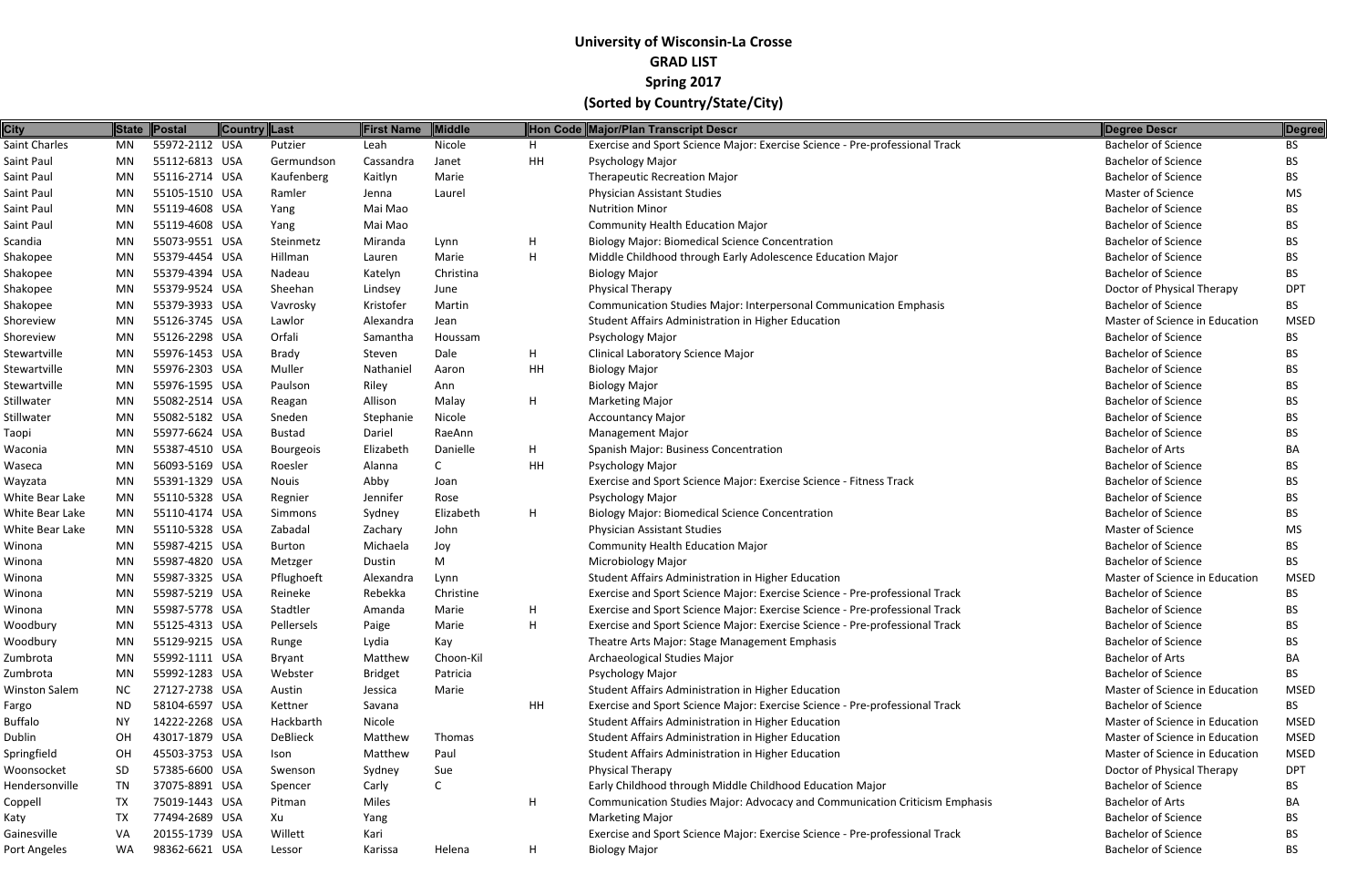# University of Wisconsin-La Crosse
## GRAD LIST
## Spring 2017
## (Sorted by Country/State/City)

| City | State | Postal | Country | Last | First Name | Middle | Hon Code | Major/Plan Transcript Descr | Degree Descr | Degree |
|---|---|---|---|---|---|---|---|---|---|---|
| Saint Charles | MN | 55972-2112 | USA | Putzier | Leah | Nicole | H | Exercise and Sport Science Major: Exercise Science - Pre-professional Track | Bachelor of Science | BS |
| Saint Paul | MN | 55112-6813 | USA | Germundson | Cassandra | Janet | HH | Psychology Major | Bachelor of Science | BS |
| Saint Paul | MN | 55116-2714 | USA | Kaufenberg | Kaitlyn | Marie | | Therapeutic Recreation Major | Bachelor of Science | BS |
| Saint Paul | MN | 55105-1510 | USA | Ramler | Jenna | Laurel | | Physician Assistant Studies | Master of Science | MS |
| Saint Paul | MN | 55119-4608 | USA | Yang | Mai Mao | | | Nutrition Minor | Bachelor of Science | BS |
| Saint Paul | MN | 55119-4608 | USA | Yang | Mai Mao | | | Community Health Education Major | Bachelor of Science | BS |
| Scandia | MN | 55073-9551 | USA | Steinmetz | Miranda | Lynn | H | Biology Major: Biomedical Science Concentration | Bachelor of Science | BS |
| Shakopee | MN | 55379-4454 | USA | Hillman | Lauren | Marie | H | Middle Childhood through Early Adolescence Education Major | Bachelor of Science | BS |
| Shakopee | MN | 55379-4394 | USA | Nadeau | Katelyn | Christina | | Biology Major | Bachelor of Science | BS |
| Shakopee | MN | 55379-9524 | USA | Sheehan | Lindsey | June | | Physical Therapy | Doctor of Physical Therapy | DPT |
| Shakopee | MN | 55379-3933 | USA | Vavrosky | Kristofer | Martin | | Communication Studies Major: Interpersonal Communication Emphasis | Bachelor of Science | BS |
| Shoreview | MN | 55126-3745 | USA | Lawlor | Alexandra | Jean | | Student Affairs Administration in Higher Education | Master of Science in Education | MSED |
| Shoreview | MN | 55126-2298 | USA | Orfali | Samantha | Houssam | | Psychology Major | Bachelor of Science | BS |
| Stewartville | MN | 55976-1453 | USA | Brady | Steven | Dale | H | Clinical Laboratory Science Major | Bachelor of Science | BS |
| Stewartville | MN | 55976-2303 | USA | Muller | Nathaniel | Aaron | HH | Biology Major | Bachelor of Science | BS |
| Stewartville | MN | 55976-1595 | USA | Paulson | Riley | Ann | | Biology Major | Bachelor of Science | BS |
| Stillwater | MN | 55082-2514 | USA | Reagan | Allison | Malay | H | Marketing Major | Bachelor of Science | BS |
| Stillwater | MN | 55082-5182 | USA | Sneden | Stephanie | Nicole | | Accountancy Major | Bachelor of Science | BS |
| Taopi | MN | 55977-6624 | USA | Bustad | Dariel | RaeAnn | | Management Major | Bachelor of Science | BS |
| Waconia | MN | 55387-4510 | USA | Bourgeois | Elizabeth | Danielle | H | Spanish Major: Business Concentration | Bachelor of Arts | BA |
| Waseca | MN | 56093-5169 | USA | Roesler | Alanna | C | HH | Psychology Major | Bachelor of Science | BS |
| Wayzata | MN | 55391-1329 | USA | Nouis | Abby | Joan | | Exercise and Sport Science Major: Exercise Science - Fitness Track | Bachelor of Science | BS |
| White Bear Lake | MN | 55110-5328 | USA | Regnier | Jennifer | Rose | | Psychology Major | Bachelor of Science | BS |
| White Bear Lake | MN | 55110-4174 | USA | Simmons | Sydney | Elizabeth | H | Biology Major: Biomedical Science Concentration | Bachelor of Science | BS |
| White Bear Lake | MN | 55110-5328 | USA | Zabadal | Zachary | John | | Physician Assistant Studies | Master of Science | MS |
| Winona | MN | 55987-4215 | USA | Burton | Michaela | Joy | | Community Health Education Major | Bachelor of Science | BS |
| Winona | MN | 55987-4820 | USA | Metzger | Dustin | M | | Microbiology Major | Bachelor of Science | BS |
| Winona | MN | 55987-3325 | USA | Pflughoeft | Alexandra | Lynn | | Student Affairs Administration in Higher Education | Master of Science in Education | MSED |
| Winona | MN | 55987-5219 | USA | Reineke | Rebekka | Christine | | Exercise and Sport Science Major: Exercise Science - Pre-professional Track | Bachelor of Science | BS |
| Winona | MN | 55987-5778 | USA | Stadtler | Amanda | Marie | H | Exercise and Sport Science Major: Exercise Science - Pre-professional Track | Bachelor of Science | BS |
| Woodbury | MN | 55125-4313 | USA | Pellersels | Paige | Marie | H | Exercise and Sport Science Major: Exercise Science - Pre-professional Track | Bachelor of Science | BS |
| Woodbury | MN | 55129-9215 | USA | Runge | Lydia | Kay | | Theatre Arts Major: Stage Management Emphasis | Bachelor of Science | BS |
| Zumbrota | MN | 55992-1111 | USA | Bryant | Matthew | Choon-Kil | | Archaeological Studies Major | Bachelor of Arts | BA |
| Zumbrota | MN | 55992-1283 | USA | Webster | Bridget | Patricia | | Psychology Major | Bachelor of Science | BS |
| Winston Salem | NC | 27127-2738 | USA | Austin | Jessica | Marie | | Student Affairs Administration in Higher Education | Master of Science in Education | MSED |
| Fargo | ND | 58104-6597 | USA | Kettner | Savana | | HH | Exercise and Sport Science Major: Exercise Science - Pre-professional Track | Bachelor of Science | BS |
| Buffalo | NY | 14222-2268 | USA | Hackbarth | Nicole | | | Student Affairs Administration in Higher Education | Master of Science in Education | MSED |
| Dublin | OH | 43017-1879 | USA | DeBlieck | Matthew | Thomas | | Student Affairs Administration in Higher Education | Master of Science in Education | MSED |
| Springfield | OH | 45503-3753 | USA | Ison | Matthew | Paul | | Student Affairs Administration in Higher Education | Master of Science in Education | MSED |
| Woonsocket | SD | 57385-6600 | USA | Swenson | Sydney | Sue | | Physical Therapy | Doctor of Physical Therapy | DPT |
| Hendersonville | TN | 37075-8891 | USA | Spencer | Carly | C | | Early Childhood through Middle Childhood Education Major | Bachelor of Science | BS |
| Coppell | TX | 75019-1443 | USA | Pitman | Miles | | H | Communication Studies Major: Advocacy and Communication Criticism Emphasis | Bachelor of Arts | BA |
| Katy | TX | 77494-2689 | USA | Xu | Yang | | | Marketing Major | Bachelor of Science | BS |
| Gainesville | VA | 20155-1739 | USA | Willett | Kari | | | Exercise and Sport Science Major: Exercise Science - Pre-professional Track | Bachelor of Science | BS |
| Port Angeles | WA | 98362-6621 | USA | Lessor | Karissa | Helena | H | Biology Major | Bachelor of Science | BS |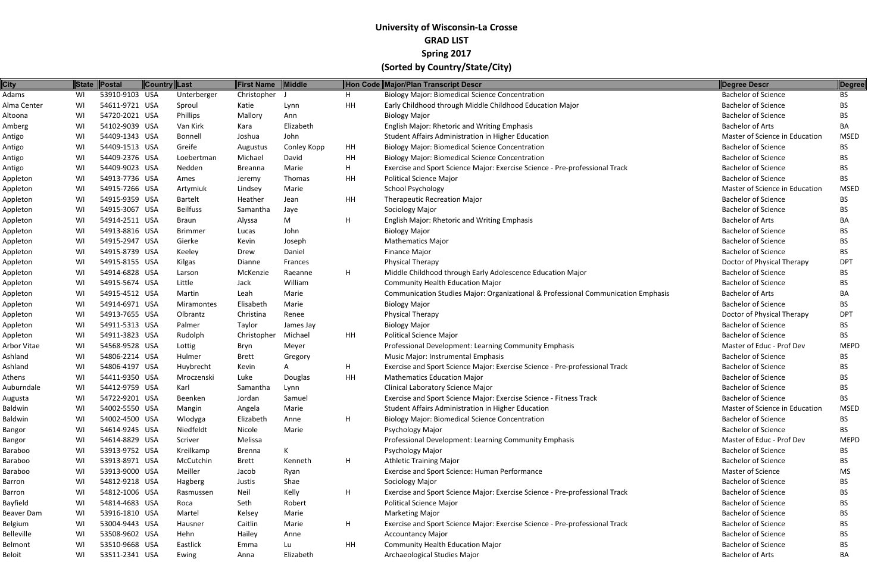# University of Wisconsin-La Crosse

## GRAD LIST

## Spring 2017

## (Sorted by Country/State/City)

| City | State | Postal | Country | Last | First Name | Middle | Hon Code | Major/Plan Transcript Descr | Degree Descr | Degree |
|---|---|---|---|---|---|---|---|---|---|---|
| Adams | WI | 53910-9103 | USA | Unterberger | Christopher | J | H | Biology Major: Biomedical Science Concentration | Bachelor of Science | BS |
| Alma Center | WI | 54611-9721 | USA | Sproul | Katie | Lynn | HH | Early Childhood through Middle Childhood Education Major | Bachelor of Science | BS |
| Altoona | WI | 54720-2021 | USA | Phillips | Mallory | Ann | | Biology Major | Bachelor of Science | BS |
| Amberg | WI | 54102-9039 | USA | Van Kirk | Kara | Elizabeth | | English Major: Rhetoric and Writing Emphasis | Bachelor of Arts | BA |
| Antigo | WI | 54409-1343 | USA | Bonnell | Joshua | John | | Student Affairs Administration in Higher Education | Master of Science in Education | MSED |
| Antigo | WI | 54409-1513 | USA | Greife | Augustus | Conley Kopp | HH | Biology Major: Biomedical Science Concentration | Bachelor of Science | BS |
| Antigo | WI | 54409-2376 | USA | Loebertman | Michael | David | HH | Biology Major: Biomedical Science Concentration | Bachelor of Science | BS |
| Antigo | WI | 54409-9023 | USA | Nedden | Breanna | Marie | H | Exercise and Sport Science Major: Exercise Science - Pre-professional Track | Bachelor of Science | BS |
| Appleton | WI | 54913-7736 | USA | Ames | Jeremy | Thomas | HH | Political Science Major | Bachelor of Science | BS |
| Appleton | WI | 54915-7266 | USA | Artymiuk | Lindsey | Marie | | School Psychology | Master of Science in Education | MSED |
| Appleton | WI | 54915-9359 | USA | Bartelt | Heather | Jean | HH | Therapeutic Recreation Major | Bachelor of Science | BS |
| Appleton | WI | 54915-3067 | USA | Beilfuss | Samantha | Jaye | | Sociology Major | Bachelor of Science | BS |
| Appleton | WI | 54914-2511 | USA | Braun | Alyssa | M | H | English Major: Rhetoric and Writing Emphasis | Bachelor of Arts | BA |
| Appleton | WI | 54913-8816 | USA | Brimmer | Lucas | John | | Biology Major | Bachelor of Science | BS |
| Appleton | WI | 54915-2947 | USA | Gierke | Kevin | Joseph | | Mathematics Major | Bachelor of Science | BS |
| Appleton | WI | 54915-8739 | USA | Keeley | Drew | Daniel | | Finance Major | Bachelor of Science | BS |
| Appleton | WI | 54915-8155 | USA | Kilgas | Dianne | Frances | | Physical Therapy | Doctor of Physical Therapy | DPT |
| Appleton | WI | 54914-6828 | USA | Larson | McKenzie | Raeanne | H | Middle Childhood through Early Adolescence Education Major | Bachelor of Science | BS |
| Appleton | WI | 54915-5674 | USA | Little | Jack | William | | Community Health Education Major | Bachelor of Science | BS |
| Appleton | WI | 54915-4512 | USA | Martin | Leah | Marie | | Communication Studies Major: Organizational & Professional Communication Emphasis | Bachelor of Arts | BA |
| Appleton | WI | 54914-6971 | USA | Miramontes | Elisabeth | Marie | | Biology Major | Bachelor of Science | BS |
| Appleton | WI | 54913-7655 | USA | Olbrantz | Christina | Renee | | Physical Therapy | Doctor of Physical Therapy | DPT |
| Appleton | WI | 54911-5313 | USA | Palmer | Taylor | James Jay | | Biology Major | Bachelor of Science | BS |
| Appleton | WI | 54911-3823 | USA | Rudolph | Christopher | Michael | HH | Political Science Major | Bachelor of Science | BS |
| Arbor Vitae | WI | 54568-9528 | USA | Lottig | Bryn | Meyer | | Professional Development: Learning Community Emphasis | Master of Educ - Prof Dev | MEPD |
| Ashland | WI | 54806-2214 | USA | Hulmer | Brett | Gregory | | Music Major: Instrumental Emphasis | Bachelor of Science | BS |
| Ashland | WI | 54806-4197 | USA | Huybrecht | Kevin | A | H | Exercise and Sport Science Major: Exercise Science - Pre-professional Track | Bachelor of Science | BS |
| Athens | WI | 54411-9350 | USA | Mroczenski | Luke | Douglas | HH | Mathematics Education Major | Bachelor of Science | BS |
| Auburndale | WI | 54412-9759 | USA | Karl | Samantha | Lynn | | Clinical Laboratory Science Major | Bachelor of Science | BS |
| Augusta | WI | 54722-9201 | USA | Beenken | Jordan | Samuel | | Exercise and Sport Science Major: Exercise Science - Fitness Track | Bachelor of Science | BS |
| Baldwin | WI | 54002-5550 | USA | Mangin | Angela | Marie | | Student Affairs Administration in Higher Education | Master of Science in Education | MSED |
| Baldwin | WI | 54002-4500 | USA | Wlodyga | Elizabeth | Anne | H | Biology Major: Biomedical Science Concentration | Bachelor of Science | BS |
| Bangor | WI | 54614-9245 | USA | Niedfeldt | Nicole | Marie | | Psychology Major | Bachelor of Science | BS |
| Bangor | WI | 54614-8829 | USA | Scriver | Melissa | | | Professional Development: Learning Community Emphasis | Master of Educ - Prof Dev | MEPD |
| Baraboo | WI | 53913-9752 | USA | Kreilkamp | Brenna | K | | Psychology Major | Bachelor of Science | BS |
| Baraboo | WI | 53913-8971 | USA | McCutchin | Brett | Kenneth | H | Athletic Training Major | Bachelor of Science | BS |
| Baraboo | WI | 53913-9000 | USA | Meiller | Jacob | Ryan | | Exercise and Sport Science: Human Performance | Master of Science | MS |
| Barron | WI | 54812-9218 | USA | Hagberg | Justis | Shae | | Sociology Major | Bachelor of Science | BS |
| Barron | WI | 54812-1006 | USA | Rasmussen | Neil | Kelly | H | Exercise and Sport Science Major: Exercise Science - Pre-professional Track | Bachelor of Science | BS |
| Bayfield | WI | 54814-4683 | USA | Roca | Seth | Robert | | Political Science Major | Bachelor of Science | BS |
| Beaver Dam | WI | 53916-1810 | USA | Martel | Kelsey | Marie | | Marketing Major | Bachelor of Science | BS |
| Belgium | WI | 53004-9443 | USA | Hausner | Caitlin | Marie | H | Exercise and Sport Science Major: Exercise Science - Pre-professional Track | Bachelor of Science | BS |
| Belleville | WI | 53508-9602 | USA | Hehn | Hailey | Anne | | Accountancy Major | Bachelor of Science | BS |
| Belmont | WI | 53510-9668 | USA | Eastlick | Emma | Lu | HH | Community Health Education Major | Bachelor of Science | BS |
| Beloit | WI | 53511-2341 | USA | Ewing | Anna | Elizabeth | | Archaeological Studies Major | Bachelor of Arts | BA |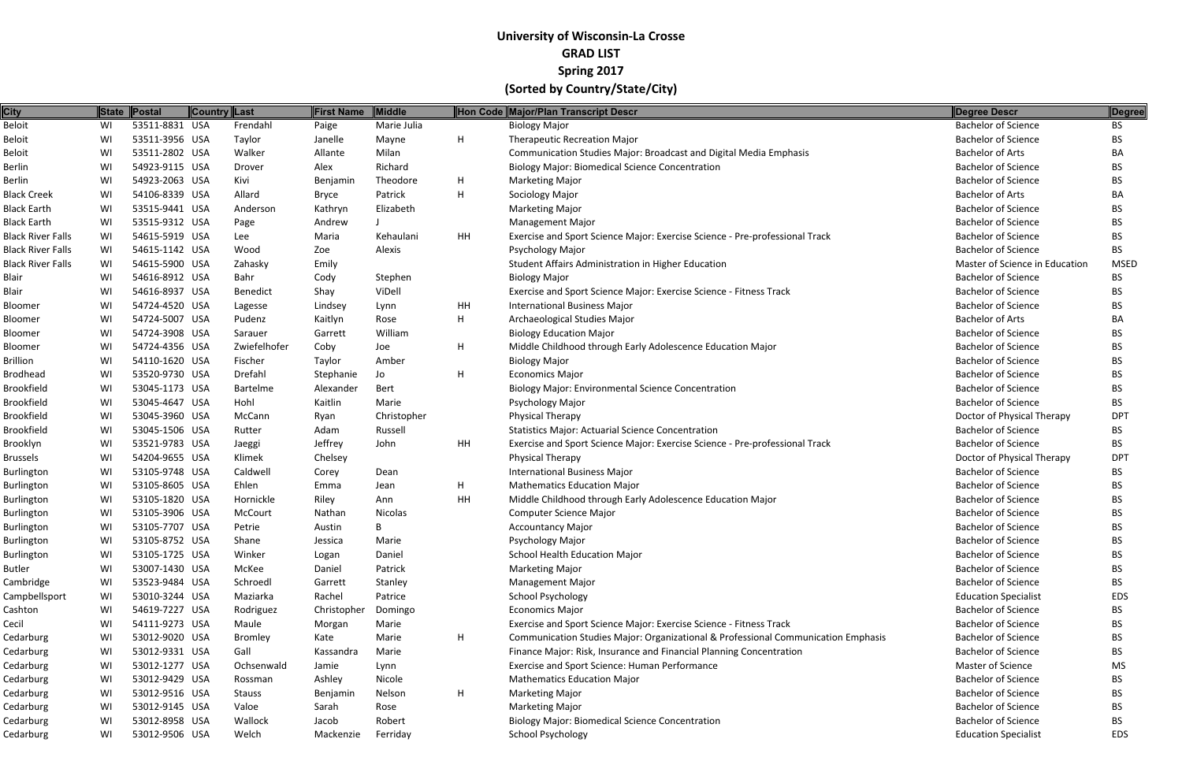**University of Wisconsin-La Crosse**
**GRAD LIST**
**Spring 2017**
**(Sorted by Country/State/City)**

| City | State | Postal | Country | Last | First Name | Middle | Hon Code | Major/Plan Transcript Descr | Degree Descr | Degree |
|---|---|---|---|---|---|---|---|---|---|---|
| Beloit | WI | 53511-8831 | USA | Frendahl | Paige | Marie Julia | | Biology Major | Bachelor of Science | BS |
| Beloit | WI | 53511-3956 | USA | Taylor | Janelle | Mayne | H | Therapeutic Recreation Major | Bachelor of Science | BS |
| Beloit | WI | 53511-2802 | USA | Walker | Allante | Milan | | Communication Studies Major: Broadcast and Digital Media Emphasis | Bachelor of Arts | BA |
| Berlin | WI | 54923-9115 | USA | Drover | Alex | Richard | | Biology Major: Biomedical Science Concentration | Bachelor of Science | BS |
| Berlin | WI | 54923-2063 | USA | Kivi | Benjamin | Theodore | H | Marketing Major | Bachelor of Science | BS |
| Black Creek | WI | 54106-8339 | USA | Allard | Bryce | Patrick | H | Sociology Major | Bachelor of Arts | BA |
| Black Earth | WI | 53515-9441 | USA | Anderson | Kathryn | Elizabeth | | Marketing Major | Bachelor of Science | BS |
| Black Earth | WI | 53515-9312 | USA | Page | Andrew | J | | Management Major | Bachelor of Science | BS |
| Black River Falls | WI | 54615-5919 | USA | Lee | Maria | Kehaulani | HH | Exercise and Sport Science Major: Exercise Science - Pre-professional Track | Bachelor of Science | BS |
| Black River Falls | WI | 54615-1142 | USA | Wood | Zoe | Alexis | | Psychology Major | Bachelor of Science | BS |
| Black River Falls | WI | 54615-5900 | USA | Zahasky | Emily | | | Student Affairs Administration in Higher Education | Master of Science in Education | MSED |
| Blair | WI | 54616-8912 | USA | Bahr | Cody | Stephen | | Biology Major | Bachelor of Science | BS |
| Blair | WI | 54616-8937 | USA | Benedict | Shay | ViDell | | Exercise and Sport Science Major: Exercise Science - Fitness Track | Bachelor of Science | BS |
| Bloomer | WI | 54724-4520 | USA | Lagesse | Lindsey | Lynn | HH | International Business Major | Bachelor of Science | BS |
| Bloomer | WI | 54724-5007 | USA | Pudenz | Kaitlyn | Rose | H | Archaeological Studies Major | Bachelor of Arts | BA |
| Bloomer | WI | 54724-3908 | USA | Sarauer | Garrett | William | | Biology Education Major | Bachelor of Science | BS |
| Bloomer | WI | 54724-4356 | USA | Zwiefelhofer | Coby | Joe | H | Middle Childhood through Early Adolescence Education Major | Bachelor of Science | BS |
| Brillion | WI | 54110-1620 | USA | Fischer | Taylor | Amber | | Biology Major | Bachelor of Science | BS |
| Brodhead | WI | 53520-9730 | USA | Drefahl | Stephanie | Jo | H | Economics Major | Bachelor of Science | BS |
| Brookfield | WI | 53045-1173 | USA | Bartelme | Alexander | Bert | | Biology Major: Environmental Science Concentration | Bachelor of Science | BS |
| Brookfield | WI | 53045-4647 | USA | Hohl | Kaitlin | Marie | | Psychology Major | Bachelor of Science | BS |
| Brookfield | WI | 53045-3960 | USA | McCann | Ryan | Christopher | | Physical Therapy | Doctor of Physical Therapy | DPT |
| Brookfield | WI | 53045-1506 | USA | Rutter | Adam | Russell | | Statistics Major: Actuarial Science Concentration | Bachelor of Science | BS |
| Brooklyn | WI | 53521-9783 | USA | Jaeggi | Jeffrey | John | HH | Exercise and Sport Science Major: Exercise Science - Pre-professional Track | Bachelor of Science | BS |
| Brussels | WI | 54204-9655 | USA | Klimek | Chelsey | | | Physical Therapy | Doctor of Physical Therapy | DPT |
| Burlington | WI | 53105-9748 | USA | Caldwell | Corey | Dean | | International Business Major | Bachelor of Science | BS |
| Burlington | WI | 53105-8605 | USA | Ehlen | Emma | Jean | H | Mathematics Education Major | Bachelor of Science | BS |
| Burlington | WI | 53105-1820 | USA | Hornickle | Riley | Ann | HH | Middle Childhood through Early Adolescence Education Major | Bachelor of Science | BS |
| Burlington | WI | 53105-3906 | USA | McCourt | Nathan | Nicolas | | Computer Science Major | Bachelor of Science | BS |
| Burlington | WI | 53105-7707 | USA | Petrie | Austin | B | | Accountancy Major | Bachelor of Science | BS |
| Burlington | WI | 53105-8752 | USA | Shane | Jessica | Marie | | Psychology Major | Bachelor of Science | BS |
| Burlington | WI | 53105-1725 | USA | Winker | Logan | Daniel | | School Health Education Major | Bachelor of Science | BS |
| Butler | WI | 53007-1430 | USA | McKee | Daniel | Patrick | | Marketing Major | Bachelor of Science | BS |
| Cambridge | WI | 53523-9484 | USA | Schroedl | Garrett | Stanley | | Management Major | Bachelor of Science | BS |
| Campbellsport | WI | 53010-3244 | USA | Maziarka | Rachel | Patrice | | School Psychology | Education Specialist | EDS |
| Cashton | WI | 54619-7227 | USA | Rodriguez | Christopher | Domingo | | Economics Major | Bachelor of Science | BS |
| Cecil | WI | 54111-9273 | USA | Maule | Morgan | Marie | | Exercise and Sport Science Major: Exercise Science - Fitness Track | Bachelor of Science | BS |
| Cedarburg | WI | 53012-9020 | USA | Bromley | Kate | Marie | H | Communication Studies Major: Organizational & Professional Communication Emphasis | Bachelor of Science | BS |
| Cedarburg | WI | 53012-9331 | USA | Gall | Kassandra | Marie | | Finance Major: Risk, Insurance and Financial Planning Concentration | Bachelor of Science | BS |
| Cedarburg | WI | 53012-1277 | USA | Ochsenwald | Jamie | Lynn | | Exercise and Sport Science: Human Performance | Master of Science | MS |
| Cedarburg | WI | 53012-9429 | USA | Rossman | Ashley | Nicole | | Mathematics Education Major | Bachelor of Science | BS |
| Cedarburg | WI | 53012-9516 | USA | Stauss | Benjamin | Nelson | H | Marketing Major | Bachelor of Science | BS |
| Cedarburg | WI | 53012-9145 | USA | Valoe | Sarah | Rose | | Marketing Major | Bachelor of Science | BS |
| Cedarburg | WI | 53012-8958 | USA | Wallock | Jacob | Robert | | Biology Major: Biomedical Science Concentration | Bachelor of Science | BS |
| Cedarburg | WI | 53012-9506 | USA | Welch | Mackenzie | Ferriday | | School Psychology | Education Specialist | EDS |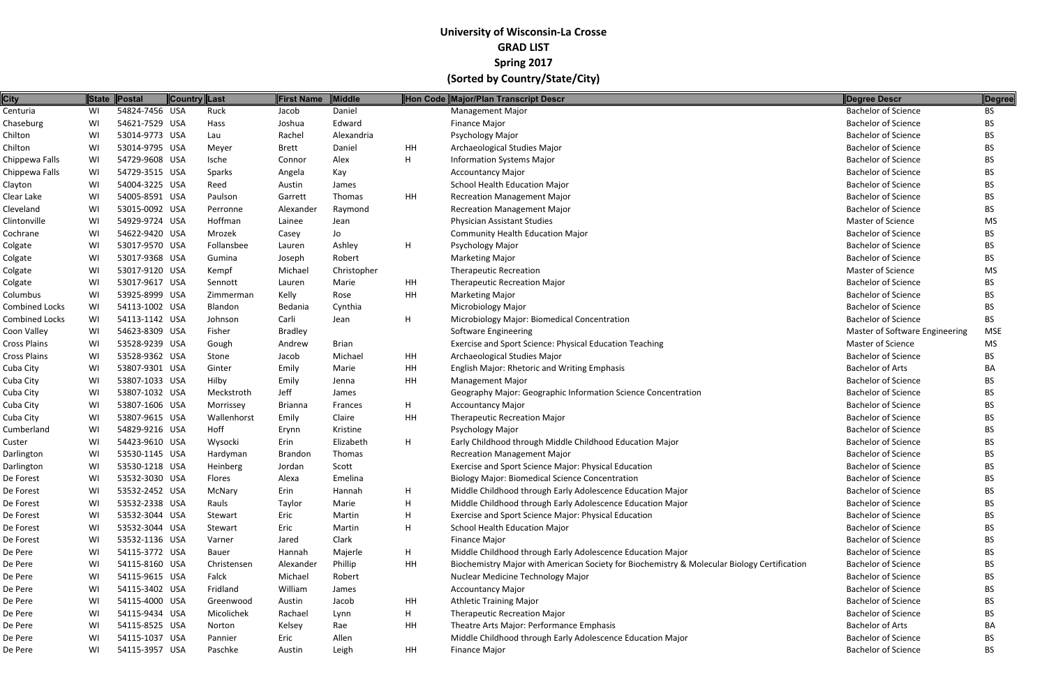# University of Wisconsin-La Crosse

## GRAD LIST

## Spring 2017

## (Sorted by Country/State/City)

| City | State | Postal | Country | Last | First Name | Middle | Hon Code | Major/Plan Transcript Descr | Degree Descr | Degree |
|---|---|---|---|---|---|---|---|---|---|---|
| Centuria | WI | 54824-7456 | USA | Ruck | Jacob | Daniel | | Management Major | Bachelor of Science | BS |
| Chaseburg | WI | 54621-7529 | USA | Hass | Joshua | Edward | | Finance Major | Bachelor of Science | BS |
| Chilton | WI | 53014-9773 | USA | Lau | Rachel | Alexandria | | Psychology Major | Bachelor of Science | BS |
| Chilton | WI | 53014-9795 | USA | Meyer | Brett | Daniel | HH | Archaeological Studies Major | Bachelor of Science | BS |
| Chippewa Falls | WI | 54729-9608 | USA | Ische | Connor | Alex | H | Information Systems Major | Bachelor of Science | BS |
| Chippewa Falls | WI | 54729-3515 | USA | Sparks | Angela | Kay | | Accountancy Major | Bachelor of Science | BS |
| Clayton | WI | 54004-3225 | USA | Reed | Austin | James | | School Health Education Major | Bachelor of Science | BS |
| Clear Lake | WI | 54005-8591 | USA | Paulson | Garrett | Thomas | HH | Recreation Management Major | Bachelor of Science | BS |
| Cleveland | WI | 53015-0092 | USA | Perronne | Alexander | Raymond | | Recreation Management Major | Bachelor of Science | BS |
| Clintonville | WI | 54929-9724 | USA | Hoffman | Lainee | Jean | | Physician Assistant Studies | Master of Science | MS |
| Cochrane | WI | 54622-9420 | USA | Mrozek | Casey | Jo | | Community Health Education Major | Bachelor of Science | BS |
| Colgate | WI | 53017-9570 | USA | Follansbee | Lauren | Ashley | H | Psychology Major | Bachelor of Science | BS |
| Colgate | WI | 53017-9368 | USA | Gumina | Joseph | Robert | | Marketing Major | Bachelor of Science | BS |
| Colgate | WI | 53017-9120 | USA | Kempf | Michael | Christopher | | Therapeutic Recreation | Master of Science | MS |
| Colgate | WI | 53017-9617 | USA | Sennott | Lauren | Marie | HH | Therapeutic Recreation Major | Bachelor of Science | BS |
| Columbus | WI | 53925-8999 | USA | Zimmerman | Kelly | Rose | HH | Marketing Major | Bachelor of Science | BS |
| Combined Locks | WI | 54113-1002 | USA | Blandon | Bedania | Cynthia | | Microbiology Major | Bachelor of Science | BS |
| Combined Locks | WI | 54113-1142 | USA | Johnson | Carli | Jean | H | Microbiology Major: Biomedical Concentration | Bachelor of Science | BS |
| Coon Valley | WI | 54623-8309 | USA | Fisher | Bradley | | | Software Engineering | Master of Software Engineering | MSE |
| Cross Plains | WI | 53528-9239 | USA | Gough | Andrew | Brian | | Exercise and Sport Science: Physical Education Teaching | Master of Science | MS |
| Cross Plains | WI | 53528-9362 | USA | Stone | Jacob | Michael | HH | Archaeological Studies Major | Bachelor of Science | BS |
| Cuba City | WI | 53807-9301 | USA | Ginter | Emily | Marie | HH | English Major: Rhetoric and Writing Emphasis | Bachelor of Arts | BA |
| Cuba City | WI | 53807-1033 | USA | Hilby | Emily | Jenna | HH | Management Major | Bachelor of Science | BS |
| Cuba City | WI | 53807-1032 | USA | Meckstroth | Jeff | James | | Geography Major: Geographic Information Science Concentration | Bachelor of Science | BS |
| Cuba City | WI | 53807-1606 | USA | Morrissey | Brianna | Frances | H | Accountancy Major | Bachelor of Science | BS |
| Cuba City | WI | 53807-9615 | USA | Wallenhorst | Emily | Claire | HH | Therapeutic Recreation Major | Bachelor of Science | BS |
| Cumberland | WI | 54829-9216 | USA | Hoff | Erynn | Kristine | | Psychology Major | Bachelor of Science | BS |
| Custer | WI | 54423-9610 | USA | Wysocki | Erin | Elizabeth | H | Early Childhood through Middle Childhood Education Major | Bachelor of Science | BS |
| Darlington | WI | 53530-1145 | USA | Hardyman | Brandon | Thomas | | Recreation Management Major | Bachelor of Science | BS |
| Darlington | WI | 53530-1218 | USA | Heinberg | Jordan | Scott | | Exercise and Sport Science Major: Physical Education | Bachelor of Science | BS |
| De Forest | WI | 53532-3030 | USA | Flores | Alexa | Emelina | | Biology Major: Biomedical Science Concentration | Bachelor of Science | BS |
| De Forest | WI | 53532-2452 | USA | McNary | Erin | Hannah | H | Middle Childhood through Early Adolescence Education Major | Bachelor of Science | BS |
| De Forest | WI | 53532-2338 | USA | Rauls | Taylor | Marie | H | Middle Childhood through Early Adolescence Education Major | Bachelor of Science | BS |
| De Forest | WI | 53532-3044 | USA | Stewart | Eric | Martin | H | Exercise and Sport Science Major: Physical Education | Bachelor of Science | BS |
| De Forest | WI | 53532-3044 | USA | Stewart | Eric | Martin | H | School Health Education Major | Bachelor of Science | BS |
| De Forest | WI | 53532-1136 | USA | Varner | Jared | Clark | | Finance Major | Bachelor of Science | BS |
| De Pere | WI | 54115-3772 | USA | Bauer | Hannah | Majerle | H | Middle Childhood through Early Adolescence Education Major | Bachelor of Science | BS |
| De Pere | WI | 54115-8160 | USA | Christensen | Alexander | Phillip | HH | Biochemistry Major with American Society for Biochemistry & Molecular Biology Certification | Bachelor of Science | BS |
| De Pere | WI | 54115-9615 | USA | Falck | Michael | Robert | | Nuclear Medicine Technology Major | Bachelor of Science | BS |
| De Pere | WI | 54115-3402 | USA | Fridland | William | James | | Accountancy Major | Bachelor of Science | BS |
| De Pere | WI | 54115-4000 | USA | Greenwood | Austin | Jacob | HH | Athletic Training Major | Bachelor of Science | BS |
| De Pere | WI | 54115-9434 | USA | Micolichek | Rachael | Lynn | H | Therapeutic Recreation Major | Bachelor of Science | BS |
| De Pere | WI | 54115-8525 | USA | Norton | Kelsey | Rae | HH | Theatre Arts Major: Performance Emphasis | Bachelor of Arts | BA |
| De Pere | WI | 54115-1037 | USA | Pannier | Eric | Allen | | Middle Childhood through Early Adolescence Education Major | Bachelor of Science | BS |
| De Pere | WI | 54115-3957 | USA | Paschke | Austin | Leigh | HH | Finance Major | Bachelor of Science | BS |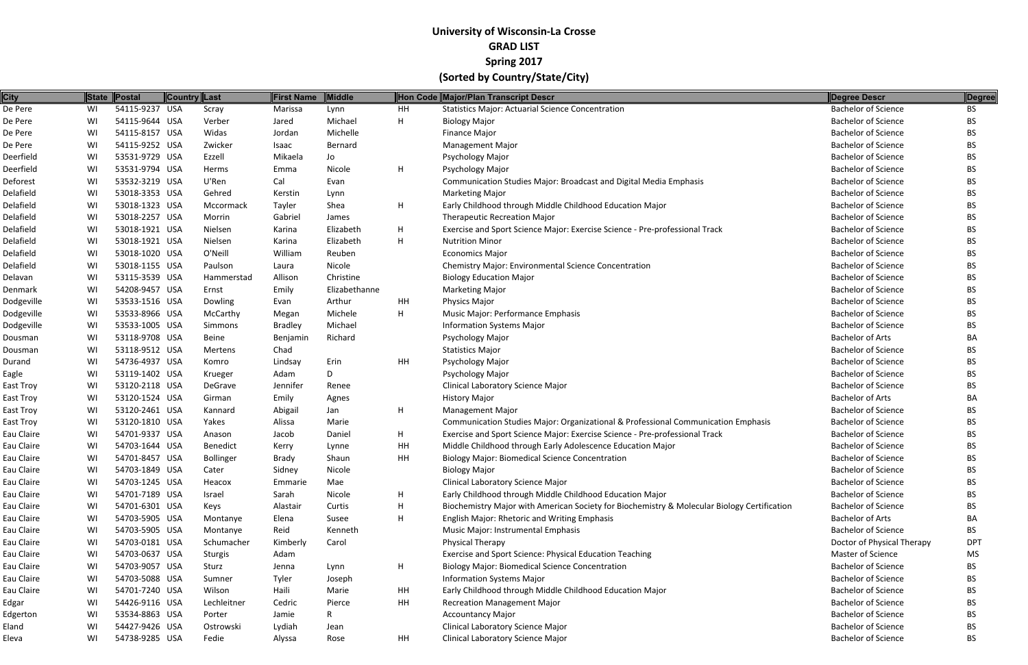# University of Wisconsin-La Crosse
## GRAD LIST
## Spring 2017
## (Sorted by Country/State/City)

| City | State | Postal | Country | Last | First Name | Middle | Hon Code | Major/Plan Transcript Descr | Degree Descr | Degree |
|---|---|---|---|---|---|---|---|---|---|---|
| De Pere | WI | 54115-9237 | USA | Scray | Marissa | Lynn | HH | Statistics Major: Actuarial Science Concentration | Bachelor of Science | BS |
| De Pere | WI | 54115-9644 | USA | Verber | Jared | Michael | H | Biology Major | Bachelor of Science | BS |
| De Pere | WI | 54115-8157 | USA | Widas | Jordan | Michelle | | Finance Major | Bachelor of Science | BS |
| De Pere | WI | 54115-9252 | USA | Zwicker | Isaac | Bernard | | Management Major | Bachelor of Science | BS |
| Deerfield | WI | 53531-9729 | USA | Ezzell | Mikaela | Jo | | Psychology Major | Bachelor of Science | BS |
| Deerfield | WI | 53531-9794 | USA | Herms | Emma | Nicole | H | Psychology Major | Bachelor of Science | BS |
| Deforest | WI | 53532-3219 | USA | U'Ren | Cal | Evan | | Communication Studies Major: Broadcast and Digital Media Emphasis | Bachelor of Science | BS |
| Delafield | WI | 53018-3353 | USA | Gehred | Kerstin | Lynn | | Marketing Major | Bachelor of Science | BS |
| Delafield | WI | 53018-1323 | USA | Mccormack | Tayler | Shea | H | Early Childhood through Middle Childhood Education Major | Bachelor of Science | BS |
| Delafield | WI | 53018-2257 | USA | Morrin | Gabriel | James | | Therapeutic Recreation Major | Bachelor of Science | BS |
| Delafield | WI | 53018-1921 | USA | Nielsen | Karina | Elizabeth | H | Exercise and Sport Science Major: Exercise Science - Pre-professional Track | Bachelor of Science | BS |
| Delafield | WI | 53018-1921 | USA | Nielsen | Karina | Elizabeth | H | Nutrition Minor | Bachelor of Science | BS |
| Delafield | WI | 53018-1020 | USA | O'Neill | William | Reuben | | Economics Major | Bachelor of Science | BS |
| Delafield | WI | 53018-1155 | USA | Paulson | Laura | Nicole | | Chemistry Major: Environmental Science Concentration | Bachelor of Science | BS |
| Delavan | WI | 53115-3539 | USA | Hammerstad | Allison | Christine | | Biology Education Major | Bachelor of Science | BS |
| Denmark | WI | 54208-9457 | USA | Ernst | Emily | Elizabethanne | | Marketing Major | Bachelor of Science | BS |
| Dodgeville | WI | 53533-1516 | USA | Dowling | Evan | Arthur | HH | Physics Major | Bachelor of Science | BS |
| Dodgeville | WI | 53533-8966 | USA | McCarthy | Megan | Michele | H | Music Major: Performance Emphasis | Bachelor of Science | BS |
| Dodgeville | WI | 53533-1005 | USA | Simmons | Bradley | Michael | | Information Systems Major | Bachelor of Science | BS |
| Dousman | WI | 53118-9708 | USA | Beine | Benjamin | Richard | | Psychology Major | Bachelor of Arts | BA |
| Dousman | WI | 53118-9512 | USA | Mertens | Chad | | | Statistics Major | Bachelor of Science | BS |
| Durand | WI | 54736-4937 | USA | Komro | Lindsay | Erin | HH | Psychology Major | Bachelor of Science | BS |
| Eagle | WI | 53119-1402 | USA | Krueger | Adam | D | | Psychology Major | Bachelor of Science | BS |
| East Troy | WI | 53120-2118 | USA | DeGrave | Jennifer | Renee | | Clinical Laboratory Science Major | Bachelor of Science | BS |
| East Troy | WI | 53120-1524 | USA | Girman | Emily | Agnes | | History Major | Bachelor of Arts | BA |
| East Troy | WI | 53120-2461 | USA | Kannard | Abigail | Jan | H | Management Major | Bachelor of Science | BS |
| East Troy | WI | 53120-1810 | USA | Yakes | Alissa | Marie | | Communication Studies Major: Organizational & Professional Communication Emphasis | Bachelor of Science | BS |
| Eau Claire | WI | 54701-9337 | USA | Anason | Jacob | Daniel | H | Exercise and Sport Science Major: Exercise Science - Pre-professional Track | Bachelor of Science | BS |
| Eau Claire | WI | 54703-1644 | USA | Benedict | Kerry | Lynne | HH | Middle Childhood through Early Adolescence Education Major | Bachelor of Science | BS |
| Eau Claire | WI | 54701-8457 | USA | Bollinger | Brady | Shaun | HH | Biology Major: Biomedical Science Concentration | Bachelor of Science | BS |
| Eau Claire | WI | 54703-1849 | USA | Cater | Sidney | Nicole | | Biology Major | Bachelor of Science | BS |
| Eau Claire | WI | 54703-1245 | USA | Heacox | Emmarie | Mae | | Clinical Laboratory Science Major | Bachelor of Science | BS |
| Eau Claire | WI | 54701-7189 | USA | Israel | Sarah | Nicole | H | Early Childhood through Middle Childhood Education Major | Bachelor of Science | BS |
| Eau Claire | WI | 54701-6301 | USA | Keys | Alastair | Curtis | H | Biochemistry Major with American Society for Biochemistry & Molecular Biology Certification | Bachelor of Science | BS |
| Eau Claire | WI | 54703-5905 | USA | Montanye | Elena | Susee | H | English Major: Rhetoric and Writing Emphasis | Bachelor of Arts | BA |
| Eau Claire | WI | 54703-5905 | USA | Montanye | Reid | Kenneth | | Music Major: Instrumental Emphasis | Bachelor of Science | BS |
| Eau Claire | WI | 54703-0181 | USA | Schumacher | Kimberly | Carol | | Physical Therapy | Doctor of Physical Therapy | DPT |
| Eau Claire | WI | 54703-0637 | USA | Sturgis | Adam | | | Exercise and Sport Science: Physical Education Teaching | Master of Science | MS |
| Eau Claire | WI | 54703-9057 | USA | Sturz | Jenna | Lynn | H | Biology Major: Biomedical Science Concentration | Bachelor of Science | BS |
| Eau Claire | WI | 54703-5088 | USA | Sumner | Tyler | Joseph | | Information Systems Major | Bachelor of Science | BS |
| Eau Claire | WI | 54701-7240 | USA | Wilson | Haili | Marie | HH | Early Childhood through Middle Childhood Education Major | Bachelor of Science | BS |
| Edgar | WI | 54426-9116 | USA | Lechleitner | Cedric | Pierce | HH | Recreation Management Major | Bachelor of Science | BS |
| Edgerton | WI | 53534-8863 | USA | Porter | Jamie | R | | Accountancy Major | Bachelor of Science | BS |
| Eland | WI | 54427-9426 | USA | Ostrowski | Lydiah | Jean | | Clinical Laboratory Science Major | Bachelor of Science | BS |
| Eleva | WI | 54738-9285 | USA | Fedie | Alyssa | Rose | HH | Clinical Laboratory Science Major | Bachelor of Science | BS |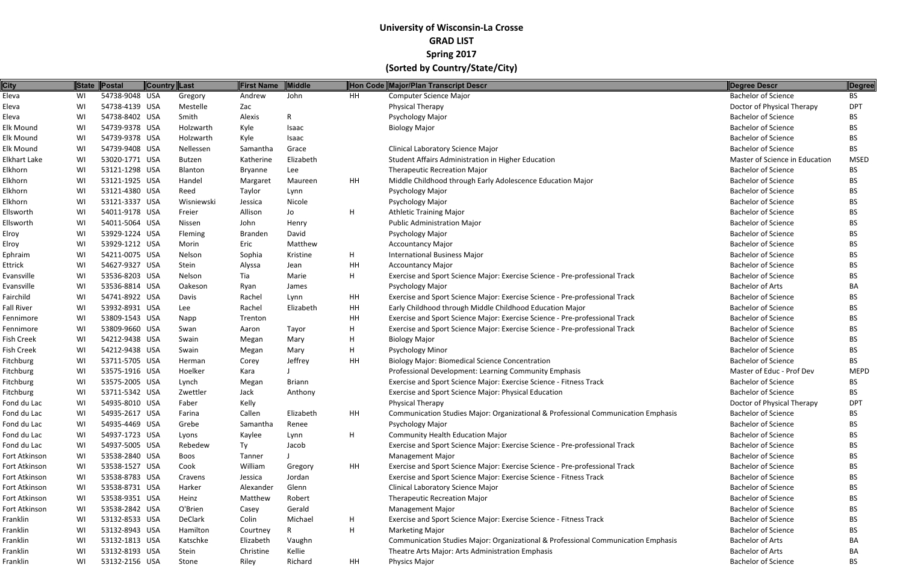# University of Wisconsin-La Crosse
## GRAD LIST
## Spring 2017
## (Sorted by Country/State/City)

| City | State | Postal | Country | Last | First Name | Middle | Hon Code | Major/Plan Transcript Descr | Degree Descr | Degree |
|---|---|---|---|---|---|---|---|---|---|---|
| Eleva | WI | 54738-9048 | USA | Gregory | Andrew | John | HH | Computer Science Major | Bachelor of Science | BS |
| Eleva | WI | 54738-4139 | USA | Mestelle | Zac | | | Physical Therapy | Doctor of Physical Therapy | DPT |
| Eleva | WI | 54738-8402 | USA | Smith | Alexis | R | | Psychology Major | Bachelor of Science | BS |
| Elk Mound | WI | 54739-9378 | USA | Holzwarth | Kyle | Isaac | | Biology Major | Bachelor of Science | BS |
| Elk Mound | WI | 54739-9378 | USA | Holzwarth | Kyle | Isaac | | | Bachelor of Science | BS |
| Elk Mound | WI | 54739-9408 | USA | Nellessen | Samantha | Grace | | Clinical Laboratory Science Major | Bachelor of Science | BS |
| Elkhart Lake | WI | 53020-1771 | USA | Butzen | Katherine | Elizabeth | | Student Affairs Administration in Higher Education | Master of Science in Education | MSED |
| Elkhorn | WI | 53121-1298 | USA | Blanton | Bryanne | Lee | | Therapeutic Recreation Major | Bachelor of Science | BS |
| Elkhorn | WI | 53121-1925 | USA | Handel | Margaret | Maureen | HH | Middle Childhood through Early Adolescence Education Major | Bachelor of Science | BS |
| Elkhorn | WI | 53121-4380 | USA | Reed | Taylor | Lynn | | Psychology Major | Bachelor of Science | BS |
| Elkhorn | WI | 53121-3337 | USA | Wisniewski | Jessica | Nicole | | Psychology Major | Bachelor of Science | BS |
| Ellsworth | WI | 54011-9178 | USA | Freier | Allison | Jo | H | Athletic Training Major | Bachelor of Science | BS |
| Ellsworth | WI | 54011-5064 | USA | Nissen | John | Henry | | Public Administration Major | Bachelor of Science | BS |
| Elroy | WI | 53929-1224 | USA | Fleming | Branden | David | | Psychology Major | Bachelor of Science | BS |
| Elroy | WI | 53929-1212 | USA | Morin | Eric | Matthew | | Accountancy Major | Bachelor of Science | BS |
| Ephraim | WI | 54211-0075 | USA | Nelson | Sophia | Kristine | H | International Business Major | Bachelor of Science | BS |
| Ettrick | WI | 54627-9327 | USA | Stein | Alyssa | Jean | HH | Accountancy Major | Bachelor of Science | BS |
| Evansville | WI | 53536-8203 | USA | Nelson | Tia | Marie | H | Exercise and Sport Science Major: Exercise Science - Pre-professional Track | Bachelor of Science | BS |
| Evansville | WI | 53536-8814 | USA | Oakeson | Ryan | James | | Psychology Major | Bachelor of Arts | BA |
| Fairchild | WI | 54741-8922 | USA | Davis | Rachel | Lynn | HH | Exercise and Sport Science Major: Exercise Science - Pre-professional Track | Bachelor of Science | BS |
| Fall River | WI | 53932-8931 | USA | Lee | Rachel | Elizabeth | HH | Early Childhood through Middle Childhood Education Major | Bachelor of Science | BS |
| Fennimore | WI | 53809-1543 | USA | Napp | Trenton | | HH | Exercise and Sport Science Major: Exercise Science - Pre-professional Track | Bachelor of Science | BS |
| Fennimore | WI | 53809-9660 | USA | Swan | Aaron | Tayor | H | Exercise and Sport Science Major: Exercise Science - Pre-professional Track | Bachelor of Science | BS |
| Fish Creek | WI | 54212-9438 | USA | Swain | Megan | Mary | H | Biology Major | Bachelor of Science | BS |
| Fish Creek | WI | 54212-9438 | USA | Swain | Megan | Mary | H | Psychology Minor | Bachelor of Science | BS |
| Fitchburg | WI | 53711-5705 | USA | Herman | Corey | Jeffrey | HH | Biology Major: Biomedical Science Concentration | Bachelor of Science | BS |
| Fitchburg | WI | 53575-1916 | USA | Hoelker | Kara | J | | Professional Development: Learning Community Emphasis | Master of Educ - Prof Dev | MEPD |
| Fitchburg | WI | 53575-2005 | USA | Lynch | Megan | Briann | | Exercise and Sport Science Major: Exercise Science - Fitness Track | Bachelor of Science | BS |
| Fitchburg | WI | 53711-5342 | USA | Zwettler | Jack | Anthony | | Exercise and Sport Science Major: Physical Education | Bachelor of Science | BS |
| Fond du Lac | WI | 54935-8010 | USA | Faber | Kelly | | | Physical Therapy | Doctor of Physical Therapy | DPT |
| Fond du Lac | WI | 54935-2617 | USA | Farina | Callen | Elizabeth | HH | Communication Studies Major: Organizational & Professional Communication Emphasis | Bachelor of Science | BS |
| Fond du Lac | WI | 54935-4469 | USA | Grebe | Samantha | Renee | | Psychology Major | Bachelor of Science | BS |
| Fond du Lac | WI | 54937-1723 | USA | Lyons | Kaylee | Lynn | H | Community Health Education Major | Bachelor of Science | BS |
| Fond du Lac | WI | 54937-5005 | USA | Rebedew | Ty | Jacob | | Exercise and Sport Science Major: Exercise Science - Pre-professional Track | Bachelor of Science | BS |
| Fort Atkinson | WI | 53538-2840 | USA | Boos | Tanner | J | | Management Major | Bachelor of Science | BS |
| Fort Atkinson | WI | 53538-1527 | USA | Cook | William | Gregory | HH | Exercise and Sport Science Major: Exercise Science - Pre-professional Track | Bachelor of Science | BS |
| Fort Atkinson | WI | 53538-8783 | USA | Cravens | Jessica | Jordan | | Exercise and Sport Science Major: Exercise Science - Fitness Track | Bachelor of Science | BS |
| Fort Atkinson | WI | 53538-8731 | USA | Harker | Alexander | Glenn | | Clinical Laboratory Science Major | Bachelor of Science | BS |
| Fort Atkinson | WI | 53538-9351 | USA | Heinz | Matthew | Robert | | Therapeutic Recreation Major | Bachelor of Science | BS |
| Fort Atkinson | WI | 53538-2842 | USA | O'Brien | Casey | Gerald | | Management Major | Bachelor of Science | BS |
| Franklin | WI | 53132-8533 | USA | DeClark | Colin | Michael | H | Exercise and Sport Science Major: Exercise Science - Fitness Track | Bachelor of Science | BS |
| Franklin | WI | 53132-8943 | USA | Hamilton | Courtney | R | H | Marketing Major | Bachelor of Science | BS |
| Franklin | WI | 53132-1813 | USA | Katschke | Elizabeth | Vaughn | | Communication Studies Major: Organizational & Professional Communication Emphasis | Bachelor of Arts | BA |
| Franklin | WI | 53132-8193 | USA | Stein | Christine | Kellie | | Theatre Arts Major: Arts Administration Emphasis | Bachelor of Arts | BA |
| Franklin | WI | 53132-2156 | USA | Stone | Riley | Richard | HH | Physics Major | Bachelor of Science | BS |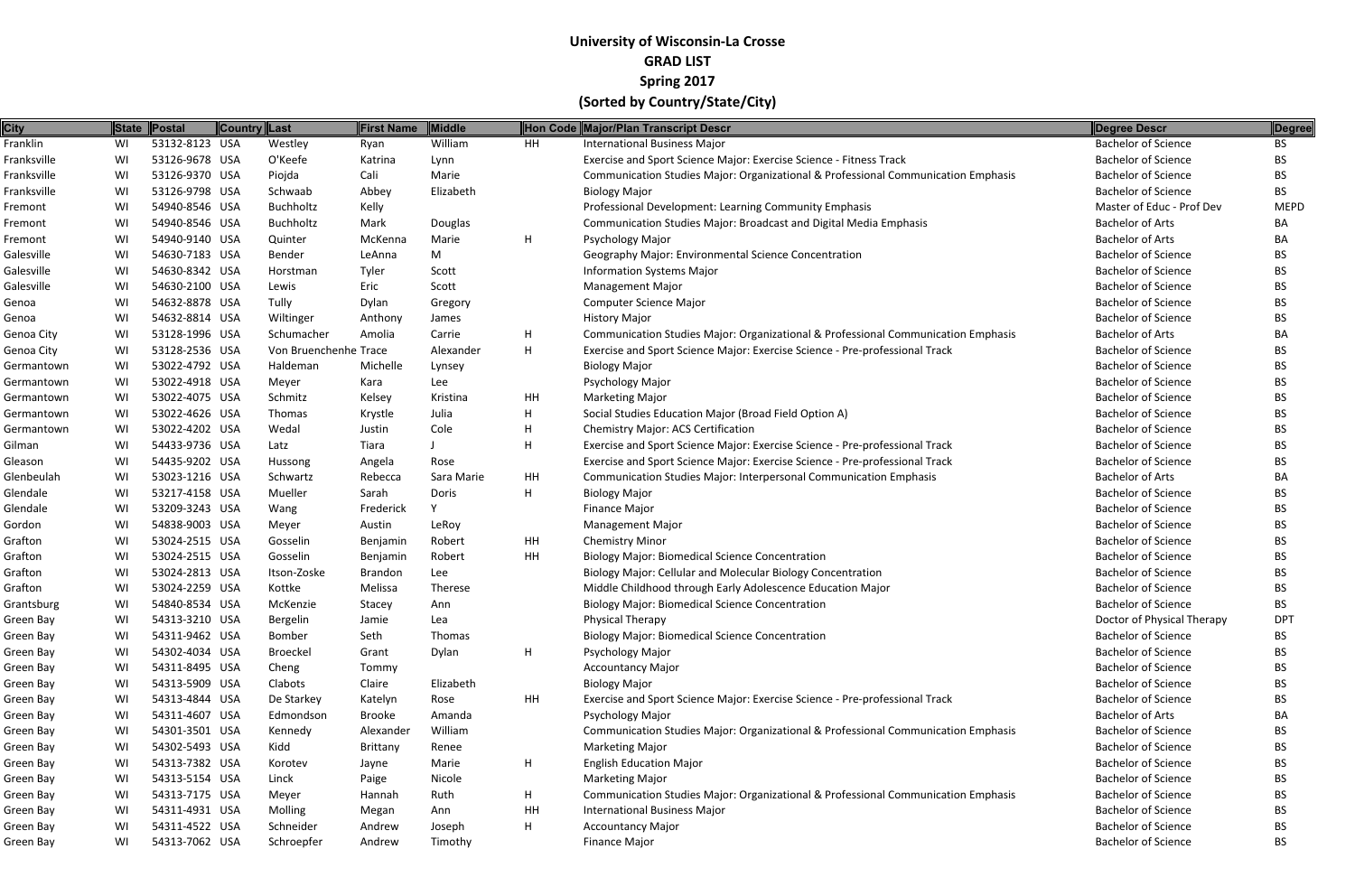# University of Wisconsin-La Crosse

## GRAD LIST

## Spring 2017

## (Sorted by Country/State/City)

| City | State | Postal | Country | Last | First Name | Middle | Hon Code | Major/Plan Transcript Descr | Degree Descr | Degree |
|---|---|---|---|---|---|---|---|---|---|---|
| Franklin | WI | 53132-8123 | USA | Westley | Ryan | William | HH | International Business Major | Bachelor of Science | BS |
| Franksville | WI | 53126-9678 | USA | O'Keefe | Katrina | Lynn | | Exercise and Sport Science Major: Exercise Science - Fitness Track | Bachelor of Science | BS |
| Franksville | WI | 53126-9370 | USA | Piojda | Cali | Marie | | Communication Studies Major: Organizational & Professional Communication Emphasis | Bachelor of Science | BS |
| Franksville | WI | 53126-9798 | USA | Schwaab | Abbey | Elizabeth | | Biology Major | Bachelor of Science | BS |
| Fremont | WI | 54940-8546 | USA | Buchholtz | Kelly | | | Professional Development: Learning Community Emphasis | Master of Educ - Prof Dev | MEPD |
| Fremont | WI | 54940-8546 | USA | Buchholtz | Mark | Douglas | | Communication Studies Major: Broadcast and Digital Media Emphasis | Bachelor of Arts | BA |
| Fremont | WI | 54940-9140 | USA | Quinter | McKenna | Marie | H | Psychology Major | Bachelor of Arts | BA |
| Galesville | WI | 54630-7183 | USA | Bender | LeAnna | M | | Geography Major: Environmental Science Concentration | Bachelor of Science | BS |
| Galesville | WI | 54630-8342 | USA | Horstman | Tyler | Scott | | Information Systems Major | Bachelor of Science | BS |
| Galesville | WI | 54630-2100 | USA | Lewis | Eric | Scott | | Management Major | Bachelor of Science | BS |
| Genoa | WI | 54632-8878 | USA | Tully | Dylan | Gregory | | Computer Science Major | Bachelor of Science | BS |
| Genoa | WI | 54632-8814 | USA | Wiltinger | Anthony | James | | History Major | Bachelor of Science | BS |
| Genoa City | WI | 53128-1996 | USA | Schumacher | Amolia | Carrie | H | Communication Studies Major: Organizational & Professional Communication Emphasis | Bachelor of Arts | BA |
| Genoa City | WI | 53128-2536 | USA | Von Bruenchenhe | Trace | Alexander | H | Exercise and Sport Science Major: Exercise Science - Pre-professional Track | Bachelor of Science | BS |
| Germantown | WI | 53022-4792 | USA | Haldeman | Michelle | Lynsey | | Biology Major | Bachelor of Science | BS |
| Germantown | WI | 53022-4918 | USA | Meyer | Kara | Lee | | Psychology Major | Bachelor of Science | BS |
| Germantown | WI | 53022-4075 | USA | Schmitz | Kelsey | Kristina | HH | Marketing Major | Bachelor of Science | BS |
| Germantown | WI | 53022-4626 | USA | Thomas | Krystle | Julia | H | Social Studies Education Major (Broad Field Option A) | Bachelor of Science | BS |
| Germantown | WI | 53022-4202 | USA | Wedal | Justin | Cole | H | Chemistry Major: ACS Certification | Bachelor of Science | BS |
| Gilman | WI | 54433-9736 | USA | Latz | Tiara | J | H | Exercise and Sport Science Major: Exercise Science - Pre-professional Track | Bachelor of Science | BS |
| Gleason | WI | 54435-9202 | USA | Hussong | Angela | Rose | | Exercise and Sport Science Major: Exercise Science - Pre-professional Track | Bachelor of Science | BS |
| Glenbeulah | WI | 53023-1216 | USA | Schwartz | Rebecca | Sara Marie | HH | Communication Studies Major: Interpersonal Communication Emphasis | Bachelor of Arts | BA |
| Glendale | WI | 53217-4158 | USA | Mueller | Sarah | Doris | H | Biology Major | Bachelor of Science | BS |
| Glendale | WI | 53209-3243 | USA | Wang | Frederick | Y | | Finance Major | Bachelor of Science | BS |
| Gordon | WI | 54838-9003 | USA | Meyer | Austin | LeRoy | | Management Major | Bachelor of Science | BS |
| Grafton | WI | 53024-2515 | USA | Gosselin | Benjamin | Robert | HH | Chemistry Minor | Bachelor of Science | BS |
| Grafton | WI | 53024-2515 | USA | Gosselin | Benjamin | Robert | HH | Biology Major: Biomedical Science Concentration | Bachelor of Science | BS |
| Grafton | WI | 53024-2813 | USA | Itson-Zoske | Brandon | Lee | | Biology Major: Cellular and Molecular Biology Concentration | Bachelor of Science | BS |
| Grafton | WI | 53024-2259 | USA | Kottke | Melissa | Therese | | Middle Childhood through Early Adolescence Education Major | Bachelor of Science | BS |
| Grantsburg | WI | 54840-8534 | USA | McKenzie | Stacey | Ann | | Biology Major: Biomedical Science Concentration | Bachelor of Science | BS |
| Green Bay | WI | 54313-3210 | USA | Bergelin | Jamie | Lea | | Physical Therapy | Doctor of Physical Therapy | DPT |
| Green Bay | WI | 54311-9462 | USA | Bomber | Seth | Thomas | | Biology Major: Biomedical Science Concentration | Bachelor of Science | BS |
| Green Bay | WI | 54302-4034 | USA | Broeckel | Grant | Dylan | H | Psychology Major | Bachelor of Science | BS |
| Green Bay | WI | 54311-8495 | USA | Cheng | Tommy | | | Accountancy Major | Bachelor of Science | BS |
| Green Bay | WI | 54313-5909 | USA | Clabots | Claire | Elizabeth | | Biology Major | Bachelor of Science | BS |
| Green Bay | WI | 54313-4844 | USA | De Starkey | Katelyn | Rose | HH | Exercise and Sport Science Major: Exercise Science - Pre-professional Track | Bachelor of Science | BS |
| Green Bay | WI | 54311-4607 | USA | Edmondson | Brooke | Amanda | | Psychology Major | Bachelor of Arts | BA |
| Green Bay | WI | 54301-3501 | USA | Kennedy | Alexander | William | | Communication Studies Major: Organizational & Professional Communication Emphasis | Bachelor of Science | BS |
| Green Bay | WI | 54302-5493 | USA | Kidd | Brittany | Renee | | Marketing Major | Bachelor of Science | BS |
| Green Bay | WI | 54313-7382 | USA | Korotev | Jayne | Marie | H | English Education Major | Bachelor of Science | BS |
| Green Bay | WI | 54313-5154 | USA | Linck | Paige | Nicole | | Marketing Major | Bachelor of Science | BS |
| Green Bay | WI | 54313-7175 | USA | Meyer | Hannah | Ruth | H | Communication Studies Major: Organizational & Professional Communication Emphasis | Bachelor of Science | BS |
| Green Bay | WI | 54311-4931 | USA | Molling | Megan | Ann | HH | International Business Major | Bachelor of Science | BS |
| Green Bay | WI | 54311-4522 | USA | Schneider | Andrew | Joseph | H | Accountancy Major | Bachelor of Science | BS |
| Green Bay | WI | 54313-7062 | USA | Schroepfer | Andrew | Timothy | | Finance Major | Bachelor of Science | BS |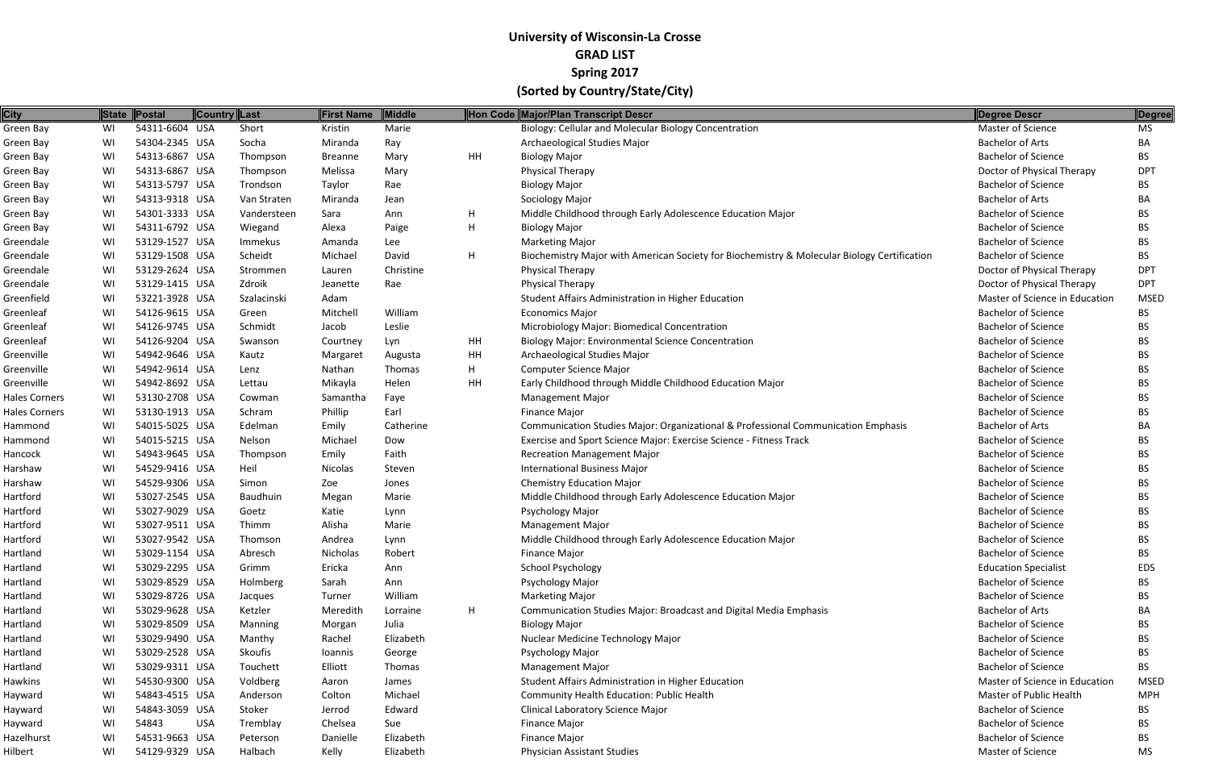# University of Wisconsin-La Crosse
## GRAD LIST
## Spring 2017
## (Sorted by Country/State/City)

| City | State | Postal | Country | Last | First Name | Middle | Hon Code | Major/Plan Transcript Descr | Degree Descr | Degree |
|---|---|---|---|---|---|---|---|---|---|---|
| Green Bay | WI | 54311-6604 | USA | Short | Kristin | Marie | | Biology: Cellular and Molecular Biology Concentration | Master of Science | MS |
| Green Bay | WI | 54304-2345 | USA | Socha | Miranda | Ray | | Archaeological Studies Major | Bachelor of Arts | BA |
| Green Bay | WI | 54313-6867 | USA | Thompson | Breanne | Mary | HH | Biology Major | Bachelor of Science | BS |
| Green Bay | WI | 54313-6867 | USA | Thompson | Melissa | Mary | | Physical Therapy | Doctor of Physical Therapy | DPT |
| Green Bay | WI | 54313-5797 | USA | Trondson | Taylor | Rae | | Biology Major | Bachelor of Science | BS |
| Green Bay | WI | 54313-9318 | USA | Van Straten | Miranda | Jean | | Sociology Major | Bachelor of Arts | BA |
| Green Bay | WI | 54301-3333 | USA | Vandersteen | Sara | Ann | H | Middle Childhood through Early Adolescence Education Major | Bachelor of Science | BS |
| Green Bay | WI | 54311-6792 | USA | Wiegand | Alexa | Paige | H | Biology Major | Bachelor of Science | BS |
| Greendale | WI | 53129-1527 | USA | Immekus | Amanda | Lee | | Marketing Major | Bachelor of Science | BS |
| Greendale | WI | 53129-1508 | USA | Scheidt | Michael | David | H | Biochemistry Major with American Society for Biochemistry & Molecular Biology Certification | Bachelor of Science | BS |
| Greendale | WI | 53129-2624 | USA | Strommen | Lauren | Christine | | Physical Therapy | Doctor of Physical Therapy | DPT |
| Greendale | WI | 53129-1415 | USA | Zdroik | Jeanette | Rae | | Physical Therapy | Doctor of Physical Therapy | DPT |
| Greenfield | WI | 53221-3928 | USA | Szalacinski | Adam | | | Student Affairs Administration in Higher Education | Master of Science in Education | MSED |
| Greenleaf | WI | 54126-9615 | USA | Green | Mitchell | William | | Economics Major | Bachelor of Science | BS |
| Greenleaf | WI | 54126-9745 | USA | Schmidt | Jacob | Leslie | | Microbiology Major: Biomedical Concentration | Bachelor of Science | BS |
| Greenleaf | WI | 54126-9204 | USA | Swanson | Courtney | Lyn | HH | Biology Major: Environmental Science Concentration | Bachelor of Science | BS |
| Greenville | WI | 54942-9646 | USA | Kautz | Margaret | Augusta | HH | Archaeological Studies Major | Bachelor of Science | BS |
| Greenville | WI | 54942-9614 | USA | Lenz | Nathan | Thomas | H | Computer Science Major | Bachelor of Science | BS |
| Greenville | WI | 54942-8692 | USA | Lettau | Mikayla | Helen | HH | Early Childhood through Middle Childhood Education Major | Bachelor of Science | BS |
| Hales Corners | WI | 53130-2708 | USA | Cowman | Samantha | Faye | | Management Major | Bachelor of Science | BS |
| Hales Corners | WI | 53130-1913 | USA | Schram | Phillip | Earl | | Finance Major | Bachelor of Science | BS |
| Hammond | WI | 54015-5025 | USA | Edelman | Emily | Catherine | | Communication Studies Major: Organizational & Professional Communication Emphasis | Bachelor of Arts | BA |
| Hammond | WI | 54015-5215 | USA | Nelson | Michael | Dow | | Exercise and Sport Science Major: Exercise Science - Fitness Track | Bachelor of Science | BS |
| Hancock | WI | 54943-9645 | USA | Thompson | Emily | Faith | | Recreation Management Major | Bachelor of Science | BS |
| Harshaw | WI | 54529-9416 | USA | Heil | Nicolas | Steven | | International Business Major | Bachelor of Science | BS |
| Harshaw | WI | 54529-9306 | USA | Simon | Zoe | Jones | | Chemistry Education Major | Bachelor of Science | BS |
| Hartford | WI | 53027-2545 | USA | Baudhuin | Megan | Marie | | Middle Childhood through Early Adolescence Education Major | Bachelor of Science | BS |
| Hartford | WI | 53027-9029 | USA | Goetz | Katie | Lynn | | Psychology Major | Bachelor of Science | BS |
| Hartford | WI | 53027-9511 | USA | Thimm | Alisha | Marie | | Management Major | Bachelor of Science | BS |
| Hartford | WI | 53027-9542 | USA | Thomson | Andrea | Lynn | | Middle Childhood through Early Adolescence Education Major | Bachelor of Science | BS |
| Hartland | WI | 53029-1154 | USA | Abresch | Nicholas | Robert | | Finance Major | Bachelor of Science | BS |
| Hartland | WI | 53029-2295 | USA | Grimm | Ericka | Ann | | School Psychology | Education Specialist | EDS |
| Hartland | WI | 53029-8529 | USA | Holmberg | Sarah | Ann | | Psychology Major | Bachelor of Science | BS |
| Hartland | WI | 53029-8726 | USA | Jacques | Turner | William | | Marketing Major | Bachelor of Science | BS |
| Hartland | WI | 53029-9628 | USA | Ketzler | Meredith | Lorraine | H | Communication Studies Major: Broadcast and Digital Media Emphasis | Bachelor of Arts | BA |
| Hartland | WI | 53029-8509 | USA | Manning | Morgan | Julia | | Biology Major | Bachelor of Science | BS |
| Hartland | WI | 53029-9490 | USA | Manthy | Rachel | Elizabeth | | Nuclear Medicine Technology Major | Bachelor of Science | BS |
| Hartland | WI | 53029-2528 | USA | Skoufis | Ioannis | George | | Psychology Major | Bachelor of Science | BS |
| Hartland | WI | 53029-9311 | USA | Touchett | Elliott | Thomas | | Management Major | Bachelor of Science | BS |
| Hawkins | WI | 54530-9300 | USA | Voldberg | Aaron | James | | Student Affairs Administration in Higher Education | Master of Science in Education | MSED |
| Hayward | WI | 54843-4515 | USA | Anderson | Colton | Michael | | Community Health Education: Public Health | Master of Public Health | MPH |
| Hayward | WI | 54843-3059 | USA | Stoker | Jerrod | Edward | | Clinical Laboratory Science Major | Bachelor of Science | BS |
| Hayward | WI | 54843 | USA | Tremblay | Chelsea | Sue | | Finance Major | Bachelor of Science | BS |
| Hazelhurst | WI | 54531-9663 | USA | Peterson | Danielle | Elizabeth | | Finance Major | Bachelor of Science | BS |
| Hilbert | WI | 54129-9329 | USA | Halbach | Kelly | Elizabeth | | Physician Assistant Studies | Master of Science | MS |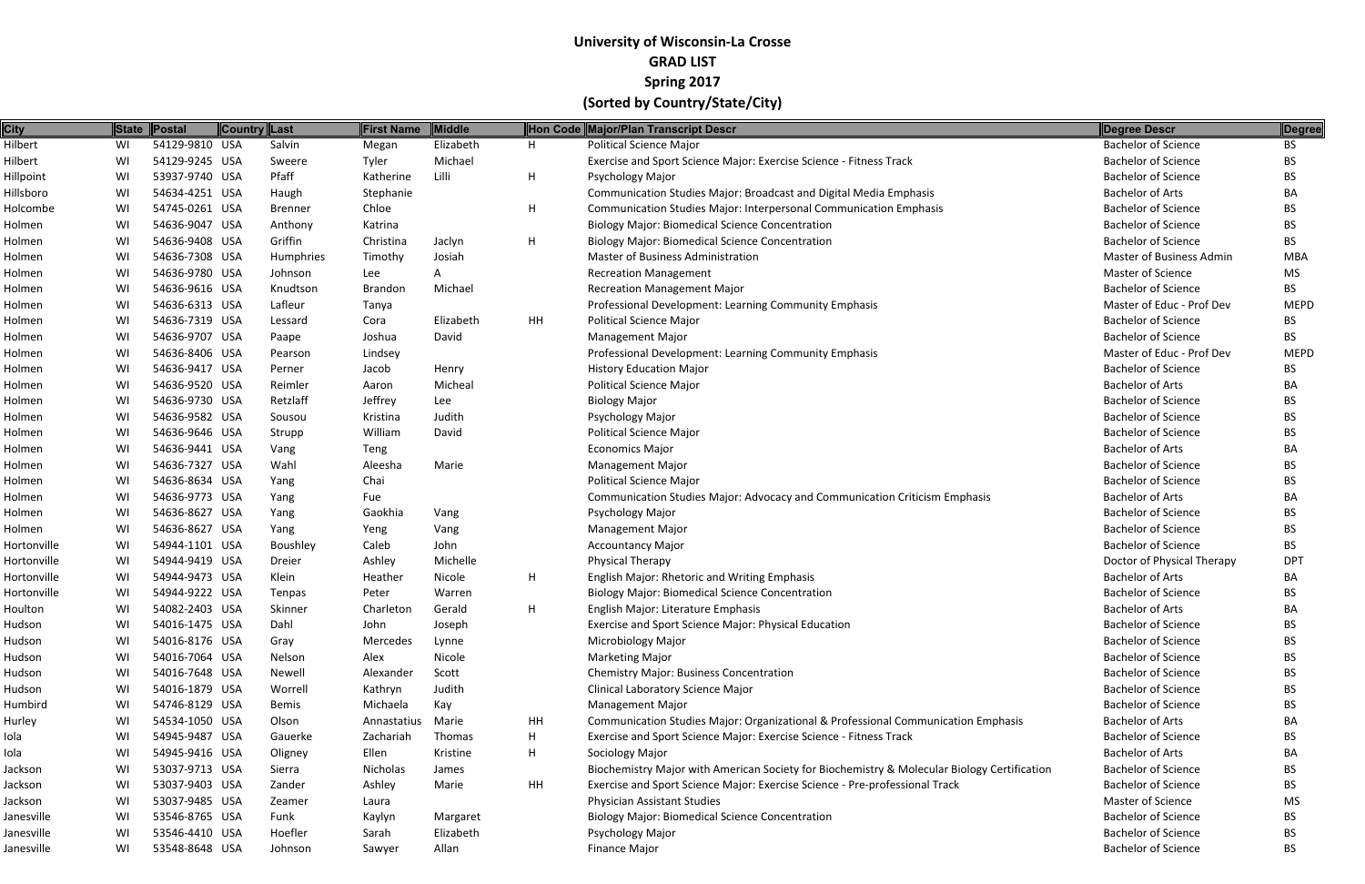# University of Wisconsin-La Crosse

## GRAD LIST

## Spring 2017

## (Sorted by Country/State/City)

| City | State | Postal | Country | Last | First Name | Middle | Hon Code | Major/Plan Transcript Descr | Degree Descr | Degree |
|---|---|---|---|---|---|---|---|---|---|---|
| Hilbert | WI | 54129-9810 | USA | Salvin | Megan | Elizabeth | H | Political Science Major | Bachelor of Science | BS |
| Hilbert | WI | 54129-9245 | USA | Sweere | Tyler | Michael | | Exercise and Sport Science Major: Exercise Science - Fitness Track | Bachelor of Science | BS |
| Hillpoint | WI | 53937-9740 | USA | Pfaff | Katherine | Lilli | H | Psychology Major | Bachelor of Science | BS |
| Hillsboro | WI | 54634-4251 | USA | Haugh | Stephanie | | | Communication Studies Major: Broadcast and Digital Media Emphasis | Bachelor of Arts | BA |
| Holcombe | WI | 54745-0261 | USA | Brenner | Chloe | | H | Communication Studies Major: Interpersonal Communication Emphasis | Bachelor of Science | BS |
| Holmen | WI | 54636-9047 | USA | Anthony | Katrina | | | Biology Major: Biomedical Science Concentration | Bachelor of Science | BS |
| Holmen | WI | 54636-9408 | USA | Griffin | Christina | Jaclyn | H | Biology Major: Biomedical Science Concentration | Bachelor of Science | BS |
| Holmen | WI | 54636-7308 | USA | Humphries | Timothy | Josiah | | Master of Business Administration | Master of Business Admin | MBA |
| Holmen | WI | 54636-9780 | USA | Johnson | Lee | A | | Recreation Management | Master of Science | MS |
| Holmen | WI | 54636-9616 | USA | Knudtson | Brandon | Michael | | Recreation Management Major | Bachelor of Science | BS |
| Holmen | WI | 54636-6313 | USA | Lafleur | Tanya | | | Professional Development: Learning Community Emphasis | Master of Educ - Prof Dev | MEPD |
| Holmen | WI | 54636-7319 | USA | Lessard | Cora | Elizabeth | HH | Political Science Major | Bachelor of Science | BS |
| Holmen | WI | 54636-9707 | USA | Paape | Joshua | David | | Management Major | Bachelor of Science | BS |
| Holmen | WI | 54636-8406 | USA | Pearson | Lindsey | | | Professional Development: Learning Community Emphasis | Master of Educ - Prof Dev | MEPD |
| Holmen | WI | 54636-9417 | USA | Perner | Jacob | Henry | | History Education Major | Bachelor of Science | BS |
| Holmen | WI | 54636-9520 | USA | Reimler | Aaron | Micheal | | Political Science Major | Bachelor of Arts | BA |
| Holmen | WI | 54636-9730 | USA | Retzlaff | Jeffrey | Lee | | Biology Major | Bachelor of Science | BS |
| Holmen | WI | 54636-9582 | USA | Sousou | Kristina | Judith | | Psychology Major | Bachelor of Science | BS |
| Holmen | WI | 54636-9646 | USA | Strupp | William | David | | Political Science Major | Bachelor of Science | BS |
| Holmen | WI | 54636-9441 | USA | Vang | Teng | | | Economics Major | Bachelor of Arts | BA |
| Holmen | WI | 54636-7327 | USA | Wahl | Aleesha | Marie | | Management Major | Bachelor of Science | BS |
| Holmen | WI | 54636-8634 | USA | Yang | Chai | | | Political Science Major | Bachelor of Science | BS |
| Holmen | WI | 54636-9773 | USA | Yang | Fue | | | Communication Studies Major: Advocacy and Communication Criticism Emphasis | Bachelor of Arts | BA |
| Holmen | WI | 54636-8627 | USA | Yang | Gaokhia | Vang | | Psychology Major | Bachelor of Science | BS |
| Holmen | WI | 54636-8627 | USA | Yang | Yeng | Vang | | Management Major | Bachelor of Science | BS |
| Hortonville | WI | 54944-1101 | USA | Boushley | Caleb | John | | Accountancy Major | Bachelor of Science | BS |
| Hortonville | WI | 54944-9419 | USA | Dreier | Ashley | Michelle | | Physical Therapy | Doctor of Physical Therapy | DPT |
| Hortonville | WI | 54944-9473 | USA | Klein | Heather | Nicole | H | English Major: Rhetoric and Writing Emphasis | Bachelor of Arts | BA |
| Hortonville | WI | 54944-9222 | USA | Tenpas | Peter | Warren | | Biology Major: Biomedical Science Concentration | Bachelor of Science | BS |
| Houlton | WI | 54082-2403 | USA | Skinner | Charleton | Gerald | H | English Major: Literature Emphasis | Bachelor of Arts | BA |
| Hudson | WI | 54016-1475 | USA | Dahl | John | Joseph | | Exercise and Sport Science Major: Physical Education | Bachelor of Science | BS |
| Hudson | WI | 54016-8176 | USA | Gray | Mercedes | Lynne | | Microbiology Major | Bachelor of Science | BS |
| Hudson | WI | 54016-7064 | USA | Nelson | Alex | Nicole | | Marketing Major | Bachelor of Science | BS |
| Hudson | WI | 54016-7648 | USA | Newell | Alexander | Scott | | Chemistry Major: Business Concentration | Bachelor of Science | BS |
| Hudson | WI | 54016-1879 | USA | Worrell | Kathryn | Judith | | Clinical Laboratory Science Major | Bachelor of Science | BS |
| Humbird | WI | 54746-8129 | USA | Bemis | Michaela | Kay | | Management Major | Bachelor of Science | BS |
| Hurley | WI | 54534-1050 | USA | Olson | Annastatius | Marie | HH | Communication Studies Major: Organizational & Professional Communication Emphasis | Bachelor of Arts | BA |
| Iola | WI | 54945-9487 | USA | Gauerke | Zachariah | Thomas | H | Exercise and Sport Science Major: Exercise Science - Fitness Track | Bachelor of Science | BS |
| Iola | WI | 54945-9416 | USA | Oligney | Ellen | Kristine | H | Sociology Major | Bachelor of Arts | BA |
| Jackson | WI | 53037-9713 | USA | Sierra | Nicholas | James | | Biochemistry Major with American Society for Biochemistry & Molecular Biology Certification | Bachelor of Science | BS |
| Jackson | WI | 53037-9403 | USA | Zander | Ashley | Marie | HH | Exercise and Sport Science Major: Exercise Science - Pre-professional Track | Bachelor of Science | BS |
| Jackson | WI | 53037-9485 | USA | Zeamer | Laura | | | Physician Assistant Studies | Master of Science | MS |
| Janesville | WI | 53546-8765 | USA | Funk | Kaylyn | Margaret | | Biology Major: Biomedical Science Concentration | Bachelor of Science | BS |
| Janesville | WI | 53546-4410 | USA | Hoefler | Sarah | Elizabeth | | Psychology Major | Bachelor of Science | BS |
| Janesville | WI | 53548-8648 | USA | Johnson | Sawyer | Allan | | Finance Major | Bachelor of Science | BS |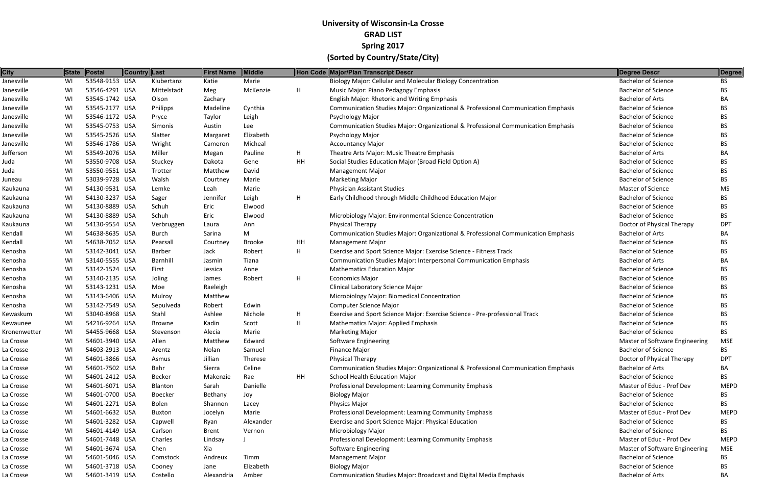# University of Wisconsin-La Crosse
## GRAD LIST
## Spring 2017
## (Sorted by Country/State/City)

| City | State | Postal | Country | Last | First Name | Middle | Hon Code | Major/Plan Transcript Descr | Degree Descr | Degree |
|---|---|---|---|---|---|---|---|---|---|---|
| Janesville | WI | 53548-9153 | USA | Klubertanz | Katie | Marie | | Biology Major: Cellular and Molecular Biology Concentration | Bachelor of Science | BS |
| Janesville | WI | 53546-4291 | USA | Mittelstadt | Meg | McKenzie | H | Music Major: Piano Pedagogy Emphasis | Bachelor of Science | BS |
| Janesville | WI | 53545-1742 | USA | Olson | Zachary | | | English Major: Rhetoric and Writing Emphasis | Bachelor of Arts | BA |
| Janesville | WI | 53545-2177 | USA | Philipps | Madeline | Cynthia | | Communication Studies Major: Organizational & Professional Communication Emphasis | Bachelor of Science | BS |
| Janesville | WI | 53546-1172 | USA | Pryce | Taylor | Leigh | | Psychology Major | Bachelor of Science | BS |
| Janesville | WI | 53545-0753 | USA | Simonis | Austin | Lee | | Communication Studies Major: Organizational & Professional Communication Emphasis | Bachelor of Science | BS |
| Janesville | WI | 53545-2526 | USA | Slatter | Margaret | Elizabeth | | Psychology Major | Bachelor of Science | BS |
| Janesville | WI | 53546-1786 | USA | Wright | Cameron | Micheal | | Accountancy Major | Bachelor of Science | BS |
| Jefferson | WI | 53549-2076 | USA | Miller | Megan | Pauline | H | Theatre Arts Major: Music Theatre Emphasis | Bachelor of Arts | BA |
| Juda | WI | 53550-9708 | USA | Stuckey | Dakota | Gene | HH | Social Studies Education Major (Broad Field Option A) | Bachelor of Science | BS |
| Juda | WI | 53550-9551 | USA | Trotter | Matthew | David | | Management Major | Bachelor of Science | BS |
| Juneau | WI | 53039-9728 | USA | Walsh | Courtney | Marie | | Marketing Major | Bachelor of Science | BS |
| Kaukauna | WI | 54130-9531 | USA | Lemke | Leah | Marie | | Physician Assistant Studies | Master of Science | MS |
| Kaukauna | WI | 54130-3237 | USA | Sager | Jennifer | Leigh | H | Early Childhood through Middle Childhood Education Major | Bachelor of Science | BS |
| Kaukauna | WI | 54130-8889 | USA | Schuh | Eric | Elwood | | | Bachelor of Science | BS |
| Kaukauna | WI | 54130-8889 | USA | Schuh | Eric | Elwood | | Microbiology Major: Environmental Science Concentration | Bachelor of Science | BS |
| Kaukauna | WI | 54130-9554 | USA | Verbruggen | Laura | Ann | | Physical Therapy | Doctor of Physical Therapy | DPT |
| Kendall | WI | 54638-8635 | USA | Burch | Sarina | M | | Communication Studies Major: Organizational & Professional Communication Emphasis | Bachelor of Arts | BA |
| Kendall | WI | 54638-7052 | USA | Pearsall | Courtney | Brooke | HH | Management Major | Bachelor of Science | BS |
| Kenosha | WI | 53142-3041 | USA | Barber | Jack | Robert | H | Exercise and Sport Science Major: Exercise Science - Fitness Track | Bachelor of Science | BS |
| Kenosha | WI | 53140-5555 | USA | Barnhill | Jasmin | Tiana | | Communication Studies Major: Interpersonal Communication Emphasis | Bachelor of Arts | BA |
| Kenosha | WI | 53142-1524 | USA | First | Jessica | Anne | | Mathematics Education Major | Bachelor of Science | BS |
| Kenosha | WI | 53140-2135 | USA | Joling | James | Robert | H | Economics Major | Bachelor of Science | BS |
| Kenosha | WI | 53143-1231 | USA | Moe | Raeleigh | | | Clinical Laboratory Science Major | Bachelor of Science | BS |
| Kenosha | WI | 53143-6406 | USA | Mulroy | Matthew | | | Microbiology Major: Biomedical Concentration | Bachelor of Science | BS |
| Kenosha | WI | 53142-7549 | USA | Sepulveda | Robert | Edwin | | Computer Science Major | Bachelor of Science | BS |
| Kewaskum | WI | 53040-8968 | USA | Stahl | Ashlee | Nichole | H | Exercise and Sport Science Major: Exercise Science - Pre-professional Track | Bachelor of Science | BS |
| Kewaunee | WI | 54216-9264 | USA | Browne | Kadin | Scott | H | Mathematics Major: Applied Emphasis | Bachelor of Science | BS |
| Kronenwetter | WI | 54455-9668 | USA | Stevenson | Alecia | Marie | | Marketing Major | Bachelor of Science | BS |
| La Crosse | WI | 54601-3940 | USA | Allen | Matthew | Edward | | Software Engineering | Master of Software Engineering | MSE |
| La Crosse | WI | 54603-2913 | USA | Arentz | Nolan | Samuel | | Finance Major | Bachelor of Science | BS |
| La Crosse | WI | 54601-3866 | USA | Asmus | Jillian | Therese | | Physical Therapy | Doctor of Physical Therapy | DPT |
| La Crosse | WI | 54601-7502 | USA | Bahr | Sierra | Celine | | Communication Studies Major: Organizational & Professional Communication Emphasis | Bachelor of Arts | BA |
| La Crosse | WI | 54601-2412 | USA | Becker | Makenzie | Rae | HH | School Health Education Major | Bachelor of Science | BS |
| La Crosse | WI | 54601-6071 | USA | Blanton | Sarah | Danielle | | Professional Development: Learning Community Emphasis | Master of Educ - Prof Dev | MEPD |
| La Crosse | WI | 54601-0700 | USA | Boecker | Bethany | Joy | | Biology Major | Bachelor of Science | BS |
| La Crosse | WI | 54601-2271 | USA | Bolen | Shannon | Lacey | | Physics Major | Bachelor of Science | BS |
| La Crosse | WI | 54601-6632 | USA | Buxton | Jocelyn | Marie | | Professional Development: Learning Community Emphasis | Master of Educ - Prof Dev | MEPD |
| La Crosse | WI | 54601-3282 | USA | Capwell | Ryan | Alexander | | Exercise and Sport Science Major: Physical Education | Bachelor of Science | BS |
| La Crosse | WI | 54601-4149 | USA | Carlson | Brent | Vernon | | Microbiology Major | Bachelor of Science | BS |
| La Crosse | WI | 54601-7448 | USA | Charles | Lindsay | J | | Professional Development: Learning Community Emphasis | Master of Educ - Prof Dev | MEPD |
| La Crosse | WI | 54601-3674 | USA | Chen | Xia | | | Software Engineering | Master of Software Engineering | MSE |
| La Crosse | WI | 54601-5046 | USA | Comstock | Andreux | Timm | | Management Major | Bachelor of Science | BS |
| La Crosse | WI | 54601-3718 | USA | Cooney | Jane | Elizabeth | | Biology Major | Bachelor of Science | BS |
| La Crosse | WI | 54601-3419 | USA | Costello | Alexandria | Amber | | Communication Studies Major: Broadcast and Digital Media Emphasis | Bachelor of Arts | BA |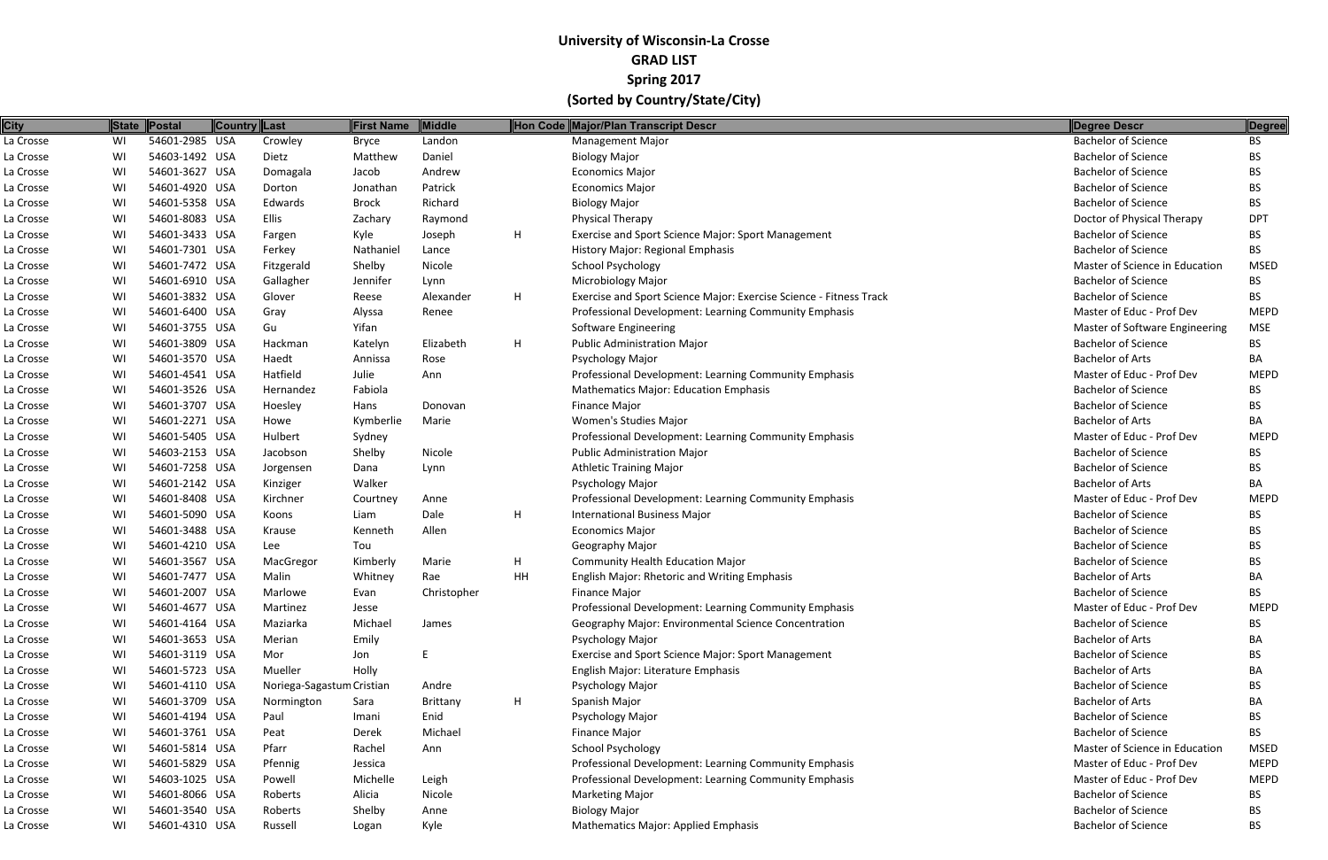# University of Wisconsin-La Crosse
## GRAD LIST
## Spring 2017
## (Sorted by Country/State/City)

| City | State | Postal | Country | Last | First Name | Middle | Hon Code | Major/Plan Transcript Descr | Degree Descr | Degree |
|---|---|---|---|---|---|---|---|---|---|---|
| La Crosse | WI | 54601-2985 | USA | Crowley | Bryce | Landon | | Management Major | Bachelor of Science | BS |
| La Crosse | WI | 54603-1492 | USA | Dietz | Matthew | Daniel | | Biology Major | Bachelor of Science | BS |
| La Crosse | WI | 54601-3627 | USA | Domagala | Jacob | Andrew | | Economics Major | Bachelor of Science | BS |
| La Crosse | WI | 54601-4920 | USA | Dorton | Jonathan | Patrick | | Economics Major | Bachelor of Science | BS |
| La Crosse | WI | 54601-5358 | USA | Edwards | Brock | Richard | | Biology Major | Bachelor of Science | BS |
| La Crosse | WI | 54601-8083 | USA | Ellis | Zachary | Raymond | | Physical Therapy | Doctor of Physical Therapy | DPT |
| La Crosse | WI | 54601-3433 | USA | Fargen | Kyle | Joseph | H | Exercise and Sport Science Major: Sport Management | Bachelor of Science | BS |
| La Crosse | WI | 54601-7301 | USA | Ferkey | Nathaniel | Lance | | History Major: Regional Emphasis | Bachelor of Science | BS |
| La Crosse | WI | 54601-7472 | USA | Fitzgerald | Shelby | Nicole | | School Psychology | Master of Science in Education | MSED |
| La Crosse | WI | 54601-6910 | USA | Gallagher | Jennifer | Lynn | | Microbiology Major | Bachelor of Science | BS |
| La Crosse | WI | 54601-3832 | USA | Glover | Reese | Alexander | H | Exercise and Sport Science Major: Exercise Science - Fitness Track | Bachelor of Science | BS |
| La Crosse | WI | 54601-6400 | USA | Gray | Alyssa | Renee | | Professional Development: Learning Community Emphasis | Master of Educ - Prof Dev | MEPD |
| La Crosse | WI | 54601-3755 | USA | Gu | Yifan | | | Software Engineering | Master of Software Engineering | MSE |
| La Crosse | WI | 54601-3809 | USA | Hackman | Katelyn | Elizabeth | H | Public Administration Major | Bachelor of Science | BS |
| La Crosse | WI | 54601-3570 | USA | Haedt | Annissa | Rose | | Psychology Major | Bachelor of Arts | BA |
| La Crosse | WI | 54601-4541 | USA | Hatfield | Julie | Ann | | Professional Development: Learning Community Emphasis | Master of Educ - Prof Dev | MEPD |
| La Crosse | WI | 54601-3526 | USA | Hernandez | Fabiola | | | Mathematics Major: Education Emphasis | Bachelor of Science | BS |
| La Crosse | WI | 54601-3707 | USA | Hoesley | Hans | Donovan | | Finance Major | Bachelor of Science | BS |
| La Crosse | WI | 54601-2271 | USA | Howe | Kymberlie | Marie | | Women's Studies Major | Bachelor of Arts | BA |
| La Crosse | WI | 54601-5405 | USA | Hulbert | Sydney | | | Professional Development: Learning Community Emphasis | Master of Educ - Prof Dev | MEPD |
| La Crosse | WI | 54603-2153 | USA | Jacobson | Shelby | Nicole | | Public Administration Major | Bachelor of Science | BS |
| La Crosse | WI | 54601-7258 | USA | Jorgensen | Dana | Lynn | | Athletic Training Major | Bachelor of Science | BS |
| La Crosse | WI | 54601-2142 | USA | Kinziger | Walker | | | Psychology Major | Bachelor of Arts | BA |
| La Crosse | WI | 54601-8408 | USA | Kirchner | Courtney | Anne | | Professional Development: Learning Community Emphasis | Master of Educ - Prof Dev | MEPD |
| La Crosse | WI | 54601-5090 | USA | Koons | Liam | Dale | H | International Business Major | Bachelor of Science | BS |
| La Crosse | WI | 54601-3488 | USA | Krause | Kenneth | Allen | | Economics Major | Bachelor of Science | BS |
| La Crosse | WI | 54601-4210 | USA | Lee | Tou | | | Geography Major | Bachelor of Science | BS |
| La Crosse | WI | 54601-3567 | USA | MacGregor | Kimberly | Marie | H | Community Health Education Major | Bachelor of Science | BS |
| La Crosse | WI | 54601-7477 | USA | Malin | Whitney | Rae | HH | English Major: Rhetoric and Writing Emphasis | Bachelor of Arts | BA |
| La Crosse | WI | 54601-2007 | USA | Marlowe | Evan | Christopher | | Finance Major | Bachelor of Science | BS |
| La Crosse | WI | 54601-4677 | USA | Martinez | Jesse | | | Professional Development: Learning Community Emphasis | Master of Educ - Prof Dev | MEPD |
| La Crosse | WI | 54601-4164 | USA | Maziarka | Michael | James | | Geography Major: Environmental Science Concentration | Bachelor of Science | BS |
| La Crosse | WI | 54601-3653 | USA | Merian | Emily | | | Psychology Major | Bachelor of Arts | BA |
| La Crosse | WI | 54601-3119 | USA | Mor | Jon | E | | Exercise and Sport Science Major: Sport Management | Bachelor of Science | BS |
| La Crosse | WI | 54601-5723 | USA | Mueller | Holly | | | English Major: Literature Emphasis | Bachelor of Arts | BA |
| La Crosse | WI | 54601-4110 | USA | Noriega-Sagastum | Cristian | Andre | | Psychology Major | Bachelor of Science | BS |
| La Crosse | WI | 54601-3709 | USA | Normington | Sara | Brittany | H | Spanish Major | Bachelor of Arts | BA |
| La Crosse | WI | 54601-4194 | USA | Paul | Imani | Enid | | Psychology Major | Bachelor of Science | BS |
| La Crosse | WI | 54601-3761 | USA | Peat | Derek | Michael | | Finance Major | Bachelor of Science | BS |
| La Crosse | WI | 54601-5814 | USA | Pfarr | Rachel | Ann | | School Psychology | Master of Science in Education | MSED |
| La Crosse | WI | 54601-5829 | USA | Pfennig | Jessica | | | Professional Development: Learning Community Emphasis | Master of Educ - Prof Dev | MEPD |
| La Crosse | WI | 54603-1025 | USA | Powell | Michelle | Leigh | | Professional Development: Learning Community Emphasis | Master of Educ - Prof Dev | MEPD |
| La Crosse | WI | 54601-8066 | USA | Roberts | Alicia | Nicole | | Marketing Major | Bachelor of Science | BS |
| La Crosse | WI | 54601-3540 | USA | Roberts | Shelby | Anne | | Biology Major | Bachelor of Science | BS |
| La Crosse | WI | 54601-4310 | USA | Russell | Logan | Kyle | | Mathematics Major: Applied Emphasis | Bachelor of Science | BS |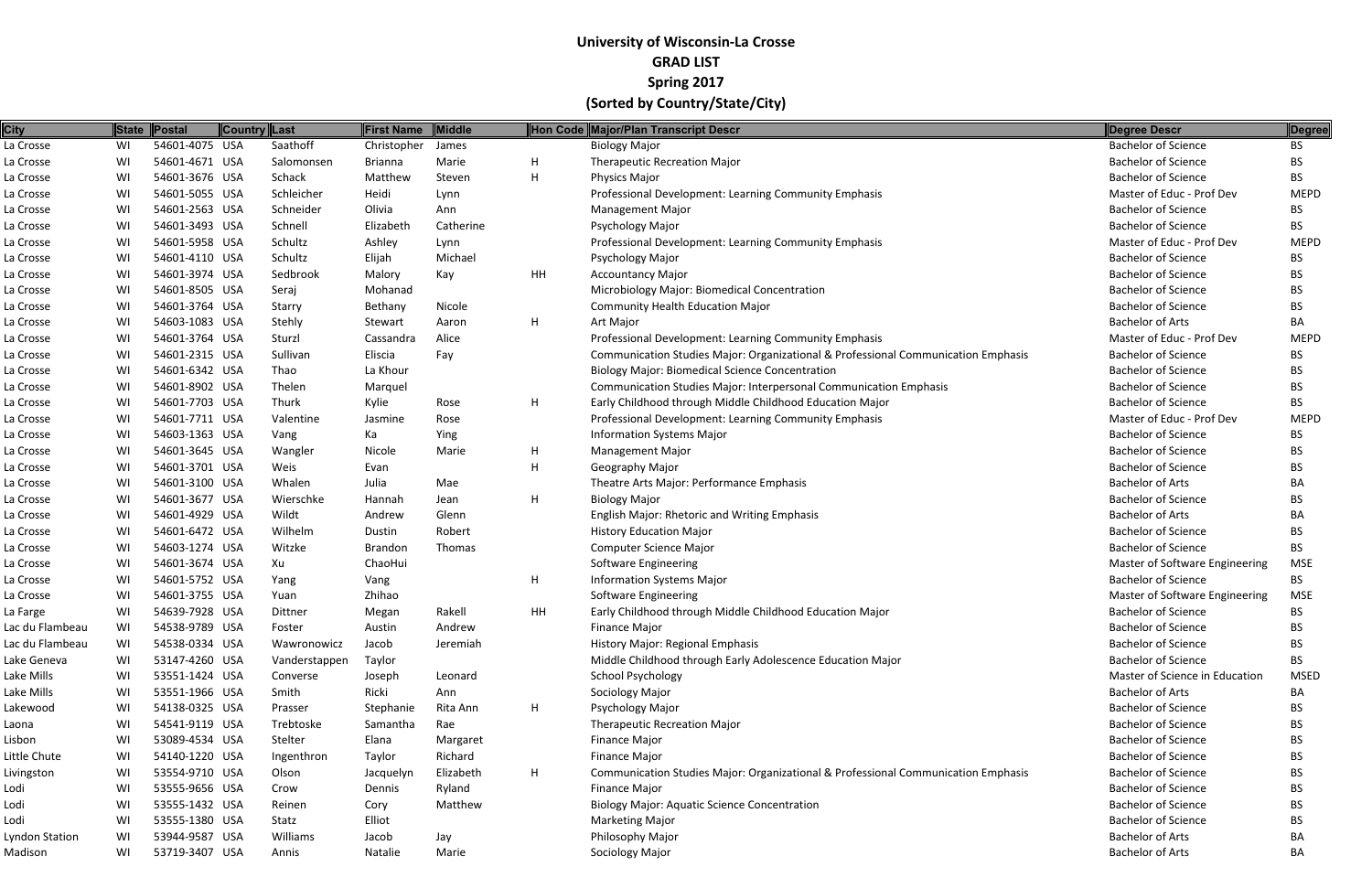# University of Wisconsin-La Crosse
## GRAD LIST
## Spring 2017
## (Sorted by Country/State/City)

| City | State | Postal | Country | Last | First Name | Middle | Hon Code | Major/Plan Transcript Descr | Degree Descr | Degree |
|---|---|---|---|---|---|---|---|---|---|---|
| La Crosse | WI | 54601-4075 | USA | Saathoff | Christopher | James | | Biology Major | Bachelor of Science | BS |
| La Crosse | WI | 54601-4671 | USA | Salomonsen | Brianna | Marie | H | Therapeutic Recreation Major | Bachelor of Science | BS |
| La Crosse | WI | 54601-3676 | USA | Schack | Matthew | Steven | H | Physics Major | Bachelor of Science | BS |
| La Crosse | WI | 54601-5055 | USA | Schleicher | Heidi | Lynn | | Professional Development: Learning Community Emphasis | Master of Educ - Prof Dev | MEPD |
| La Crosse | WI | 54601-2563 | USA | Schneider | Olivia | Ann | | Management Major | Bachelor of Science | BS |
| La Crosse | WI | 54601-3493 | USA | Schnell | Elizabeth | Catherine | | Psychology Major | Bachelor of Science | BS |
| La Crosse | WI | 54601-5958 | USA | Schultz | Ashley | Lynn | | Professional Development: Learning Community Emphasis | Master of Educ - Prof Dev | MEPD |
| La Crosse | WI | 54601-4110 | USA | Schultz | Elijah | Michael | | Psychology Major | Bachelor of Science | BS |
| La Crosse | WI | 54601-3974 | USA | Sedbrook | Malory | Kay | HH | Accountancy Major | Bachelor of Science | BS |
| La Crosse | WI | 54601-8505 | USA | Seraj | Mohanad | | | Microbiology Major: Biomedical Concentration | Bachelor of Science | BS |
| La Crosse | WI | 54601-3764 | USA | Starry | Bethany | Nicole | | Community Health Education Major | Bachelor of Science | BS |
| La Crosse | WI | 54603-1083 | USA | Stehly | Stewart | Aaron | H | Art Major | Bachelor of Arts | BA |
| La Crosse | WI | 54601-3764 | USA | Sturzl | Cassandra | Alice | | Professional Development: Learning Community Emphasis | Master of Educ - Prof Dev | MEPD |
| La Crosse | WI | 54601-2315 | USA | Sullivan | Eliscia | Fay | | Communication Studies Major: Organizational & Professional Communication Emphasis | Bachelor of Science | BS |
| La Crosse | WI | 54601-6342 | USA | Thao | La Khour | | | Biology Major: Biomedical Science Concentration | Bachelor of Science | BS |
| La Crosse | WI | 54601-8902 | USA | Thelen | Marquel | | | Communication Studies Major: Interpersonal Communication Emphasis | Bachelor of Science | BS |
| La Crosse | WI | 54601-7703 | USA | Thurk | Kylie | Rose | H | Early Childhood through Middle Childhood Education Major | Bachelor of Science | BS |
| La Crosse | WI | 54601-7711 | USA | Valentine | Jasmine | Rose | | Professional Development: Learning Community Emphasis | Master of Educ - Prof Dev | MEPD |
| La Crosse | WI | 54603-1363 | USA | Vang | Ka | Ying | | Information Systems Major | Bachelor of Science | BS |
| La Crosse | WI | 54601-3645 | USA | Wangler | Nicole | Marie | H | Management Major | Bachelor of Science | BS |
| La Crosse | WI | 54601-3701 | USA | Weis | Evan | | H | Geography Major | Bachelor of Science | BS |
| La Crosse | WI | 54601-3100 | USA | Whalen | Julia | Mae | | Theatre Arts Major: Performance Emphasis | Bachelor of Arts | BA |
| La Crosse | WI | 54601-3677 | USA | Wierschke | Hannah | Jean | H | Biology Major | Bachelor of Science | BS |
| La Crosse | WI | 54601-4929 | USA | Wildt | Andrew | Glenn | | English Major: Rhetoric and Writing Emphasis | Bachelor of Arts | BA |
| La Crosse | WI | 54601-6472 | USA | Wilhelm | Dustin | Robert | | History Education Major | Bachelor of Science | BS |
| La Crosse | WI | 54603-1274 | USA | Witzke | Brandon | Thomas | | Computer Science Major | Bachelor of Science | BS |
| La Crosse | WI | 54601-3674 | USA | Xu | ChaoHui | | | Software Engineering | Master of Software Engineering | MSE |
| La Crosse | WI | 54601-5752 | USA | Yang | Vang | | H | Information Systems Major | Bachelor of Science | BS |
| La Crosse | WI | 54601-3755 | USA | Yuan | Zhihao | | | Software Engineering | Master of Software Engineering | MSE |
| La Farge | WI | 54639-7928 | USA | Dittner | Megan | Rakell | HH | Early Childhood through Middle Childhood Education Major | Bachelor of Science | BS |
| Lac du Flambeau | WI | 54538-9789 | USA | Foster | Austin | Andrew | | Finance Major | Bachelor of Science | BS |
| Lac du Flambeau | WI | 54538-0334 | USA | Wawronowicz | Jacob | Jeremiah | | History Major: Regional Emphasis | Bachelor of Science | BS |
| Lake Geneva | WI | 53147-4260 | USA | Vanderstappen | Taylor | | | Middle Childhood through Early Adolescence Education Major | Bachelor of Science | BS |
| Lake Mills | WI | 53551-1424 | USA | Converse | Joseph | Leonard | | School Psychology | Master of Science in Education | MSED |
| Lake Mills | WI | 53551-1966 | USA | Smith | Ricki | Ann | | Sociology Major | Bachelor of Arts | BA |
| Lakewood | WI | 54138-0325 | USA | Prasser | Stephanie | Rita Ann | H | Psychology Major | Bachelor of Science | BS |
| Laona | WI | 54541-9119 | USA | Trebtoske | Samantha | Rae | | Therapeutic Recreation Major | Bachelor of Science | BS |
| Lisbon | WI | 53089-4534 | USA | Stelter | Elana | Margaret | | Finance Major | Bachelor of Science | BS |
| Little Chute | WI | 54140-1220 | USA | Ingenthron | Taylor | Richard | | Finance Major | Bachelor of Science | BS |
| Livingston | WI | 53554-9710 | USA | Olson | Jacquelyn | Elizabeth | H | Communication Studies Major: Organizational & Professional Communication Emphasis | Bachelor of Science | BS |
| Lodi | WI | 53555-9656 | USA | Crow | Dennis | Ryland | | Finance Major | Bachelor of Science | BS |
| Lodi | WI | 53555-1432 | USA | Reinen | Cory | Matthew | | Biology Major: Aquatic Science Concentration | Bachelor of Science | BS |
| Lodi | WI | 53555-1380 | USA | Statz | Elliot | | | Marketing Major | Bachelor of Science | BS |
| Lyndon Station | WI | 53944-9587 | USA | Williams | Jacob | Jay | | Philosophy Major | Bachelor of Arts | BA |
| Madison | WI | 53719-3407 | USA | Annis | Natalie | Marie | | Sociology Major | Bachelor of Arts | BA |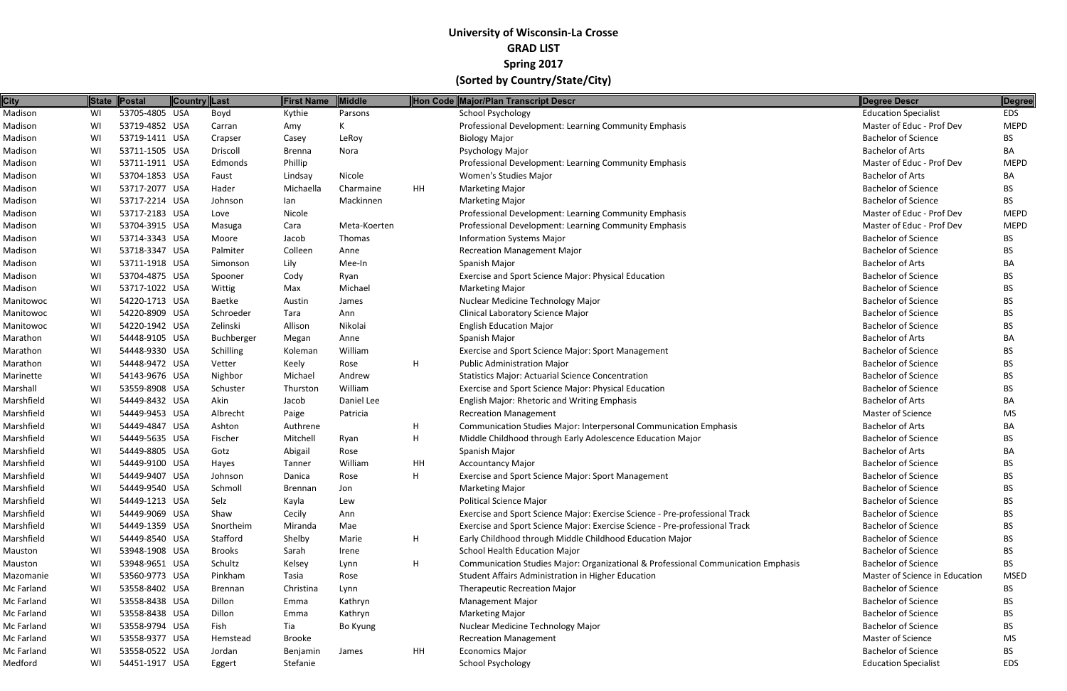# University of Wisconsin-La Crosse
## GRAD LIST
## Spring 2017
## (Sorted by Country/State/City)

| City | State | Postal | Country | Last | First Name | Middle | Hon Code | Major/Plan Transcript Descr | Degree Descr | Degree |
|---|---|---|---|---|---|---|---|---|---|---|
| Madison | WI | 53705-4805 | USA | Boyd | Kythie | Parsons | | School Psychology | Education Specialist | EDS |
| Madison | WI | 53719-4852 | USA | Carran | Amy | K | | Professional Development: Learning Community Emphasis | Master of Educ - Prof Dev | MEPD |
| Madison | WI | 53719-1411 | USA | Crapser | Casey | LeRoy | | Biology Major | Bachelor of Science | BS |
| Madison | WI | 53711-1505 | USA | Driscoll | Brenna | Nora | | Psychology Major | Bachelor of Arts | BA |
| Madison | WI | 53711-1911 | USA | Edmonds | Phillip | | | Professional Development: Learning Community Emphasis | Master of Educ - Prof Dev | MEPD |
| Madison | WI | 53704-1853 | USA | Faust | Lindsay | Nicole | | Women's Studies Major | Bachelor of Arts | BA |
| Madison | WI | 53717-2077 | USA | Hader | Michaella | Charmaine | HH | Marketing Major | Bachelor of Science | BS |
| Madison | WI | 53717-2214 | USA | Johnson | Ian | Mackinnen | | Marketing Major | Bachelor of Science | BS |
| Madison | WI | 53717-2183 | USA | Love | Nicole | | | Professional Development: Learning Community Emphasis | Master of Educ - Prof Dev | MEPD |
| Madison | WI | 53704-3915 | USA | Masuga | Cara | Meta-Koerten | | Professional Development: Learning Community Emphasis | Master of Educ - Prof Dev | MEPD |
| Madison | WI | 53714-3343 | USA | Moore | Jacob | Thomas | | Information Systems Major | Bachelor of Science | BS |
| Madison | WI | 53718-3347 | USA | Palmiter | Colleen | Anne | | Recreation Management Major | Bachelor of Science | BS |
| Madison | WI | 53711-1918 | USA | Simonson | Lily | Mee-In | | Spanish Major | Bachelor of Arts | BA |
| Madison | WI | 53704-4875 | USA | Spooner | Cody | Ryan | | Exercise and Sport Science Major: Physical Education | Bachelor of Science | BS |
| Madison | WI | 53717-1022 | USA | Wittig | Max | Michael | | Marketing Major | Bachelor of Science | BS |
| Manitowoc | WI | 54220-1713 | USA | Baetke | Austin | James | | Nuclear Medicine Technology Major | Bachelor of Science | BS |
| Manitowoc | WI | 54220-8909 | USA | Schroeder | Tara | Ann | | Clinical Laboratory Science Major | Bachelor of Science | BS |
| Manitowoc | WI | 54220-1942 | USA | Zelinski | Allison | Nikolai | | English Education Major | Bachelor of Science | BS |
| Marathon | WI | 54448-9105 | USA | Buchberger | Megan | Anne | | Spanish Major | Bachelor of Arts | BA |
| Marathon | WI | 54448-9330 | USA | Schilling | Koleman | William | | Exercise and Sport Science Major: Sport Management | Bachelor of Science | BS |
| Marathon | WI | 54448-9472 | USA | Vetter | Keely | Rose | H | Public Administration Major | Bachelor of Science | BS |
| Marinette | WI | 54143-9676 | USA | Nighbor | Michael | Andrew | | Statistics Major: Actuarial Science Concentration | Bachelor of Science | BS |
| Marshall | WI | 53559-8908 | USA | Schuster | Thurston | William | | Exercise and Sport Science Major: Physical Education | Bachelor of Science | BS |
| Marshfield | WI | 54449-8432 | USA | Akin | Jacob | Daniel Lee | | English Major: Rhetoric and Writing Emphasis | Bachelor of Arts | BA |
| Marshfield | WI | 54449-9453 | USA | Albrecht | Paige | Patricia | | Recreation Management | Master of Science | MS |
| Marshfield | WI | 54449-4847 | USA | Ashton | Authrene | | H | Communication Studies Major: Interpersonal Communication Emphasis | Bachelor of Arts | BA |
| Marshfield | WI | 54449-5635 | USA | Fischer | Mitchell | Ryan | H | Middle Childhood through Early Adolescence Education Major | Bachelor of Science | BS |
| Marshfield | WI | 54449-8805 | USA | Gotz | Abigail | Rose | | Spanish Major | Bachelor of Arts | BA |
| Marshfield | WI | 54449-9100 | USA | Hayes | Tanner | William | HH | Accountancy Major | Bachelor of Science | BS |
| Marshfield | WI | 54449-9407 | USA | Johnson | Danica | Rose | H | Exercise and Sport Science Major: Sport Management | Bachelor of Science | BS |
| Marshfield | WI | 54449-9540 | USA | Schmoll | Brennan | Jon | | Marketing Major | Bachelor of Science | BS |
| Marshfield | WI | 54449-1213 | USA | Selz | Kayla | Lew | | Political Science Major | Bachelor of Science | BS |
| Marshfield | WI | 54449-9069 | USA | Shaw | Cecily | Ann | | Exercise and Sport Science Major: Exercise Science - Pre-professional Track | Bachelor of Science | BS |
| Marshfield | WI | 54449-1359 | USA | Snortheim | Miranda | Mae | | Exercise and Sport Science Major: Exercise Science - Pre-professional Track | Bachelor of Science | BS |
| Marshfield | WI | 54449-8540 | USA | Stafford | Shelby | Marie | H | Early Childhood through Middle Childhood Education Major | Bachelor of Science | BS |
| Mauston | WI | 53948-1908 | USA | Brooks | Sarah | Irene | | School Health Education Major | Bachelor of Science | BS |
| Mauston | WI | 53948-9651 | USA | Schultz | Kelsey | Lynn | H | Communication Studies Major: Organizational & Professional Communication Emphasis | Bachelor of Science | BS |
| Mazomanie | WI | 53560-9773 | USA | Pinkham | Tasia | Rose | | Student Affairs Administration in Higher Education | Master of Science in Education | MSED |
| Mc Farland | WI | 53558-8402 | USA | Brennan | Christina | Lynn | | Therapeutic Recreation Major | Bachelor of Science | BS |
| Mc Farland | WI | 53558-8438 | USA | Dillon | Emma | Kathryn | | Management Major | Bachelor of Science | BS |
| Mc Farland | WI | 53558-8438 | USA | Dillon | Emma | Kathryn | | Marketing Major | Bachelor of Science | BS |
| Mc Farland | WI | 53558-9794 | USA | Fish | Tia | Bo Kyung | | Nuclear Medicine Technology Major | Bachelor of Science | BS |
| Mc Farland | WI | 53558-9377 | USA | Hemstead | Brooke | | | Recreation Management | Master of Science | MS |
| Mc Farland | WI | 53558-0522 | USA | Jordan | Benjamin | James | HH | Economics Major | Bachelor of Science | BS |
| Medford | WI | 54451-1917 | USA | Eggert | Stefanie | | | School Psychology | Education Specialist | EDS |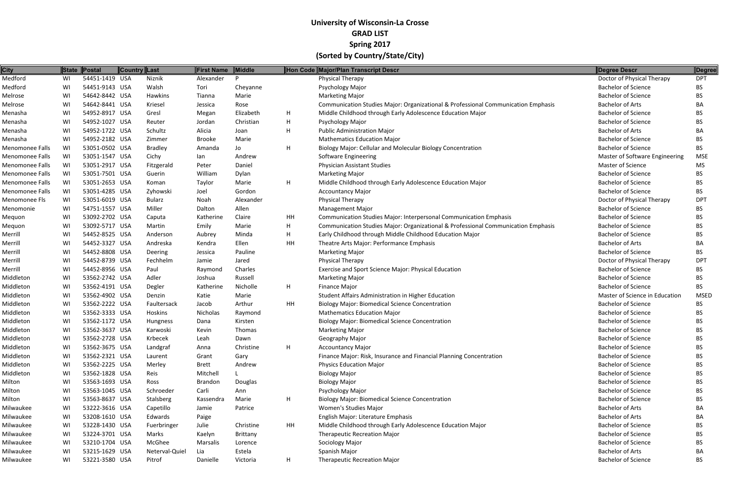# University of Wisconsin-La Crosse
## GRAD LIST
## Spring 2017
## (Sorted by Country/State/City)

| City | State | Postal | Country | Last | First Name | Middle | Hon Code | Major/Plan Transcript Descr | Degree Descr | Degree |
|---|---|---|---|---|---|---|---|---|---|---|
| Medford | WI | 54451-1419 | USA | Niznik | Alexander | P |  | Physical Therapy | Doctor of Physical Therapy | DPT |
| Medford | WI | 54451-9143 | USA | Walsh | Tori | Cheyanne |  | Psychology Major | Bachelor of Science | BS |
| Melrose | WI | 54642-8442 | USA | Hawkins | Tianna | Marie |  | Marketing Major | Bachelor of Science | BS |
| Melrose | WI | 54642-8441 | USA | Kriesel | Jessica | Rose |  | Communication Studies Major: Organizational & Professional Communication Emphasis | Bachelor of Arts | BA |
| Menasha | WI | 54952-8917 | USA | Gresl | Megan | Elizabeth | H | Middle Childhood through Early Adolescence Education Major | Bachelor of Science | BS |
| Menasha | WI | 54952-1027 | USA | Reuter | Jordan | Christian | H | Psychology Major | Bachelor of Science | BS |
| Menasha | WI | 54952-1722 | USA | Schultz | Alicia | Joan | H | Public Administration Major | Bachelor of Arts | BA |
| Menasha | WI | 54952-2182 | USA | Zimmer | Brooke | Marie |  | Mathematics Education Major | Bachelor of Science | BS |
| Menomonee Falls | WI | 53051-0502 | USA | Bradley | Amanda | Jo | H | Biology Major: Cellular and Molecular Biology Concentration | Bachelor of Science | BS |
| Menomonee Falls | WI | 53051-1547 | USA | Cichy | Ian | Andrew |  | Software Engineering | Master of Software Engineering | MSE |
| Menomonee Falls | WI | 53051-2917 | USA | Fitzgerald | Peter | Daniel |  | Physician Assistant Studies | Master of Science | MS |
| Menomonee Falls | WI | 53051-7501 | USA | Guerin | William | Dylan |  | Marketing Major | Bachelor of Science | BS |
| Menomonee Falls | WI | 53051-2653 | USA | Koman | Taylor | Marie | H | Middle Childhood through Early Adolescence Education Major | Bachelor of Science | BS |
| Menomonee Falls | WI | 53051-4285 | USA | Zyhowski | Joel | Gordon |  | Accountancy Major | Bachelor of Science | BS |
| Menomonee Fls | WI | 53051-6019 | USA | Bularz | Noah | Alexander |  | Physical Therapy | Doctor of Physical Therapy | DPT |
| Menomonie | WI | 54751-1557 | USA | Miller | Dalton | Allen |  | Management Major | Bachelor of Science | BS |
| Mequon | WI | 53092-2702 | USA | Caputa | Katherine | Claire | HH | Communication Studies Major: Interpersonal Communication Emphasis | Bachelor of Science | BS |
| Mequon | WI | 53092-5717 | USA | Martin | Emily | Marie | H | Communication Studies Major: Organizational & Professional Communication Emphasis | Bachelor of Science | BS |
| Merrill | WI | 54452-8525 | USA | Anderson | Aubrey | Minda | H | Early Childhood through Middle Childhood Education Major | Bachelor of Science | BS |
| Merrill | WI | 54452-3327 | USA | Andreska | Kendra | Ellen | HH | Theatre Arts Major: Performance Emphasis | Bachelor of Arts | BA |
| Merrill | WI | 54452-8808 | USA | Deering | Jessica | Pauline |  | Marketing Major | Bachelor of Science | BS |
| Merrill | WI | 54452-8739 | USA | Fechhelm | Jamie | Jared |  | Physical Therapy | Doctor of Physical Therapy | DPT |
| Merrill | WI | 54452-8956 | USA | Paul | Raymond | Charles |  | Exercise and Sport Science Major: Physical Education | Bachelor of Science | BS |
| Middleton | WI | 53562-2742 | USA | Adler | Joshua | Russell |  | Marketing Major | Bachelor of Science | BS |
| Middleton | WI | 53562-4191 | USA | Degler | Katherine | Nicholle | H | Finance Major | Bachelor of Science | BS |
| Middleton | WI | 53562-4902 | USA | Denzin | Katie | Marie |  | Student Affairs Administration in Higher Education | Master of Science in Education | MSED |
| Middleton | WI | 53562-2222 | USA | Faultersack | Jacob | Arthur | HH | Biology Major: Biomedical Science Concentration | Bachelor of Science | BS |
| Middleton | WI | 53562-3333 | USA | Hoskins | Nicholas | Raymond |  | Mathematics Education Major | Bachelor of Science | BS |
| Middleton | WI | 53562-1172 | USA | Hungness | Dana | Kirsten |  | Biology Major: Biomedical Science Concentration | Bachelor of Science | BS |
| Middleton | WI | 53562-3637 | USA | Karwoski | Kevin | Thomas |  | Marketing Major | Bachelor of Science | BS |
| Middleton | WI | 53562-2728 | USA | Krbecek | Leah | Dawn |  | Geography Major | Bachelor of Science | BS |
| Middleton | WI | 53562-3675 | USA | Landgraf | Anna | Christine | H | Accountancy Major | Bachelor of Science | BS |
| Middleton | WI | 53562-2321 | USA | Laurent | Grant | Gary |  | Finance Major: Risk, Insurance and Financial Planning Concentration | Bachelor of Science | BS |
| Middleton | WI | 53562-2225 | USA | Merley | Brett | Andrew |  | Physics Education Major | Bachelor of Science | BS |
| Middleton | WI | 53562-1828 | USA | Reis | Mitchell | L |  | Biology Major | Bachelor of Science | BS |
| Milton | WI | 53563-1693 | USA | Ross | Brandon | Douglas |  | Biology Major | Bachelor of Science | BS |
| Milton | WI | 53563-1045 | USA | Schroeder | Carli | Ann |  | Psychology Major | Bachelor of Science | BS |
| Milton | WI | 53563-8637 | USA | Stalsberg | Kassendra | Marie | H | Biology Major: Biomedical Science Concentration | Bachelor of Science | BS |
| Milwaukee | WI | 53222-3616 | USA | Capetillo | Jamie | Patrice |  | Women's Studies Major | Bachelor of Arts | BA |
| Milwaukee | WI | 53208-1610 | USA | Edwards | Paige |  |  | English Major: Literature Emphasis | Bachelor of Arts | BA |
| Milwaukee | WI | 53228-1430 | USA | Fuerbringer | Julie | Christine | HH | Middle Childhood through Early Adolescence Education Major | Bachelor of Science | BS |
| Milwaukee | WI | 53224-3701 | USA | Marks | Kaelyn | Brittany |  | Therapeutic Recreation Major | Bachelor of Science | BS |
| Milwaukee | WI | 53210-1704 | USA | McGhee | Marsalis | Lorence |  | Sociology Major | Bachelor of Science | BS |
| Milwaukee | WI | 53215-1629 | USA | Neterval-Quiel | Lia | Estela |  | Spanish Major | Bachelor of Arts | BA |
| Milwaukee | WI | 53221-3580 | USA | Pitrof | Danielle | Victoria | H | Therapeutic Recreation Major | Bachelor of Science | BS |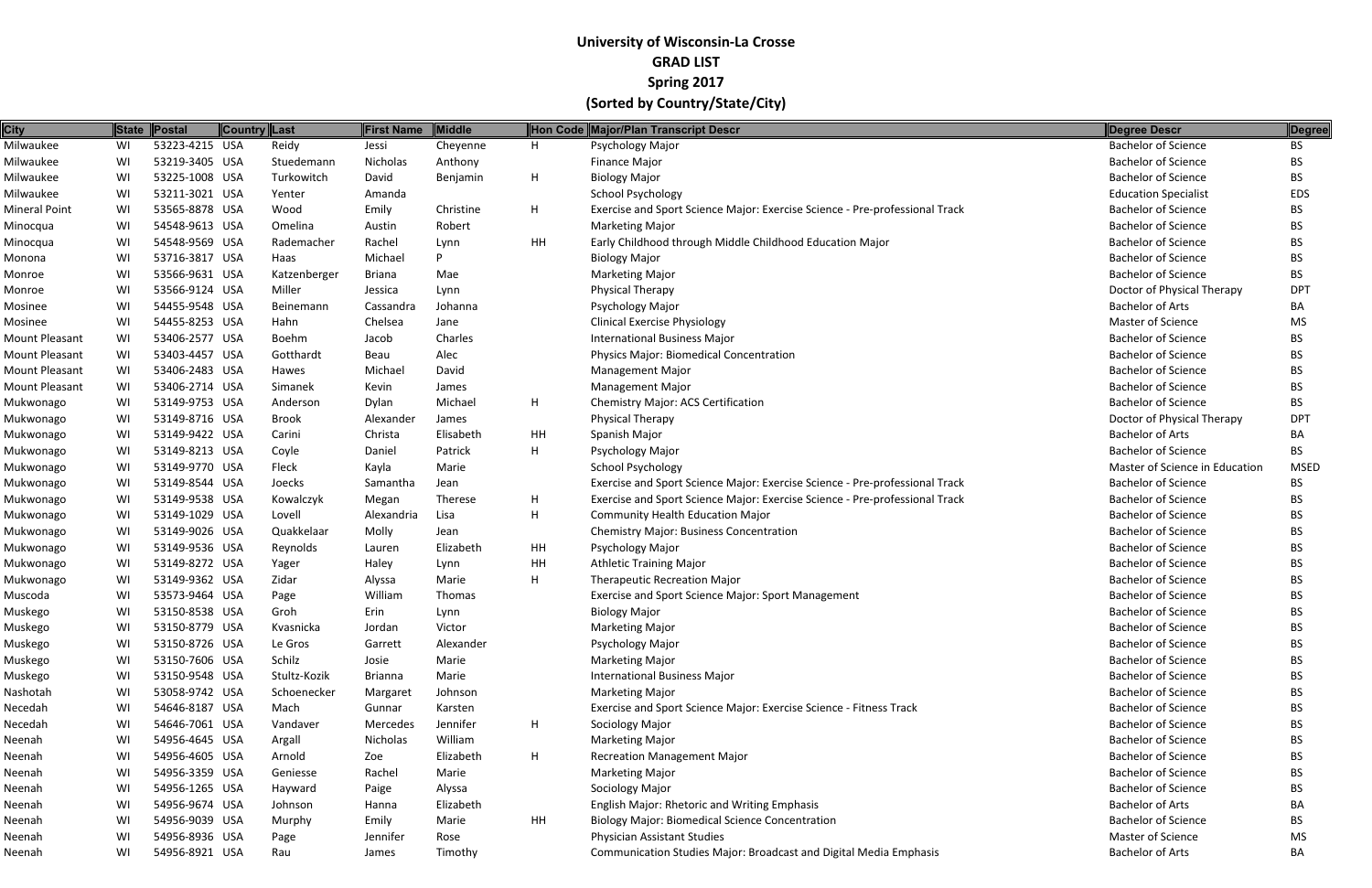# University of Wisconsin-La Crosse
## GRAD LIST
## Spring 2017
## (Sorted by Country/State/City)

| City | State | Postal | Country | Last | First Name | Middle | Hon Code | Major/Plan Transcript Descr | Degree Descr | Degree |
|---|---|---|---|---|---|---|---|---|---|---|
| Milwaukee | WI | 53223-4215 | USA | Reidy | Jessi | Cheyenne | H | Psychology Major | Bachelor of Science | BS |
| Milwaukee | WI | 53219-3405 | USA | Stuedemann | Nicholas | Anthony | | Finance Major | Bachelor of Science | BS |
| Milwaukee | WI | 53225-1008 | USA | Turkowitch | David | Benjamin | H | Biology Major | Bachelor of Science | BS |
| Milwaukee | WI | 53211-3021 | USA | Yenter | Amanda | | | School Psychology | Education Specialist | EDS |
| Mineral Point | WI | 53565-8878 | USA | Wood | Emily | Christine | H | Exercise and Sport Science Major: Exercise Science - Pre-professional Track | Bachelor of Science | BS |
| Minocqua | WI | 54548-9613 | USA | Omelina | Austin | Robert | | Marketing Major | Bachelor of Science | BS |
| Minocqua | WI | 54548-9569 | USA | Rademacher | Rachel | Lynn | HH | Early Childhood through Middle Childhood Education Major | Bachelor of Science | BS |
| Monona | WI | 53716-3817 | USA | Haas | Michael | P | | Biology Major | Bachelor of Science | BS |
| Monroe | WI | 53566-9631 | USA | Katzenberger | Briana | Mae | | Marketing Major | Bachelor of Science | BS |
| Monroe | WI | 53566-9124 | USA | Miller | Jessica | Lynn | | Physical Therapy | Doctor of Physical Therapy | DPT |
| Mosinee | WI | 54455-9548 | USA | Beinemann | Cassandra | Johanna | | Psychology Major | Bachelor of Arts | BA |
| Mosinee | WI | 54455-8253 | USA | Hahn | Chelsea | Jane | | Clinical Exercise Physiology | Master of Science | MS |
| Mount Pleasant | WI | 53406-2577 | USA | Boehm | Jacob | Charles | | International Business Major | Bachelor of Science | BS |
| Mount Pleasant | WI | 53403-4457 | USA | Gotthardt | Beau | Alec | | Physics Major: Biomedical Concentration | Bachelor of Science | BS |
| Mount Pleasant | WI | 53406-2483 | USA | Hawes | Michael | David | | Management Major | Bachelor of Science | BS |
| Mount Pleasant | WI | 53406-2714 | USA | Simanek | Kevin | James | | Management Major | Bachelor of Science | BS |
| Mukwonago | WI | 53149-9753 | USA | Anderson | Dylan | Michael | H | Chemistry Major: ACS Certification | Bachelor of Science | BS |
| Mukwonago | WI | 53149-8716 | USA | Brook | Alexander | James | | Physical Therapy | Doctor of Physical Therapy | DPT |
| Mukwonago | WI | 53149-9422 | USA | Carini | Christa | Elisabeth | HH | Spanish Major | Bachelor of Arts | BA |
| Mukwonago | WI | 53149-8213 | USA | Coyle | Daniel | Patrick | H | Psychology Major | Bachelor of Science | BS |
| Mukwonago | WI | 53149-9770 | USA | Fleck | Kayla | Marie | | School Psychology | Master of Science in Education | MSED |
| Mukwonago | WI | 53149-8544 | USA | Joecks | Samantha | Jean | | Exercise and Sport Science Major: Exercise Science - Pre-professional Track | Bachelor of Science | BS |
| Mukwonago | WI | 53149-9538 | USA | Kowalczyk | Megan | Therese | H | Exercise and Sport Science Major: Exercise Science - Pre-professional Track | Bachelor of Science | BS |
| Mukwonago | WI | 53149-1029 | USA | Lovell | Alexandria | Lisa | H | Community Health Education Major | Bachelor of Science | BS |
| Mukwonago | WI | 53149-9026 | USA | Quakkelaar | Molly | Jean | | Chemistry Major: Business Concentration | Bachelor of Science | BS |
| Mukwonago | WI | 53149-9536 | USA | Reynolds | Lauren | Elizabeth | HH | Psychology Major | Bachelor of Science | BS |
| Mukwonago | WI | 53149-8272 | USA | Yager | Haley | Lynn | HH | Athletic Training Major | Bachelor of Science | BS |
| Mukwonago | WI | 53149-9362 | USA | Zidar | Alyssa | Marie | H | Therapeutic Recreation Major | Bachelor of Science | BS |
| Muscoda | WI | 53573-9464 | USA | Page | William | Thomas | | Exercise and Sport Science Major: Sport Management | Bachelor of Science | BS |
| Muskego | WI | 53150-8538 | USA | Groh | Erin | Lynn | | Biology Major | Bachelor of Science | BS |
| Muskego | WI | 53150-8779 | USA | Kvasnicka | Jordan | Victor | | Marketing Major | Bachelor of Science | BS |
| Muskego | WI | 53150-8726 | USA | Le Gros | Garrett | Alexander | | Psychology Major | Bachelor of Science | BS |
| Muskego | WI | 53150-7606 | USA | Schilz | Josie | Marie | | Marketing Major | Bachelor of Science | BS |
| Muskego | WI | 53150-9548 | USA | Stultz-Kozik | Brianna | Marie | | International Business Major | Bachelor of Science | BS |
| Nashotah | WI | 53058-9742 | USA | Schoenecker | Margaret | Johnson | | Marketing Major | Bachelor of Science | BS |
| Necedah | WI | 54646-8187 | USA | Mach | Gunnar | Karsten | | Exercise and Sport Science Major: Exercise Science - Fitness Track | Bachelor of Science | BS |
| Necedah | WI | 54646-7061 | USA | Vandaver | Mercedes | Jennifer | H | Sociology Major | Bachelor of Science | BS |
| Neenah | WI | 54956-4645 | USA | Argall | Nicholas | William | | Marketing Major | Bachelor of Science | BS |
| Neenah | WI | 54956-4605 | USA | Arnold | Zoe | Elizabeth | H | Recreation Management Major | Bachelor of Science | BS |
| Neenah | WI | 54956-3359 | USA | Geniesse | Rachel | Marie | | Marketing Major | Bachelor of Science | BS |
| Neenah | WI | 54956-1265 | USA | Hayward | Paige | Alyssa | | Sociology Major | Bachelor of Science | BS |
| Neenah | WI | 54956-9674 | USA | Johnson | Hanna | Elizabeth | | English Major: Rhetoric and Writing Emphasis | Bachelor of Arts | BA |
| Neenah | WI | 54956-9039 | USA | Murphy | Emily | Marie | HH | Biology Major: Biomedical Science Concentration | Bachelor of Science | BS |
| Neenah | WI | 54956-8936 | USA | Page | Jennifer | Rose | | Physician Assistant Studies | Master of Science | MS |
| Neenah | WI | 54956-8921 | USA | Rau | James | Timothy | | Communication Studies Major: Broadcast and Digital Media Emphasis | Bachelor of Arts | BA |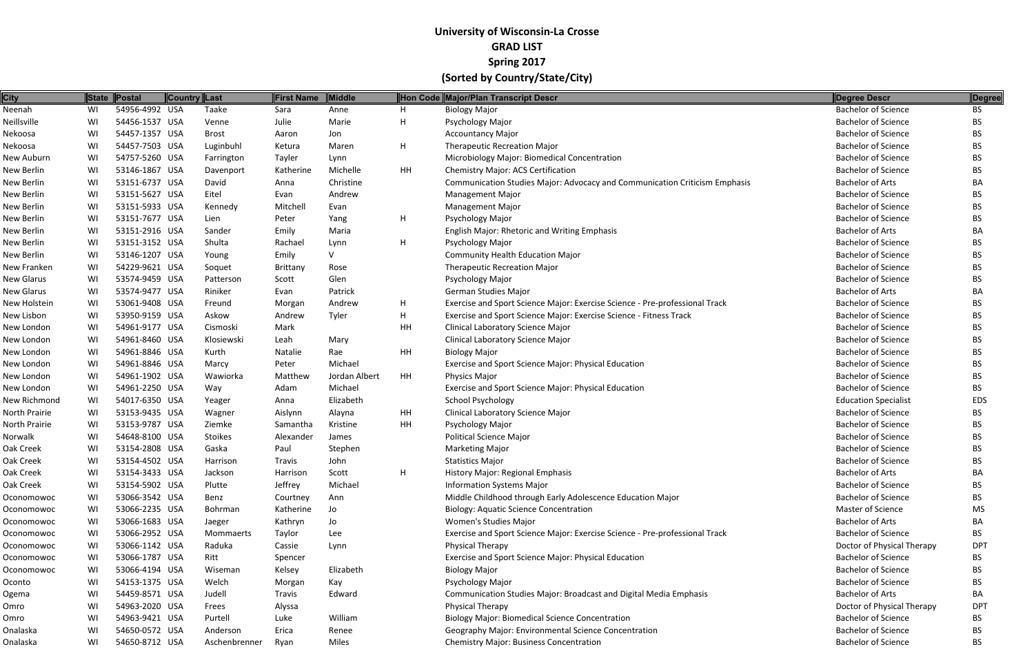# University of Wisconsin-La Crosse
## GRAD LIST
## Spring 2017
## (Sorted by Country/State/City)

| City | State | Postal | Country | Last | First Name | Middle | Hon Code | Major/Plan Transcript Descr | Degree Descr | Degree |
|---|---|---|---|---|---|---|---|---|---|---|
| Neenah | WI | 54956-4992 | USA | Taake | Sara | Anne | H | Biology Major | Bachelor of Science | BS |
| Neillsville | WI | 54456-1537 | USA | Venne | Julie | Marie | H | Psychology Major | Bachelor of Science | BS |
| Nekoosa | WI | 54457-1357 | USA | Brost | Aaron | Jon | | Accountancy Major | Bachelor of Science | BS |
| Nekoosa | WI | 54457-7503 | USA | Luginbuhl | Ketura | Maren | H | Therapeutic Recreation Major | Bachelor of Science | BS |
| New Auburn | WI | 54757-5260 | USA | Farrington | Tayler | Lynn | | Microbiology Major: Biomedical Concentration | Bachelor of Science | BS |
| New Berlin | WI | 53146-1867 | USA | Davenport | Katherine | Michelle | HH | Chemistry Major: ACS Certification | Bachelor of Science | BS |
| New Berlin | WI | 53151-6737 | USA | David | Anna | Christine | | Communication Studies Major: Advocacy and Communication Criticism Emphasis | Bachelor of Arts | BA |
| New Berlin | WI | 53151-5627 | USA | Eitel | Evan | Andrew | | Management Major | Bachelor of Science | BS |
| New Berlin | WI | 53151-5933 | USA | Kennedy | Mitchell | Evan | | Management Major | Bachelor of Science | BS |
| New Berlin | WI | 53151-7677 | USA | Lien | Peter | Yang | H | Psychology Major | Bachelor of Science | BS |
| New Berlin | WI | 53151-2916 | USA | Sander | Emily | Maria | | English Major: Rhetoric and Writing Emphasis | Bachelor of Arts | BA |
| New Berlin | WI | 53151-3152 | USA | Shulta | Rachael | Lynn | H | Psychology Major | Bachelor of Science | BS |
| New Berlin | WI | 53146-1207 | USA | Young | Emily | V | | Community Health Education Major | Bachelor of Science | BS |
| New Franken | WI | 54229-9621 | USA | Soquet | Brittany | Rose | | Therapeutic Recreation Major | Bachelor of Science | BS |
| New Glarus | WI | 53574-9459 | USA | Patterson | Scott | Glen | | Psychology Major | Bachelor of Science | BS |
| New Glarus | WI | 53574-9477 | USA | Riniker | Evan | Patrick | | German Studies Major | Bachelor of Arts | BA |
| New Holstein | WI | 53061-9408 | USA | Freund | Morgan | Andrew | H | Exercise and Sport Science Major: Exercise Science - Pre-professional Track | Bachelor of Science | BS |
| New Lisbon | WI | 53950-9159 | USA | Askow | Andrew | Tyler | H | Exercise and Sport Science Major: Exercise Science - Fitness Track | Bachelor of Science | BS |
| New London | WI | 54961-9177 | USA | Cismoski | Mark | | HH | Clinical Laboratory Science Major | Bachelor of Science | BS |
| New London | WI | 54961-8460 | USA | Klosiewski | Leah | Mary | | Clinical Laboratory Science Major | Bachelor of Science | BS |
| New London | WI | 54961-8846 | USA | Kurth | Natalie | Rae | HH | Biology Major | Bachelor of Science | BS |
| New London | WI | 54961-8846 | USA | Marcy | Peter | Michael | | Exercise and Sport Science Major: Physical Education | Bachelor of Science | BS |
| New London | WI | 54961-1902 | USA | Wawiorka | Matthew | Jordan Albert | HH | Physics Major | Bachelor of Science | BS |
| New London | WI | 54961-2250 | USA | Way | Adam | Michael | | Exercise and Sport Science Major: Physical Education | Bachelor of Science | BS |
| New Richmond | WI | 54017-6350 | USA | Yeager | Anna | Elizabeth | | School Psychology | Education Specialist | EDS |
| North Prairie | WI | 53153-9435 | USA | Wagner | Aislynn | Alayna | HH | Clinical Laboratory Science Major | Bachelor of Science | BS |
| North Prairie | WI | 53153-9787 | USA | Ziemke | Samantha | Kristine | HH | Psychology Major | Bachelor of Science | BS |
| Norwalk | WI | 54648-8100 | USA | Stoikes | Alexander | James | | Political Science Major | Bachelor of Science | BS |
| Oak Creek | WI | 53154-2808 | USA | Gaska | Paul | Stephen | | Marketing Major | Bachelor of Science | BS |
| Oak Creek | WI | 53154-4502 | USA | Harrison | Travis | John | | Statistics Major | Bachelor of Science | BS |
| Oak Creek | WI | 53154-3433 | USA | Jackson | Harrison | Scott | H | History Major: Regional Emphasis | Bachelor of Arts | BA |
| Oak Creek | WI | 53154-5902 | USA | Plutte | Jeffrey | Michael | | Information Systems Major | Bachelor of Science | BS |
| Oconomowoc | WI | 53066-3542 | USA | Benz | Courtney | Ann | | Middle Childhood through Early Adolescence Education Major | Bachelor of Science | BS |
| Oconomowoc | WI | 53066-2235 | USA | Bohrman | Katherine | Jo | | Biology: Aquatic Science Concentration | Master of Science | MS |
| Oconomowoc | WI | 53066-1683 | USA | Jaeger | Kathryn | Jo | | Women's Studies Major | Bachelor of Arts | BA |
| Oconomowoc | WI | 53066-2952 | USA | Mommaerts | Taylor | Lee | | Exercise and Sport Science Major: Exercise Science - Pre-professional Track | Bachelor of Science | BS |
| Oconomowoc | WI | 53066-1142 | USA | Raduka | Cassie | Lynn | | Physical Therapy | Doctor of Physical Therapy | DPT |
| Oconomowoc | WI | 53066-1787 | USA | Ritt | Spencer | | | Exercise and Sport Science Major: Physical Education | Bachelor of Science | BS |
| Oconomowoc | WI | 53066-4194 | USA | Wiseman | Kelsey | Elizabeth | | Biology Major | Bachelor of Science | BS |
| Oconto | WI | 54153-1375 | USA | Welch | Morgan | Kay | | Psychology Major | Bachelor of Science | BS |
| Ogema | WI | 54459-8571 | USA | Judell | Travis | Edward | | Communication Studies Major: Broadcast and Digital Media Emphasis | Bachelor of Arts | BA |
| Omro | WI | 54963-2020 | USA | Frees | Alyssa | | | Physical Therapy | Doctor of Physical Therapy | DPT |
| Omro | WI | 54963-9421 | USA | Purtell | Luke | William | | Biology Major: Biomedical Science Concentration | Bachelor of Science | BS |
| Onalaska | WI | 54650-0572 | USA | Anderson | Erica | Renee | | Geography Major: Environmental Science Concentration | Bachelor of Science | BS |
| Onalaska | WI | 54650-8712 | USA | Aschenbrenner | Ryan | Miles | | Chemistry Major: Business Concentration | Bachelor of Science | BS |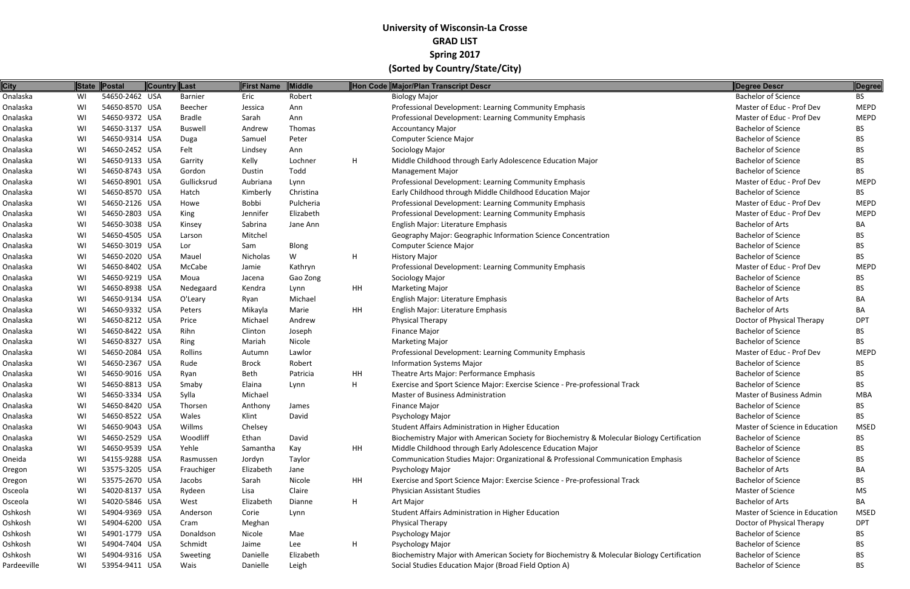# University of Wisconsin-La Crosse
## GRAD LIST
## Spring 2017
## (Sorted by Country/State/City)

| City | State | Postal | Country | Last | First Name | Middle | Hon Code | Major/Plan Transcript Descr | Degree Descr | Degree |
|---|---|---|---|---|---|---|---|---|---|---|
| Onalaska | WI | 54650-2462 | USA | Barnier | Eric | Robert | | Biology Major | Bachelor of Science | BS |
| Onalaska | WI | 54650-8570 | USA | Beecher | Jessica | Ann | | Professional Development: Learning Community Emphasis | Master of Educ - Prof Dev | MEPD |
| Onalaska | WI | 54650-9372 | USA | Bradle | Sarah | Ann | | Professional Development: Learning Community Emphasis | Master of Educ - Prof Dev | MEPD |
| Onalaska | WI | 54650-3137 | USA | Buswell | Andrew | Thomas | | Accountancy Major | Bachelor of Science | BS |
| Onalaska | WI | 54650-9314 | USA | Duga | Samuel | Peter | | Computer Science Major | Bachelor of Science | BS |
| Onalaska | WI | 54650-2452 | USA | Felt | Lindsey | Ann | | Sociology Major | Bachelor of Science | BS |
| Onalaska | WI | 54650-9133 | USA | Garrity | Kelly | Lochner | H | Middle Childhood through Early Adolescence Education Major | Bachelor of Science | BS |
| Onalaska | WI | 54650-8743 | USA | Gordon | Dustin | Todd | | Management Major | Bachelor of Science | BS |
| Onalaska | WI | 54650-8901 | USA | Gullicksrud | Aubriana | Lynn | | Professional Development: Learning Community Emphasis | Master of Educ - Prof Dev | MEPD |
| Onalaska | WI | 54650-8570 | USA | Hatch | Kimberly | Christina | | Early Childhood through Middle Childhood Education Major | Bachelor of Science | BS |
| Onalaska | WI | 54650-2126 | USA | Howe | Bobbi | Pulcheria | | Professional Development: Learning Community Emphasis | Master of Educ - Prof Dev | MEPD |
| Onalaska | WI | 54650-2803 | USA | King | Jennifer | Elizabeth | | Professional Development: Learning Community Emphasis | Master of Educ - Prof Dev | MEPD |
| Onalaska | WI | 54650-3038 | USA | Kinsey | Sabrina | Jane Ann | | English Major: Literature Emphasis | Bachelor of Arts | BA |
| Onalaska | WI | 54650-4505 | USA | Larson | Mitchel | | | Geography Major: Geographic Information Science Concentration | Bachelor of Science | BS |
| Onalaska | WI | 54650-3019 | USA | Lor | Sam | Blong | | Computer Science Major | Bachelor of Science | BS |
| Onalaska | WI | 54650-2020 | USA | Mauel | Nicholas | W | H | History Major | Bachelor of Science | BS |
| Onalaska | WI | 54650-8402 | USA | McCabe | Jamie | Kathryn | | Professional Development: Learning Community Emphasis | Master of Educ - Prof Dev | MEPD |
| Onalaska | WI | 54650-9219 | USA | Moua | Jacena | Gao Zong | | Sociology Major | Bachelor of Science | BS |
| Onalaska | WI | 54650-8938 | USA | Nedegaard | Kendra | Lynn | HH | Marketing Major | Bachelor of Science | BS |
| Onalaska | WI | 54650-9134 | USA | O'Leary | Ryan | Michael | | English Major: Literature Emphasis | Bachelor of Arts | BA |
| Onalaska | WI | 54650-9332 | USA | Peters | Mikayla | Marie | HH | English Major: Literature Emphasis | Bachelor of Arts | BA |
| Onalaska | WI | 54650-8212 | USA | Price | Michael | Andrew | | Physical Therapy | Doctor of Physical Therapy | DPT |
| Onalaska | WI | 54650-8422 | USA | Rihn | Clinton | Joseph | | Finance Major | Bachelor of Science | BS |
| Onalaska | WI | 54650-8327 | USA | Ring | Mariah | Nicole | | Marketing Major | Bachelor of Science | BS |
| Onalaska | WI | 54650-2084 | USA | Rollins | Autumn | Lawlor | | Professional Development: Learning Community Emphasis | Master of Educ - Prof Dev | MEPD |
| Onalaska | WI | 54650-2367 | USA | Rude | Brock | Robert | | Information Systems Major | Bachelor of Science | BS |
| Onalaska | WI | 54650-9016 | USA | Ryan | Beth | Patricia | HH | Theatre Arts Major: Performance Emphasis | Bachelor of Science | BS |
| Onalaska | WI | 54650-8813 | USA | Smaby | Elaina | Lynn | H | Exercise and Sport Science Major: Exercise Science - Pre-professional Track | Bachelor of Science | BS |
| Onalaska | WI | 54650-3334 | USA | Sylla | Michael | | | Master of Business Administration | Master of Business Admin | MBA |
| Onalaska | WI | 54650-8420 | USA | Thorsen | Anthony | James | | Finance Major | Bachelor of Science | BS |
| Onalaska | WI | 54650-8522 | USA | Wales | Klint | David | | Psychology Major | Bachelor of Science | BS |
| Onalaska | WI | 54650-9043 | USA | Willms | Chelsey | | | Student Affairs Administration in Higher Education | Master of Science in Education | MSED |
| Onalaska | WI | 54650-2529 | USA | Woodliff | Ethan | David | | Biochemistry Major with American Society for Biochemistry & Molecular Biology Certification | Bachelor of Science | BS |
| Onalaska | WI | 54650-9539 | USA | Yehle | Samantha | Kay | HH | Middle Childhood through Early Adolescence Education Major | Bachelor of Science | BS |
| Oneida | WI | 54155-9288 | USA | Rasmussen | Jordyn | Taylor | | Communication Studies Major: Organizational & Professional Communication Emphasis | Bachelor of Science | BS |
| Oregon | WI | 53575-3205 | USA | Frauchiger | Elizabeth | Jane | | Psychology Major | Bachelor of Arts | BA |
| Oregon | WI | 53575-2670 | USA | Jacobs | Sarah | Nicole | HH | Exercise and Sport Science Major: Exercise Science - Pre-professional Track | Bachelor of Science | BS |
| Osceola | WI | 54020-8137 | USA | Rydeen | Lisa | Claire | | Physician Assistant Studies | Master of Science | MS |
| Osceola | WI | 54020-5846 | USA | West | Elizabeth | Dianne | H | Art Major | Bachelor of Arts | BA |
| Oshkosh | WI | 54904-9369 | USA | Anderson | Corie | Lynn | | Student Affairs Administration in Higher Education | Master of Science in Education | MSED |
| Oshkosh | WI | 54904-6200 | USA | Cram | Meghan | | | Physical Therapy | Doctor of Physical Therapy | DPT |
| Oshkosh | WI | 54901-1779 | USA | Donaldson | Nicole | Mae | | Psychology Major | Bachelor of Science | BS |
| Oshkosh | WI | 54904-7404 | USA | Schmidt | Jaime | Lee | H | Psychology Major | Bachelor of Science | BS |
| Oshkosh | WI | 54904-9316 | USA | Sweeting | Danielle | Elizabeth | | Biochemistry Major with American Society for Biochemistry & Molecular Biology Certification | Bachelor of Science | BS |
| Pardeeville | WI | 53954-9411 | USA | Wais | Danielle | Leigh | | Social Studies Education Major (Broad Field Option A) | Bachelor of Science | BS |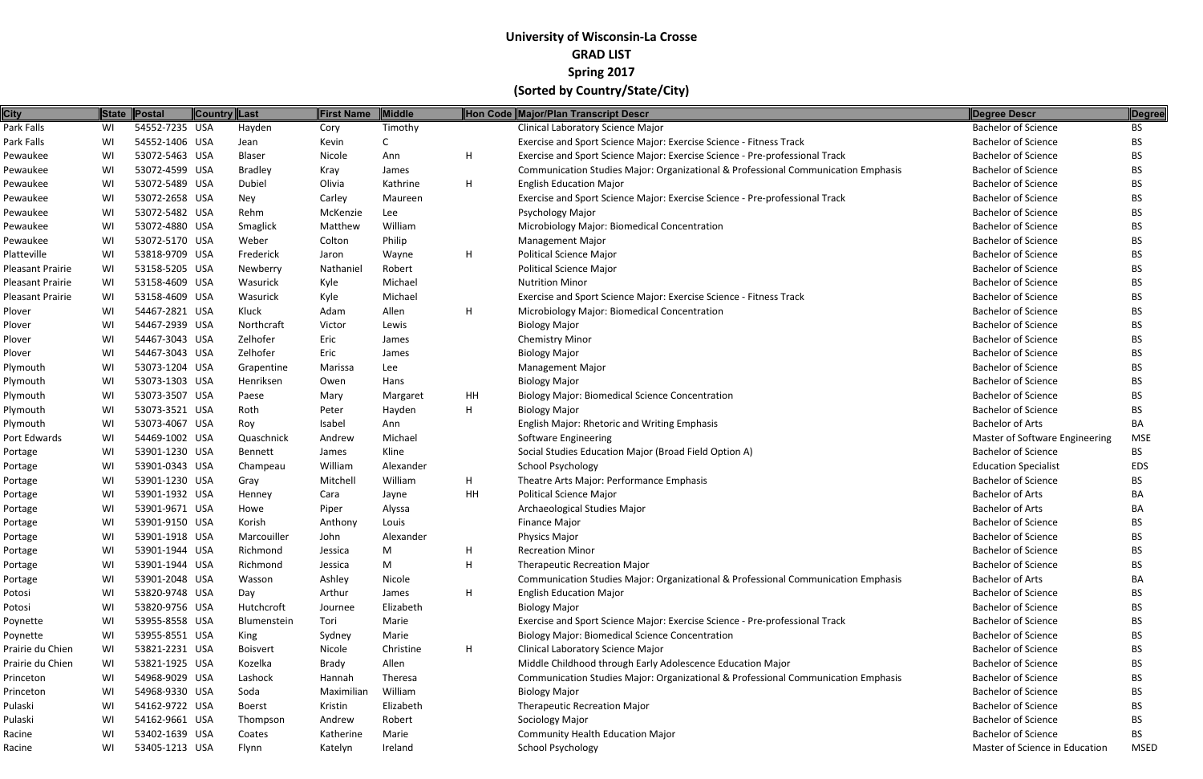# University of Wisconsin-La Crosse
## GRAD LIST
## Spring 2017
## (Sorted by Country/State/City)

| City | State | Postal | Country | Last | First Name | Middle | Hon Code | Major/Plan Transcript Descr | Degree Descr | Degree |
|---|---|---|---|---|---|---|---|---|---|---|
| Park Falls | WI | 54552-7235 | USA | Hayden | Cory | Timothy | | Clinical Laboratory Science Major | Bachelor of Science | BS |
| Park Falls | WI | 54552-1406 | USA | Jean | Kevin | C | | Exercise and Sport Science Major: Exercise Science - Fitness Track | Bachelor of Science | BS |
| Pewaukee | WI | 53072-5463 | USA | Blaser | Nicole | Ann | H | Exercise and Sport Science Major: Exercise Science - Pre-professional Track | Bachelor of Science | BS |
| Pewaukee | WI | 53072-4599 | USA | Bradley | Kray | James | | Communication Studies Major: Organizational & Professional Communication Emphasis | Bachelor of Science | BS |
| Pewaukee | WI | 53072-5489 | USA | Dubiel | Olivia | Kathrine | H | English Education Major | Bachelor of Science | BS |
| Pewaukee | WI | 53072-2658 | USA | Ney | Carley | Maureen | | Exercise and Sport Science Major: Exercise Science - Pre-professional Track | Bachelor of Science | BS |
| Pewaukee | WI | 53072-5482 | USA | Rehm | McKenzie | Lee | | Psychology Major | Bachelor of Science | BS |
| Pewaukee | WI | 53072-4880 | USA | Smaglick | Matthew | William | | Microbiology Major: Biomedical Concentration | Bachelor of Science | BS |
| Pewaukee | WI | 53072-5170 | USA | Weber | Colton | Philip | | Management Major | Bachelor of Science | BS |
| Platteville | WI | 53818-9709 | USA | Frederick | Jaron | Wayne | H | Political Science Major | Bachelor of Science | BS |
| Pleasant Prairie | WI | 53158-5205 | USA | Newberry | Nathaniel | Robert | | Political Science Major | Bachelor of Science | BS |
| Pleasant Prairie | WI | 53158-4609 | USA | Wasurick | Kyle | Michael | | Nutrition Minor | Bachelor of Science | BS |
| Pleasant Prairie | WI | 53158-4609 | USA | Wasurick | Kyle | Michael | | Exercise and Sport Science Major: Exercise Science - Fitness Track | Bachelor of Science | BS |
| Plover | WI | 54467-2821 | USA | Kluck | Adam | Allen | H | Microbiology Major: Biomedical Concentration | Bachelor of Science | BS |
| Plover | WI | 54467-2939 | USA | Northcraft | Victor | Lewis | | Biology Major | Bachelor of Science | BS |
| Plover | WI | 54467-3043 | USA | Zelhofer | Eric | James | | Chemistry Minor | Bachelor of Science | BS |
| Plover | WI | 54467-3043 | USA | Zelhofer | Eric | James | | Biology Major | Bachelor of Science | BS |
| Plymouth | WI | 53073-1204 | USA | Grapentine | Marissa | Lee | | Management Major | Bachelor of Science | BS |
| Plymouth | WI | 53073-1303 | USA | Henriksen | Owen | Hans | | Biology Major | Bachelor of Science | BS |
| Plymouth | WI | 53073-3507 | USA | Paese | Mary | Margaret | HH | Biology Major: Biomedical Science Concentration | Bachelor of Science | BS |
| Plymouth | WI | 53073-3521 | USA | Roth | Peter | Hayden | H | Biology Major | Bachelor of Science | BS |
| Plymouth | WI | 53073-4067 | USA | Roy | Isabel | Ann | | English Major: Rhetoric and Writing Emphasis | Bachelor of Arts | BA |
| Port Edwards | WI | 54469-1002 | USA | Quaschnick | Andrew | Michael | | Software Engineering | Master of Software Engineering | MSE |
| Portage | WI | 53901-1230 | USA | Bennett | James | Kline | | Social Studies Education Major (Broad Field Option A) | Bachelor of Science | BS |
| Portage | WI | 53901-0343 | USA | Champeau | William | Alexander | | School Psychology | Education Specialist | EDS |
| Portage | WI | 53901-1230 | USA | Gray | Mitchell | William | H | Theatre Arts Major: Performance Emphasis | Bachelor of Science | BS |
| Portage | WI | 53901-1932 | USA | Henney | Cara | Jayne | HH | Political Science Major | Bachelor of Arts | BA |
| Portage | WI | 53901-9671 | USA | Howe | Piper | Alyssa | | Archaeological Studies Major | Bachelor of Arts | BA |
| Portage | WI | 53901-9150 | USA | Korish | Anthony | Louis | | Finance Major | Bachelor of Science | BS |
| Portage | WI | 53901-1918 | USA | Marcouiller | John | Alexander | | Physics Major | Bachelor of Science | BS |
| Portage | WI | 53901-1944 | USA | Richmond | Jessica | M | H | Recreation Minor | Bachelor of Science | BS |
| Portage | WI | 53901-1944 | USA | Richmond | Jessica | M | H | Therapeutic Recreation Major | Bachelor of Science | BS |
| Portage | WI | 53901-2048 | USA | Wasson | Ashley | Nicole | | Communication Studies Major: Organizational & Professional Communication Emphasis | Bachelor of Arts | BA |
| Potosi | WI | 53820-9748 | USA | Day | Arthur | James | H | English Education Major | Bachelor of Science | BS |
| Potosi | WI | 53820-9756 | USA | Hutchcroft | Journee | Elizabeth | | Biology Major | Bachelor of Science | BS |
| Poynette | WI | 53955-8558 | USA | Blumenstein | Tori | Marie | | Exercise and Sport Science Major: Exercise Science - Pre-professional Track | Bachelor of Science | BS |
| Poynette | WI | 53955-8551 | USA | King | Sydney | Marie | | Biology Major: Biomedical Science Concentration | Bachelor of Science | BS |
| Prairie du Chien | WI | 53821-2231 | USA | Boisvert | Nicole | Christine | H | Clinical Laboratory Science Major | Bachelor of Science | BS |
| Prairie du Chien | WI | 53821-1925 | USA | Kozelka | Brady | Allen | | Middle Childhood through Early Adolescence Education Major | Bachelor of Science | BS |
| Princeton | WI | 54968-9029 | USA | Lashock | Hannah | Theresa | | Communication Studies Major: Organizational & Professional Communication Emphasis | Bachelor of Science | BS |
| Princeton | WI | 54968-9330 | USA | Soda | Maximilian | William | | Biology Major | Bachelor of Science | BS |
| Pulaski | WI | 54162-9722 | USA | Boerst | Kristin | Elizabeth | | Therapeutic Recreation Major | Bachelor of Science | BS |
| Pulaski | WI | 54162-9661 | USA | Thompson | Andrew | Robert | | Sociology Major | Bachelor of Science | BS |
| Racine | WI | 53402-1639 | USA | Coates | Katherine | Marie | | Community Health Education Major | Bachelor of Science | BS |
| Racine | WI | 53405-1213 | USA | Flynn | Katelyn | Ireland | | School Psychology | Master of Science in Education | MSED |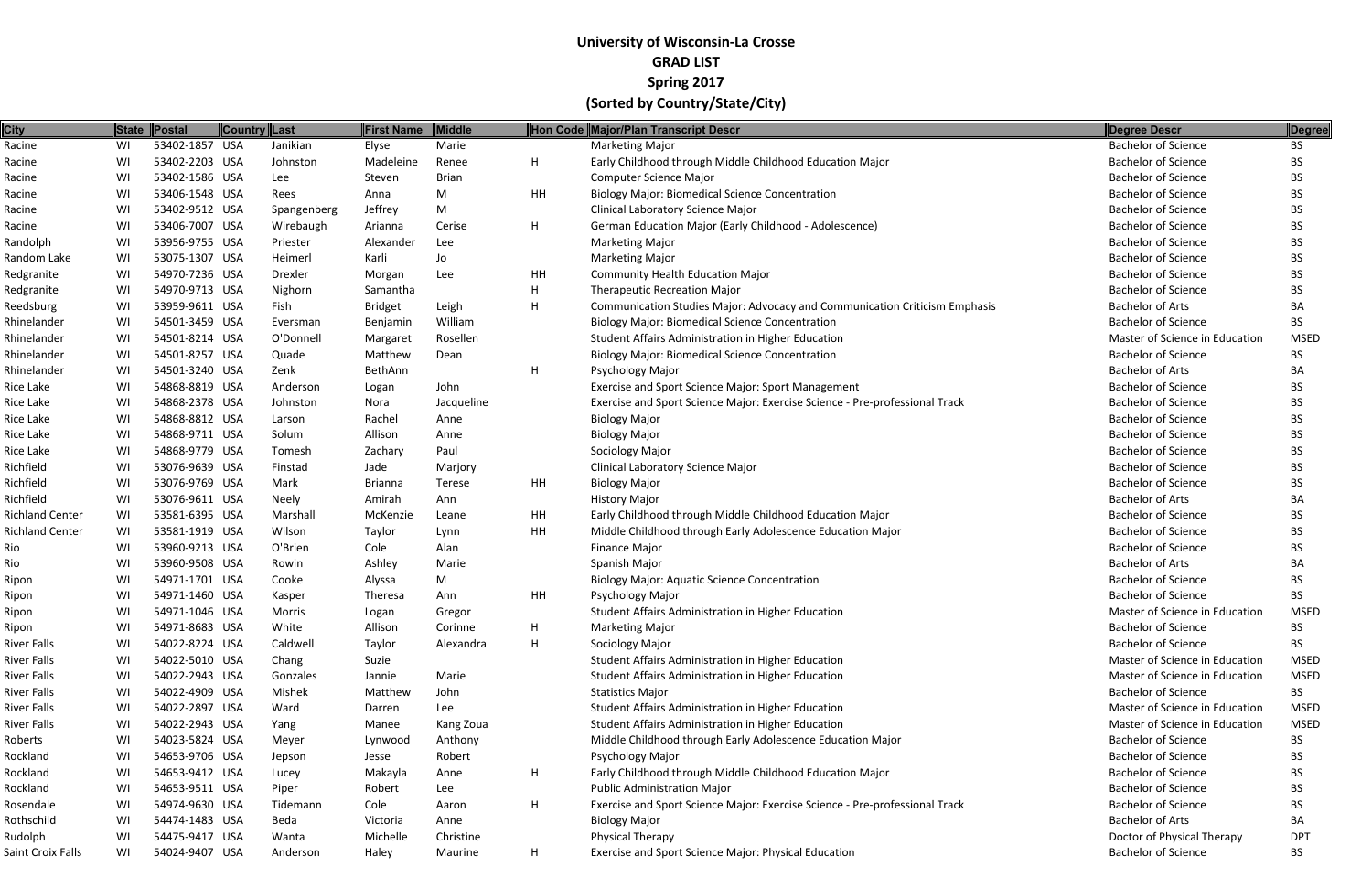# University of Wisconsin-La Crosse
## GRAD LIST
## Spring 2017
## (Sorted by Country/State/City)

| City | State | Postal | Country | Last | First Name | Middle | Hon Code | Major/Plan Transcript Descr | Degree Descr | Degree |
|---|---|---|---|---|---|---|---|---|---|---|
| Racine | WI | 53402-1857 | USA | Janikian | Elyse | Marie | | Marketing Major | Bachelor of Science | BS |
| Racine | WI | 53402-2203 | USA | Johnston | Madeleine | Renee | H | Early Childhood through Middle Childhood Education Major | Bachelor of Science | BS |
| Racine | WI | 53402-1586 | USA | Lee | Steven | Brian | | Computer Science Major | Bachelor of Science | BS |
| Racine | WI | 53406-1548 | USA | Rees | Anna | M | HH | Biology Major: Biomedical Science Concentration | Bachelor of Science | BS |
| Racine | WI | 53402-9512 | USA | Spangenberg | Jeffrey | M | | Clinical Laboratory Science Major | Bachelor of Science | BS |
| Racine | WI | 53406-7007 | USA | Wirebaugh | Arianna | Cerise | H | German Education Major (Early Childhood - Adolescence) | Bachelor of Science | BS |
| Randolph | WI | 53956-9755 | USA | Priester | Alexander | Lee | | Marketing Major | Bachelor of Science | BS |
| Random Lake | WI | 53075-1307 | USA | Heimerl | Karli | Jo | | Marketing Major | Bachelor of Science | BS |
| Redgranite | WI | 54970-7236 | USA | Drexler | Morgan | Lee | HH | Community Health Education Major | Bachelor of Science | BS |
| Redgranite | WI | 54970-9713 | USA | Nighorn | Samantha | | H | Therapeutic Recreation Major | Bachelor of Science | BS |
| Reedsburg | WI | 53959-9611 | USA | Fish | Bridget | Leigh | H | Communication Studies Major: Advocacy and Communication Criticism Emphasis | Bachelor of Arts | BA |
| Rhinelander | WI | 54501-3459 | USA | Eversman | Benjamin | William | | Biology Major: Biomedical Science Concentration | Bachelor of Science | BS |
| Rhinelander | WI | 54501-8214 | USA | O'Donnell | Margaret | Rosellen | | Student Affairs Administration in Higher Education | Master of Science in Education | MSED |
| Rhinelander | WI | 54501-8257 | USA | Quade | Matthew | Dean | | Biology Major: Biomedical Science Concentration | Bachelor of Science | BS |
| Rhinelander | WI | 54501-3240 | USA | Zenk | BethAnn | | H | Psychology Major | Bachelor of Arts | BA |
| Rice Lake | WI | 54868-8819 | USA | Anderson | Logan | John | | Exercise and Sport Science Major: Sport Management | Bachelor of Science | BS |
| Rice Lake | WI | 54868-2378 | USA | Johnston | Nora | Jacqueline | | Exercise and Sport Science Major: Exercise Science - Pre-professional Track | Bachelor of Science | BS |
| Rice Lake | WI | 54868-8812 | USA | Larson | Rachel | Anne | | Biology Major | Bachelor of Science | BS |
| Rice Lake | WI | 54868-9711 | USA | Solum | Allison | Anne | | Biology Major | Bachelor of Science | BS |
| Rice Lake | WI | 54868-9779 | USA | Tomesh | Zachary | Paul | | Sociology Major | Bachelor of Science | BS |
| Richfield | WI | 53076-9639 | USA | Finstad | Jade | Marjory | | Clinical Laboratory Science Major | Bachelor of Science | BS |
| Richfield | WI | 53076-9769 | USA | Mark | Brianna | Terese | HH | Biology Major | Bachelor of Science | BS |
| Richfield | WI | 53076-9611 | USA | Neely | Amirah | Ann | | History Major | Bachelor of Arts | BA |
| Richland Center | WI | 53581-6395 | USA | Marshall | McKenzie | Leane | HH | Early Childhood through Middle Childhood Education Major | Bachelor of Science | BS |
| Richland Center | WI | 53581-1919 | USA | Wilson | Taylor | Lynn | HH | Middle Childhood through Early Adolescence Education Major | Bachelor of Science | BS |
| Rio | WI | 53960-9213 | USA | O'Brien | Cole | Alan | | Finance Major | Bachelor of Science | BS |
| Rio | WI | 53960-9508 | USA | Rowin | Ashley | Marie | | Spanish Major | Bachelor of Arts | BA |
| Ripon | WI | 54971-1701 | USA | Cooke | Alyssa | M | | Biology Major: Aquatic Science Concentration | Bachelor of Science | BS |
| Ripon | WI | 54971-1460 | USA | Kasper | Theresa | Ann | HH | Psychology Major | Bachelor of Science | BS |
| Ripon | WI | 54971-1046 | USA | Morris | Logan | Gregor | | Student Affairs Administration in Higher Education | Master of Science in Education | MSED |
| Ripon | WI | 54971-8683 | USA | White | Allison | Corinne | H | Marketing Major | Bachelor of Science | BS |
| River Falls | WI | 54022-8224 | USA | Caldwell | Taylor | Alexandra | H | Sociology Major | Bachelor of Science | BS |
| River Falls | WI | 54022-5010 | USA | Chang | Suzie | | | Student Affairs Administration in Higher Education | Master of Science in Education | MSED |
| River Falls | WI | 54022-2943 | USA | Gonzales | Jannie | Marie | | Student Affairs Administration in Higher Education | Master of Science in Education | MSED |
| River Falls | WI | 54022-4909 | USA | Mishek | Matthew | John | | Statistics Major | Bachelor of Science | BS |
| River Falls | WI | 54022-2897 | USA | Ward | Darren | Lee | | Student Affairs Administration in Higher Education | Master of Science in Education | MSED |
| River Falls | WI | 54022-2943 | USA | Yang | Manee | Kang Zoua | | Student Affairs Administration in Higher Education | Master of Science in Education | MSED |
| Roberts | WI | 54023-5824 | USA | Meyer | Lynwood | Anthony | | Middle Childhood through Early Adolescence Education Major | Bachelor of Science | BS |
| Rockland | WI | 54653-9706 | USA | Jepson | Jesse | Robert | | Psychology Major | Bachelor of Science | BS |
| Rockland | WI | 54653-9412 | USA | Lucey | Makayla | Anne | H | Early Childhood through Middle Childhood Education Major | Bachelor of Science | BS |
| Rockland | WI | 54653-9511 | USA | Piper | Robert | Lee | | Public Administration Major | Bachelor of Science | BS |
| Rosendale | WI | 54974-9630 | USA | Tidemann | Cole | Aaron | H | Exercise and Sport Science Major: Exercise Science - Pre-professional Track | Bachelor of Science | BS |
| Rothschild | WI | 54474-1483 | USA | Beda | Victoria | Anne | | Biology Major | Bachelor of Arts | BA |
| Rudolph | WI | 54475-9417 | USA | Wanta | Michelle | Christine | | Physical Therapy | Doctor of Physical Therapy | DPT |
| Saint Croix Falls | WI | 54024-9407 | USA | Anderson | Haley | Maurine | H | Exercise and Sport Science Major: Physical Education | Bachelor of Science | BS |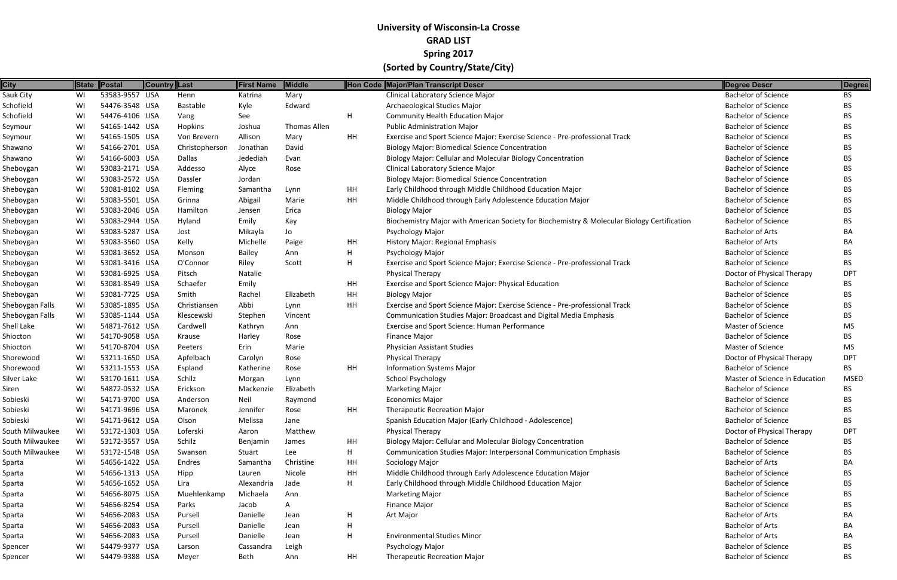# University of Wisconsin-La Crosse
## GRAD LIST
## Spring 2017
## (Sorted by Country/State/City)

| City | State | Postal | Country | Last | First Name | Middle | Hon Code | Major/Plan Transcript Descr | Degree Descr | Degree |
|---|---|---|---|---|---|---|---|---|---|---|
| Sauk City | WI | 53583-9557 | USA | Henn | Katrina | Mary | | Clinical Laboratory Science Major | Bachelor of Science | BS |
| Schofield | WI | 54476-3548 | USA | Bastable | Kyle | Edward | | Archaeological Studies Major | Bachelor of Science | BS |
| Schofield | WI | 54476-4106 | USA | Vang | See | | H | Community Health Education Major | Bachelor of Science | BS |
| Seymour | WI | 54165-1442 | USA | Hopkins | Joshua | Thomas Allen | | Public Administration Major | Bachelor of Science | BS |
| Seymour | WI | 54165-1505 | USA | Von Brevern | Allison | Mary | HH | Exercise and Sport Science Major: Exercise Science - Pre-professional Track | Bachelor of Science | BS |
| Shawano | WI | 54166-2701 | USA | Christopherson | Jonathan | David | | Biology Major: Biomedical Science Concentration | Bachelor of Science | BS |
| Shawano | WI | 54166-6003 | USA | Dallas | Jedediah | Evan | | Biology Major: Cellular and Molecular Biology Concentration | Bachelor of Science | BS |
| Sheboygan | WI | 53083-2171 | USA | Addesso | Alyce | Rose | | Clinical Laboratory Science Major | Bachelor of Science | BS |
| Sheboygan | WI | 53083-2572 | USA | Dassler | Jordan | | | Biology Major: Biomedical Science Concentration | Bachelor of Science | BS |
| Sheboygan | WI | 53081-8102 | USA | Fleming | Samantha | Lynn | HH | Early Childhood through Middle Childhood Education Major | Bachelor of Science | BS |
| Sheboygan | WI | 53083-5501 | USA | Grinna | Abigail | Marie | HH | Middle Childhood through Early Adolescence Education Major | Bachelor of Science | BS |
| Sheboygan | WI | 53083-2046 | USA | Hamilton | Jensen | Erica | | Biology Major | Bachelor of Science | BS |
| Sheboygan | WI | 53083-2944 | USA | Hyland | Emily | Kay | | Biochemistry Major with American Society for Biochemistry & Molecular Biology Certification | Bachelor of Science | BS |
| Sheboygan | WI | 53083-5287 | USA | Jost | Mikayla | Jo | | Psychology Major | Bachelor of Arts | BA |
| Sheboygan | WI | 53083-3560 | USA | Kelly | Michelle | Paige | HH | History Major: Regional Emphasis | Bachelor of Arts | BA |
| Sheboygan | WI | 53081-3652 | USA | Monson | Bailey | Ann | H | Psychology Major | Bachelor of Science | BS |
| Sheboygan | WI | 53081-3416 | USA | O'Connor | Riley | Scott | H | Exercise and Sport Science Major: Exercise Science - Pre-professional Track | Bachelor of Science | BS |
| Sheboygan | WI | 53081-6925 | USA | Pitsch | Natalie | | | Physical Therapy | Doctor of Physical Therapy | DPT |
| Sheboygan | WI | 53081-8549 | USA | Schaefer | Emily | | HH | Exercise and Sport Science Major: Physical Education | Bachelor of Science | BS |
| Sheboygan | WI | 53081-7725 | USA | Smith | Rachel | Elizabeth | HH | Biology Major | Bachelor of Science | BS |
| Sheboygan Falls | WI | 53085-1895 | USA | Christiansen | Abbi | Lynn | HH | Exercise and Sport Science Major: Exercise Science - Pre-professional Track | Bachelor of Science | BS |
| Sheboygan Falls | WI | 53085-1144 | USA | Klescewski | Stephen | Vincent | | Communication Studies Major: Broadcast and Digital Media Emphasis | Bachelor of Science | BS |
| Shell Lake | WI | 54871-7612 | USA | Cardwell | Kathryn | Ann | | Exercise and Sport Science: Human Performance | Master of Science | MS |
| Shiocton | WI | 54170-9058 | USA | Krause | Harley | Rose | | Finance Major | Bachelor of Science | BS |
| Shiocton | WI | 54170-8704 | USA | Peeters | Erin | Marie | | Physician Assistant Studies | Master of Science | MS |
| Shorewood | WI | 53211-1650 | USA | Apfelbach | Carolyn | Rose | | Physical Therapy | Doctor of Physical Therapy | DPT |
| Shorewood | WI | 53211-1553 | USA | Espland | Katherine | Rose | HH | Information Systems Major | Bachelor of Science | BS |
| Silver Lake | WI | 53170-1611 | USA | Schilz | Morgan | Lynn | | School Psychology | Master of Science in Education | MSED |
| Siren | WI | 54872-0532 | USA | Erickson | Mackenzie | Elizabeth | | Marketing Major | Bachelor of Science | BS |
| Sobieski | WI | 54171-9700 | USA | Anderson | Neil | Raymond | | Economics Major | Bachelor of Science | BS |
| Sobieski | WI | 54171-9696 | USA | Maronek | Jennifer | Rose | HH | Therapeutic Recreation Major | Bachelor of Science | BS |
| Sobieski | WI | 54171-9612 | USA | Olson | Melissa | Jane | | Spanish Education Major (Early Childhood - Adolescence) | Bachelor of Science | BS |
| South Milwaukee | WI | 53172-1303 | USA | Loferski | Aaron | Matthew | | Physical Therapy | Doctor of Physical Therapy | DPT |
| South Milwaukee | WI | 53172-3557 | USA | Schilz | Benjamin | James | HH | Biology Major: Cellular and Molecular Biology Concentration | Bachelor of Science | BS |
| South Milwaukee | WI | 53172-1548 | USA | Swanson | Stuart | Lee | H | Communication Studies Major: Interpersonal Communication Emphasis | Bachelor of Science | BS |
| Sparta | WI | 54656-1422 | USA | Endres | Samantha | Christine | HH | Sociology Major | Bachelor of Arts | BA |
| Sparta | WI | 54656-1313 | USA | Hipp | Lauren | Nicole | HH | Middle Childhood through Early Adolescence Education Major | Bachelor of Science | BS |
| Sparta | WI | 54656-1652 | USA | Lira | Alexandria | Jade | H | Early Childhood through Middle Childhood Education Major | Bachelor of Science | BS |
| Sparta | WI | 54656-8075 | USA | Muehlenkamp | Michaela | Ann | | Marketing Major | Bachelor of Science | BS |
| Sparta | WI | 54656-8254 | USA | Parks | Jacob | A | | Finance Major | Bachelor of Science | BS |
| Sparta | WI | 54656-2083 | USA | Pursell | Danielle | Jean | H | Art Major | Bachelor of Arts | BA |
| Sparta | WI | 54656-2083 | USA | Pursell | Danielle | Jean | H | | Bachelor of Arts | BA |
| Sparta | WI | 54656-2083 | USA | Pursell | Danielle | Jean | H | Environmental Studies Minor | Bachelor of Arts | BA |
| Spencer | WI | 54479-9377 | USA | Larson | Cassandra | Leigh | | Psychology Major | Bachelor of Science | BS |
| Spencer | WI | 54479-9388 | USA | Meyer | Beth | Ann | HH | Therapeutic Recreation Major | Bachelor of Science | BS |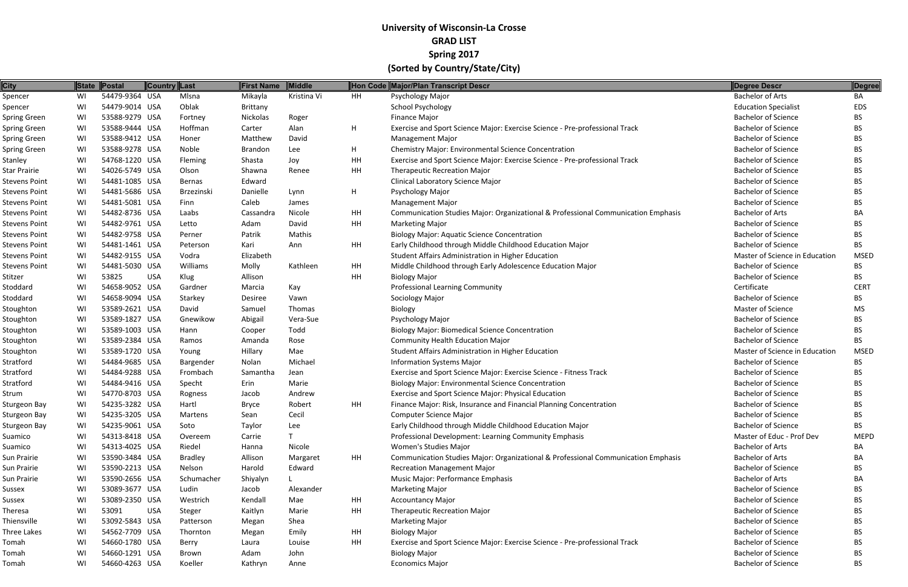# University of Wisconsin-La Crosse
## GRAD LIST
## Spring 2017
## (Sorted by Country/State/City)

| City | State | Postal | Country | Last | First Name | Middle | Hon Code | Major/Plan Transcript Descr | Degree Descr | Degree |
|---|---|---|---|---|---|---|---|---|---|---|
| Spencer | WI | 54479-9364 | USA | Mlsna | Mikayla | Kristina Vi | HH | Psychology Major | Bachelor of Arts | BA |
| Spencer | WI | 54479-9014 | USA | Oblak | Brittany | | | School Psychology | Education Specialist | EDS |
| Spring Green | WI | 53588-9279 | USA | Fortney | Nickolas | Roger | | Finance Major | Bachelor of Science | BS |
| Spring Green | WI | 53588-9444 | USA | Hoffman | Carter | Alan | H | Exercise and Sport Science Major: Exercise Science - Pre-professional Track | Bachelor of Science | BS |
| Spring Green | WI | 53588-9412 | USA | Honer | Matthew | David | | Management Major | Bachelor of Science | BS |
| Spring Green | WI | 53588-9278 | USA | Noble | Brandon | Lee | H | Chemistry Major: Environmental Science Concentration | Bachelor of Science | BS |
| Stanley | WI | 54768-1220 | USA | Fleming | Shasta | Joy | HH | Exercise and Sport Science Major: Exercise Science - Pre-professional Track | Bachelor of Science | BS |
| Star Prairie | WI | 54026-5749 | USA | Olson | Shawna | Renee | HH | Therapeutic Recreation Major | Bachelor of Science | BS |
| Stevens Point | WI | 54481-1085 | USA | Bernas | Edward | | | Clinical Laboratory Science Major | Bachelor of Science | BS |
| Stevens Point | WI | 54481-5686 | USA | Brzezinski | Danielle | Lynn | H | Psychology Major | Bachelor of Science | BS |
| Stevens Point | WI | 54481-5081 | USA | Finn | Caleb | James | | Management Major | Bachelor of Science | BS |
| Stevens Point | WI | 54482-8736 | USA | Laabs | Cassandra | Nicole | HH | Communication Studies Major: Organizational & Professional Communication Emphasis | Bachelor of Arts | BA |
| Stevens Point | WI | 54482-9761 | USA | Letto | Adam | David | HH | Marketing Major | Bachelor of Science | BS |
| Stevens Point | WI | 54482-9758 | USA | Perner | Patrik | Mathis | | Biology Major: Aquatic Science Concentration | Bachelor of Science | BS |
| Stevens Point | WI | 54481-1461 | USA | Peterson | Kari | Ann | HH | Early Childhood through Middle Childhood Education Major | Bachelor of Science | BS |
| Stevens Point | WI | 54482-9155 | USA | Vodra | Elizabeth | | | Student Affairs Administration in Higher Education | Master of Science in Education | MSED |
| Stevens Point | WI | 54481-5030 | USA | Williams | Molly | Kathleen | HH | Middle Childhood through Early Adolescence Education Major | Bachelor of Science | BS |
| Stitzer | WI | 53825 | USA | Klug | Allison | | HH | Biology Major | Bachelor of Science | BS |
| Stoddard | WI | 54658-9052 | USA | Gardner | Marcia | Kay | | Professional Learning Community | Certificate | CERT |
| Stoddard | WI | 54658-9094 | USA | Starkey | Desiree | Vawn | | Sociology Major | Bachelor of Science | BS |
| Stoughton | WI | 53589-2621 | USA | David | Samuel | Thomas | | Biology | Master of Science | MS |
| Stoughton | WI | 53589-1827 | USA | Gnewikow | Abigail | Vera-Sue | | Psychology Major | Bachelor of Science | BS |
| Stoughton | WI | 53589-1003 | USA | Hann | Cooper | Todd | | Biology Major: Biomedical Science Concentration | Bachelor of Science | BS |
| Stoughton | WI | 53589-2384 | USA | Ramos | Amanda | Rose | | Community Health Education Major | Bachelor of Science | BS |
| Stoughton | WI | 53589-1720 | USA | Young | Hillary | Mae | | Student Affairs Administration in Higher Education | Master of Science in Education | MSED |
| Stratford | WI | 54484-9685 | USA | Bargender | Nolan | Michael | | Information Systems Major | Bachelor of Science | BS |
| Stratford | WI | 54484-9288 | USA | Frombach | Samantha | Jean | | Exercise and Sport Science Major: Exercise Science - Fitness Track | Bachelor of Science | BS |
| Stratford | WI | 54484-9416 | USA | Specht | Erin | Marie | | Biology Major: Environmental Science Concentration | Bachelor of Science | BS |
| Strum | WI | 54770-8703 | USA | Rogness | Jacob | Andrew | | Exercise and Sport Science Major: Physical Education | Bachelor of Science | BS |
| Sturgeon Bay | WI | 54235-3282 | USA | Hartl | Bryce | Robert | HH | Finance Major: Risk, Insurance and Financial Planning Concentration | Bachelor of Science | BS |
| Sturgeon Bay | WI | 54235-3205 | USA | Martens | Sean | Cecil | | Computer Science Major | Bachelor of Science | BS |
| Sturgeon Bay | WI | 54235-9061 | USA | Soto | Taylor | Lee | | Early Childhood through Middle Childhood Education Major | Bachelor of Science | BS |
| Suamico | WI | 54313-8418 | USA | Overeem | Carrie | T | | Professional Development: Learning Community Emphasis | Master of Educ - Prof Dev | MEPD |
| Suamico | WI | 54313-4025 | USA | Riedel | Hanna | Nicole | | Women's Studies Major | Bachelor of Arts | BA |
| Sun Prairie | WI | 53590-3484 | USA | Bradley | Allison | Margaret | HH | Communication Studies Major: Organizational & Professional Communication Emphasis | Bachelor of Arts | BA |
| Sun Prairie | WI | 53590-2213 | USA | Nelson | Harold | Edward | | Recreation Management Major | Bachelor of Science | BS |
| Sun Prairie | WI | 53590-2656 | USA | Schumacher | Shiyalyn | L | | Music Major: Performance Emphasis | Bachelor of Arts | BA |
| Sussex | WI | 53089-3677 | USA | Ludin | Jacob | Alexander | | Marketing Major | Bachelor of Science | BS |
| Sussex | WI | 53089-2350 | USA | Westrich | Kendall | Mae | HH | Accountancy Major | Bachelor of Science | BS |
| Theresa | WI | 53091 | USA | Steger | Kaitlyn | Marie | HH | Therapeutic Recreation Major | Bachelor of Science | BS |
| Thiensville | WI | 53092-5843 | USA | Patterson | Megan | Shea | | Marketing Major | Bachelor of Science | BS |
| Three Lakes | WI | 54562-7709 | USA | Thornton | Megan | Emily | HH | Biology Major | Bachelor of Science | BS |
| Tomah | WI | 54660-1780 | USA | Berry | Laura | Louise | HH | Exercise and Sport Science Major: Exercise Science - Pre-professional Track | Bachelor of Science | BS |
| Tomah | WI | 54660-1291 | USA | Brown | Adam | John | | Biology Major | Bachelor of Science | BS |
| Tomah | WI | 54660-4263 | USA | Koeller | Kathryn | Anne | | Economics Major | Bachelor of Science | BS |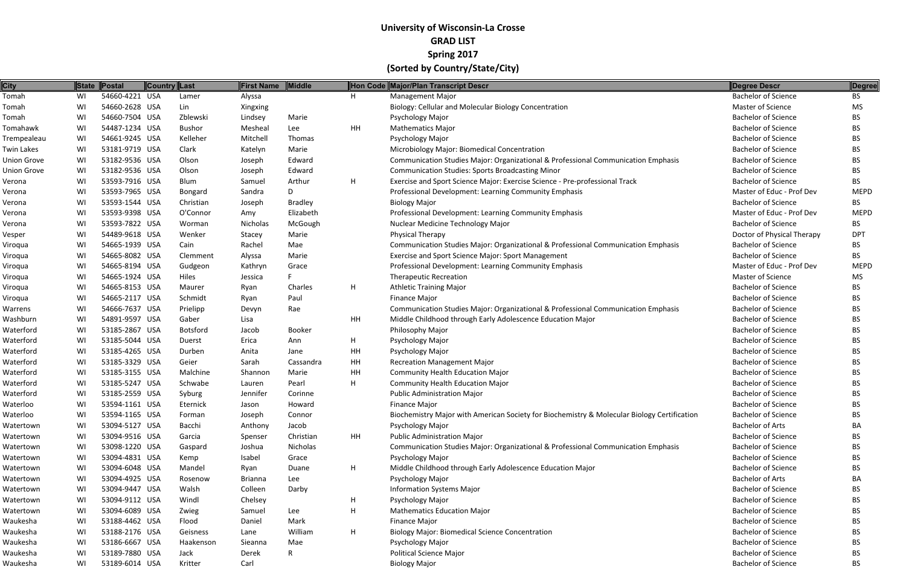# University of Wisconsin-La Crosse
## GRAD LIST
## Spring 2017
## (Sorted by Country/State/City)

| City | State | Postal | Country | Last | First Name | Middle | Hon Code | Major/Plan Transcript Descr | Degree Descr | Degree |
|---|---|---|---|---|---|---|---|---|---|---|
| Tomah | WI | 54660-4221 | USA | Lamer | Alyssa | | H | Management Major | Bachelor of Science | BS |
| Tomah | WI | 54660-2628 | USA | Lin | Xingxing | | | Biology: Cellular and Molecular Biology Concentration | Master of Science | MS |
| Tomah | WI | 54660-7504 | USA | Zblewski | Lindsey | Marie | | Psychology Major | Bachelor of Science | BS |
| Tomahawk | WI | 54487-1234 | USA | Bushor | Mesheal | Lee | HH | Mathematics Major | Bachelor of Science | BS |
| Trempealeau | WI | 54661-9245 | USA | Kelleher | Mitchell | Thomas | | Psychology Major | Bachelor of Science | BS |
| Twin Lakes | WI | 53181-9719 | USA | Clark | Katelyn | Marie | | Microbiology Major: Biomedical Concentration | Bachelor of Science | BS |
| Union Grove | WI | 53182-9536 | USA | Olson | Joseph | Edward | | Communication Studies Major: Organizational & Professional Communication Emphasis | Bachelor of Science | BS |
| Union Grove | WI | 53182-9536 | USA | Olson | Joseph | Edward | | Communication Studies: Sports Broadcasting Minor | Bachelor of Science | BS |
| Verona | WI | 53593-7916 | USA | Blum | Samuel | Arthur | H | Exercise and Sport Science Major: Exercise Science - Pre-professional Track | Bachelor of Science | BS |
| Verona | WI | 53593-7965 | USA | Bongard | Sandra | D | | Professional Development: Learning Community Emphasis | Master of Educ - Prof Dev | MEPD |
| Verona | WI | 53593-1544 | USA | Christian | Joseph | Bradley | | Biology Major | Bachelor of Science | BS |
| Verona | WI | 53593-9398 | USA | O'Connor | Amy | Elizabeth | | Professional Development: Learning Community Emphasis | Master of Educ - Prof Dev | MEPD |
| Verona | WI | 53593-7822 | USA | Worman | Nicholas | McGough | | Nuclear Medicine Technology Major | Bachelor of Science | BS |
| Vesper | WI | 54489-9618 | USA | Wenker | Stacey | Marie | | Physical Therapy | Doctor of Physical Therapy | DPT |
| Viroqua | WI | 54665-1939 | USA | Cain | Rachel | Mae | | Communication Studies Major: Organizational & Professional Communication Emphasis | Bachelor of Science | BS |
| Viroqua | WI | 54665-8082 | USA | Clemment | Alyssa | Marie | | Exercise and Sport Science Major: Sport Management | Bachelor of Science | BS |
| Viroqua | WI | 54665-8194 | USA | Gudgeon | Kathryn | Grace | | Professional Development: Learning Community Emphasis | Master of Educ - Prof Dev | MEPD |
| Viroqua | WI | 54665-1924 | USA | Hiles | Jessica | F | | Therapeutic Recreation | Master of Science | MS |
| Viroqua | WI | 54665-8153 | USA | Maurer | Ryan | Charles | H | Athletic Training Major | Bachelor of Science | BS |
| Viroqua | WI | 54665-2117 | USA | Schmidt | Ryan | Paul | | Finance Major | Bachelor of Science | BS |
| Warrens | WI | 54666-7637 | USA | Prielipp | Devyn | Rae | | Communication Studies Major: Organizational & Professional Communication Emphasis | Bachelor of Science | BS |
| Washburn | WI | 54891-9597 | USA | Gaber | Lisa | | HH | Middle Childhood through Early Adolescence Education Major | Bachelor of Science | BS |
| Waterford | WI | 53185-2867 | USA | Botsford | Jacob | Booker | | Philosophy Major | Bachelor of Science | BS |
| Waterford | WI | 53185-5044 | USA | Duerst | Erica | Ann | H | Psychology Major | Bachelor of Science | BS |
| Waterford | WI | 53185-4265 | USA | Durben | Anita | Jane | HH | Psychology Major | Bachelor of Science | BS |
| Waterford | WI | 53185-3329 | USA | Geier | Sarah | Cassandra | HH | Recreation Management Major | Bachelor of Science | BS |
| Waterford | WI | 53185-3155 | USA | Malchine | Shannon | Marie | HH | Community Health Education Major | Bachelor of Science | BS |
| Waterford | WI | 53185-5247 | USA | Schwabe | Lauren | Pearl | H | Community Health Education Major | Bachelor of Science | BS |
| Waterford | WI | 53185-2559 | USA | Syburg | Jennifer | Corinne | | Public Administration Major | Bachelor of Science | BS |
| Waterloo | WI | 53594-1161 | USA | Eternick | Jason | Howard | | Finance Major | Bachelor of Science | BS |
| Waterloo | WI | 53594-1165 | USA | Forman | Joseph | Connor | | Biochemistry Major with American Society for Biochemistry & Molecular Biology Certification | Bachelor of Science | BS |
| Watertown | WI | 53094-5127 | USA | Bacchi | Anthony | Jacob | | Psychology Major | Bachelor of Arts | BA |
| Watertown | WI | 53094-9516 | USA | Garcia | Spenser | Christian | HH | Public Administration Major | Bachelor of Science | BS |
| Watertown | WI | 53098-1220 | USA | Gaspard | Joshua | Nicholas | | Communication Studies Major: Organizational & Professional Communication Emphasis | Bachelor of Science | BS |
| Watertown | WI | 53094-4831 | USA | Kemp | Isabel | Grace | | Psychology Major | Bachelor of Science | BS |
| Watertown | WI | 53094-6048 | USA | Mandel | Ryan | Duane | H | Middle Childhood through Early Adolescence Education Major | Bachelor of Science | BS |
| Watertown | WI | 53094-4925 | USA | Rosenow | Brianna | Lee | | Psychology Major | Bachelor of Arts | BA |
| Watertown | WI | 53094-9447 | USA | Walsh | Colleen | Darby | | Information Systems Major | Bachelor of Science | BS |
| Watertown | WI | 53094-9112 | USA | Windl | Chelsey | | H | Psychology Major | Bachelor of Science | BS |
| Watertown | WI | 53094-6089 | USA | Zwieg | Samuel | Lee | H | Mathematics Education Major | Bachelor of Science | BS |
| Waukesha | WI | 53188-4462 | USA | Flood | Daniel | Mark | | Finance Major | Bachelor of Science | BS |
| Waukesha | WI | 53188-2176 | USA | Geisness | Lane | William | H | Biology Major: Biomedical Science Concentration | Bachelor of Science | BS |
| Waukesha | WI | 53186-6667 | USA | Haakenson | Sieanna | Mae | | Psychology Major | Bachelor of Science | BS |
| Waukesha | WI | 53189-7880 | USA | Jack | Derek | R | | Political Science Major | Bachelor of Science | BS |
| Waukesha | WI | 53189-6014 | USA | Kritter | Carl | | | Biology Major | Bachelor of Science | BS |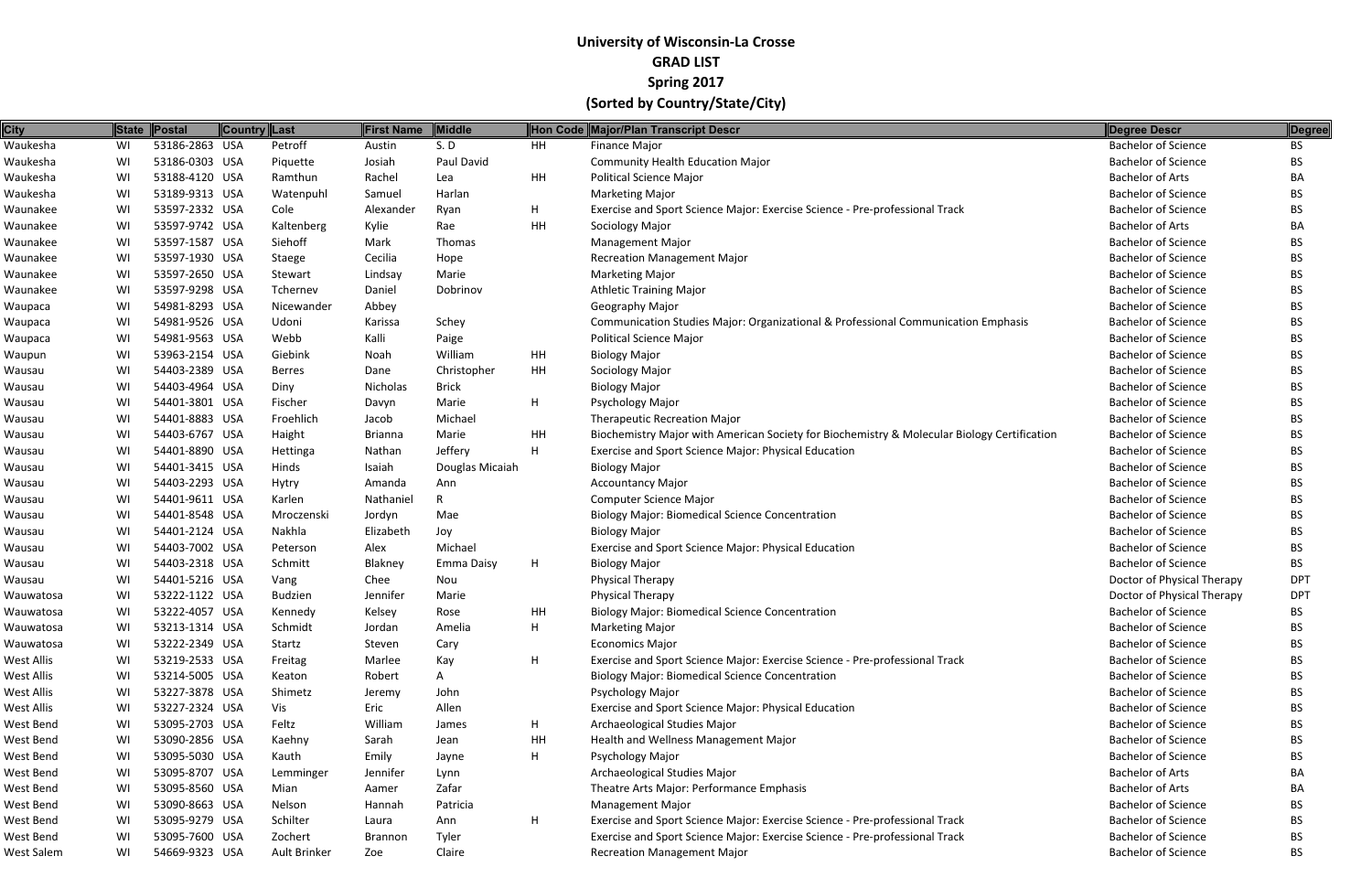# University of Wisconsin-La Crosse

## GRAD LIST

## Spring 2017

## (Sorted by Country/State/City)

| City | State | Postal | Country | Last | First Name | Middle | Hon Code | Major/Plan Transcript Descr | Degree Descr | Degree |
|---|---|---|---|---|---|---|---|---|---|---|
| Waukesha | WI | 53186-2863 | USA | Petroff | Austin | S. D | HH | Finance Major | Bachelor of Science | BS |
| Waukesha | WI | 53186-0303 | USA | Piquette | Josiah | Paul David | | Community Health Education Major | Bachelor of Science | BS |
| Waukesha | WI | 53188-4120 | USA | Ramthun | Rachel | Lea | HH | Political Science Major | Bachelor of Arts | BA |
| Waukesha | WI | 53189-9313 | USA | Watenpuhl | Samuel | Harlan | | Marketing Major | Bachelor of Science | BS |
| Waunakee | WI | 53597-2332 | USA | Cole | Alexander | Ryan | H | Exercise and Sport Science Major: Exercise Science - Pre-professional Track | Bachelor of Science | BS |
| Waunakee | WI | 53597-9742 | USA | Kaltenberg | Kylie | Rae | HH | Sociology Major | Bachelor of Arts | BA |
| Waunakee | WI | 53597-1587 | USA | Siehoff | Mark | Thomas | | Management Major | Bachelor of Science | BS |
| Waunakee | WI | 53597-1930 | USA | Staege | Cecilia | Hope | | Recreation Management Major | Bachelor of Science | BS |
| Waunakee | WI | 53597-2650 | USA | Stewart | Lindsay | Marie | | Marketing Major | Bachelor of Science | BS |
| Waunakee | WI | 53597-9298 | USA | Tchernev | Daniel | Dobrinov | | Athletic Training Major | Bachelor of Science | BS |
| Waupaca | WI | 54981-8293 | USA | Nicewander | Abbey | | | Geography Major | Bachelor of Science | BS |
| Waupaca | WI | 54981-9526 | USA | Udoni | Karissa | Schey | | Communication Studies Major: Organizational & Professional Communication Emphasis | Bachelor of Science | BS |
| Waupaca | WI | 54981-9563 | USA | Webb | Kalli | Paige | | Political Science Major | Bachelor of Science | BS |
| Waupun | WI | 53963-2154 | USA | Giebink | Noah | William | HH | Biology Major | Bachelor of Science | BS |
| Wausau | WI | 54403-2389 | USA | Berres | Dane | Christopher | HH | Sociology Major | Bachelor of Science | BS |
| Wausau | WI | 54403-4964 | USA | Diny | Nicholas | Brick | | Biology Major | Bachelor of Science | BS |
| Wausau | WI | 54401-3801 | USA | Fischer | Davyn | Marie | H | Psychology Major | Bachelor of Science | BS |
| Wausau | WI | 54401-8883 | USA | Froehlich | Jacob | Michael | | Therapeutic Recreation Major | Bachelor of Science | BS |
| Wausau | WI | 54403-6767 | USA | Haight | Brianna | Marie | HH | Biochemistry Major with American Society for Biochemistry & Molecular Biology Certification | Bachelor of Science | BS |
| Wausau | WI | 54401-8890 | USA | Hettinga | Nathan | Jeffery | H | Exercise and Sport Science Major: Physical Education | Bachelor of Science | BS |
| Wausau | WI | 54401-3415 | USA | Hinds | Isaiah | Douglas Micaiah | | Biology Major | Bachelor of Science | BS |
| Wausau | WI | 54403-2293 | USA | Hytry | Amanda | Ann | | Accountancy Major | Bachelor of Science | BS |
| Wausau | WI | 54401-9611 | USA | Karlen | Nathaniel | R | | Computer Science Major | Bachelor of Science | BS |
| Wausau | WI | 54401-8548 | USA | Mroczenski | Jordyn | Mae | | Biology Major: Biomedical Science Concentration | Bachelor of Science | BS |
| Wausau | WI | 54401-2124 | USA | Nakhla | Elizabeth | Joy | | Biology Major | Bachelor of Science | BS |
| Wausau | WI | 54403-7002 | USA | Peterson | Alex | Michael | | Exercise and Sport Science Major: Physical Education | Bachelor of Science | BS |
| Wausau | WI | 54403-2318 | USA | Schmitt | Blakney | Emma Daisy | H | Biology Major | Bachelor of Science | BS |
| Wausau | WI | 54401-5216 | USA | Vang | Chee | Nou | | Physical Therapy | Doctor of Physical Therapy | DPT |
| Wauwatosa | WI | 53222-1122 | USA | Budzien | Jennifer | Marie | | Physical Therapy | Doctor of Physical Therapy | DPT |
| Wauwatosa | WI | 53222-4057 | USA | Kennedy | Kelsey | Rose | HH | Biology Major: Biomedical Science Concentration | Bachelor of Science | BS |
| Wauwatosa | WI | 53213-1314 | USA | Schmidt | Jordan | Amelia | H | Marketing Major | Bachelor of Science | BS |
| Wauwatosa | WI | 53222-2349 | USA | Startz | Steven | Cary | | Economics Major | Bachelor of Science | BS |
| West Allis | WI | 53219-2533 | USA | Freitag | Marlee | Kay | H | Exercise and Sport Science Major: Exercise Science - Pre-professional Track | Bachelor of Science | BS |
| West Allis | WI | 53214-5005 | USA | Keaton | Robert | A | | Biology Major: Biomedical Science Concentration | Bachelor of Science | BS |
| West Allis | WI | 53227-3878 | USA | Shimetz | Jeremy | John | | Psychology Major | Bachelor of Science | BS |
| West Allis | WI | 53227-2324 | USA | Vis | Eric | Allen | | Exercise and Sport Science Major: Physical Education | Bachelor of Science | BS |
| West Bend | WI | 53095-2703 | USA | Feltz | William | James | H | Archaeological Studies Major | Bachelor of Science | BS |
| West Bend | WI | 53090-2856 | USA | Kaehny | Sarah | Jean | HH | Health and Wellness Management Major | Bachelor of Science | BS |
| West Bend | WI | 53095-5030 | USA | Kauth | Emily | Jayne | H | Psychology Major | Bachelor of Science | BS |
| West Bend | WI | 53095-8707 | USA | Lemminger | Jennifer | Lynn | | Archaeological Studies Major | Bachelor of Arts | BA |
| West Bend | WI | 53095-8560 | USA | Mian | Aamer | Zafar | | Theatre Arts Major: Performance Emphasis | Bachelor of Arts | BA |
| West Bend | WI | 53090-8663 | USA | Nelson | Hannah | Patricia | | Management Major | Bachelor of Science | BS |
| West Bend | WI | 53095-9279 | USA | Schilter | Laura | Ann | H | Exercise and Sport Science Major: Exercise Science - Pre-professional Track | Bachelor of Science | BS |
| West Bend | WI | 53095-7600 | USA | Zochert | Brannon | Tyler | | Exercise and Sport Science Major: Exercise Science - Pre-professional Track | Bachelor of Science | BS |
| West Salem | WI | 54669-9323 | USA | Ault Brinker | Zoe | Claire | | Recreation Management Major | Bachelor of Science | BS |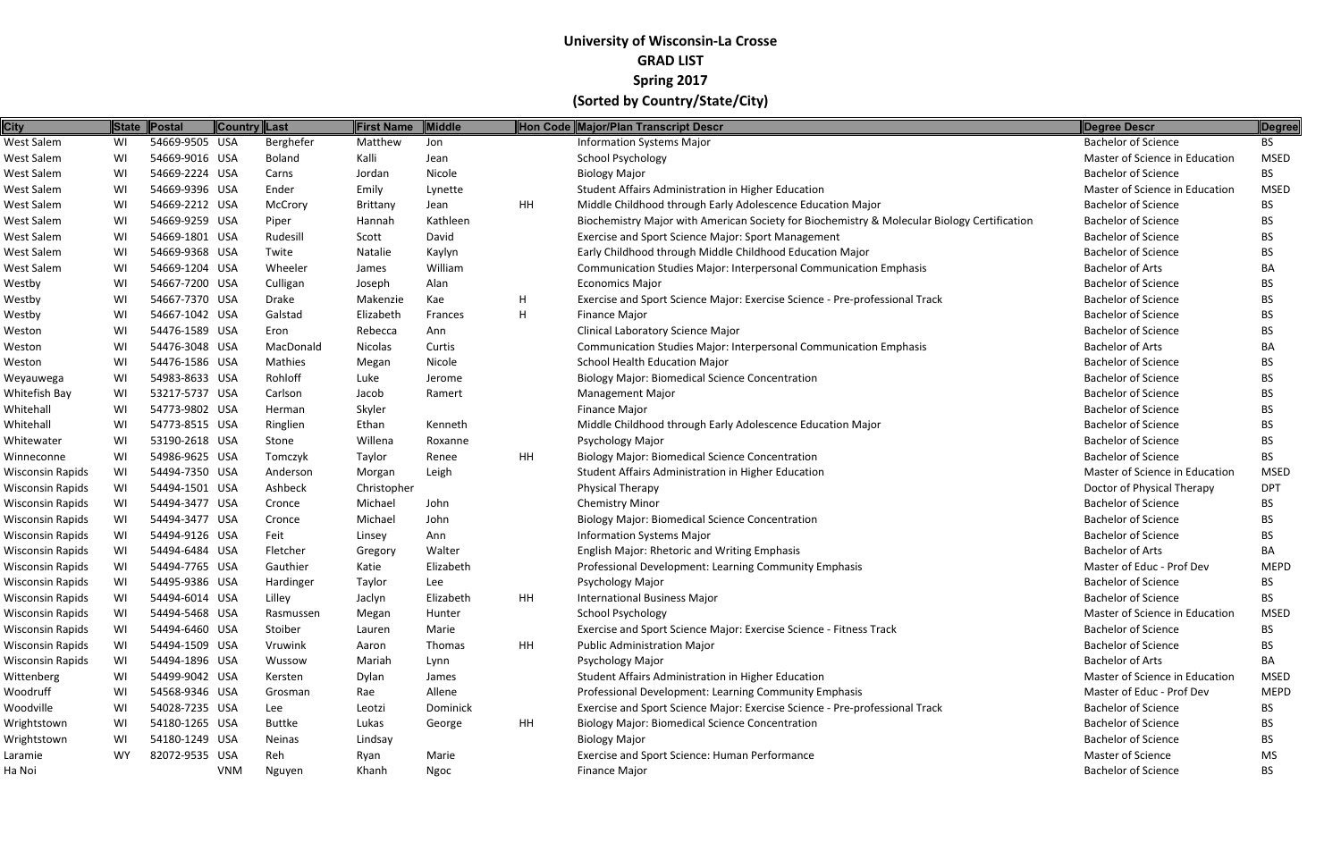# University of Wisconsin-La Crosse
## GRAD LIST
## Spring 2017
## (Sorted by Country/State/City)

| City | State | Postal | Country | Last | First Name | Middle | Hon Code | Major/Plan Transcript Descr | Degree Descr | Degree |
|---|---|---|---|---|---|---|---|---|---|---|
| West Salem | WI | 54669-9505 | USA | Berghefer | Matthew | Jon | | Information Systems Major | Bachelor of Science | BS |
| West Salem | WI | 54669-9016 | USA | Boland | Kalli | Jean | | School Psychology | Master of Science in Education | MSED |
| West Salem | WI | 54669-2224 | USA | Carns | Jordan | Nicole | | Biology Major | Bachelor of Science | BS |
| West Salem | WI | 54669-9396 | USA | Ender | Emily | Lynette | | Student Affairs Administration in Higher Education | Master of Science in Education | MSED |
| West Salem | WI | 54669-2212 | USA | McCrory | Brittany | Jean | HH | Middle Childhood through Early Adolescence Education Major | Bachelor of Science | BS |
| West Salem | WI | 54669-9259 | USA | Piper | Hannah | Kathleen | | Biochemistry Major with American Society for Biochemistry & Molecular Biology Certification | Bachelor of Science | BS |
| West Salem | WI | 54669-1801 | USA | Rudesill | Scott | David | | Exercise and Sport Science Major: Sport Management | Bachelor of Science | BS |
| West Salem | WI | 54669-9368 | USA | Twite | Natalie | Kaylyn | | Early Childhood through Middle Childhood Education Major | Bachelor of Science | BS |
| West Salem | WI | 54669-1204 | USA | Wheeler | James | William | | Communication Studies Major: Interpersonal Communication Emphasis | Bachelor of Arts | BA |
| Westby | WI | 54667-7200 | USA | Culligan | Joseph | Alan | | Economics Major | Bachelor of Science | BS |
| Westby | WI | 54667-7370 | USA | Drake | Makenzie | Kae | H | Exercise and Sport Science Major: Exercise Science - Pre-professional Track | Bachelor of Science | BS |
| Westby | WI | 54667-1042 | USA | Galstad | Elizabeth | Frances | H | Finance Major | Bachelor of Science | BS |
| Weston | WI | 54476-1589 | USA | Eron | Rebecca | Ann | | Clinical Laboratory Science Major | Bachelor of Science | BS |
| Weston | WI | 54476-3048 | USA | MacDonald | Nicolas | Curtis | | Communication Studies Major: Interpersonal Communication Emphasis | Bachelor of Arts | BA |
| Weston | WI | 54476-1586 | USA | Mathies | Megan | Nicole | | School Health Education Major | Bachelor of Science | BS |
| Weyauwega | WI | 54983-8633 | USA | Rohloff | Luke | Jerome | | Biology Major: Biomedical Science Concentration | Bachelor of Science | BS |
| Whitefish Bay | WI | 53217-5737 | USA | Carlson | Jacob | Ramert | | Management Major | Bachelor of Science | BS |
| Whitehall | WI | 54773-9802 | USA | Herman | Skyler | | | Finance Major | Bachelor of Science | BS |
| Whitehall | WI | 54773-8515 | USA | Ringlien | Ethan | Kenneth | | Middle Childhood through Early Adolescence Education Major | Bachelor of Science | BS |
| Whitewater | WI | 53190-2618 | USA | Stone | Willena | Roxanne | | Psychology Major | Bachelor of Science | BS |
| Winneconne | WI | 54986-9625 | USA | Tomczyk | Taylor | Renee | HH | Biology Major: Biomedical Science Concentration | Bachelor of Science | BS |
| Wisconsin Rapids | WI | 54494-7350 | USA | Anderson | Morgan | Leigh | | Student Affairs Administration in Higher Education | Master of Science in Education | MSED |
| Wisconsin Rapids | WI | 54494-1501 | USA | Ashbeck | Christopher | | | Physical Therapy | Doctor of Physical Therapy | DPT |
| Wisconsin Rapids | WI | 54494-3477 | USA | Cronce | Michael | John | | Chemistry Minor | Bachelor of Science | BS |
| Wisconsin Rapids | WI | 54494-3477 | USA | Cronce | Michael | John | | Biology Major: Biomedical Science Concentration | Bachelor of Science | BS |
| Wisconsin Rapids | WI | 54494-9126 | USA | Feit | Linsey | Ann | | Information Systems Major | Bachelor of Science | BS |
| Wisconsin Rapids | WI | 54494-6484 | USA | Fletcher | Gregory | Walter | | English Major: Rhetoric and Writing Emphasis | Bachelor of Arts | BA |
| Wisconsin Rapids | WI | 54494-7765 | USA | Gauthier | Katie | Elizabeth | | Professional Development: Learning Community Emphasis | Master of Educ - Prof Dev | MEPD |
| Wisconsin Rapids | WI | 54495-9386 | USA | Hardinger | Taylor | Lee | | Psychology Major | Bachelor of Science | BS |
| Wisconsin Rapids | WI | 54494-6014 | USA | Lilley | Jaclyn | Elizabeth | HH | International Business Major | Bachelor of Science | BS |
| Wisconsin Rapids | WI | 54494-5468 | USA | Rasmussen | Megan | Hunter | | School Psychology | Master of Science in Education | MSED |
| Wisconsin Rapids | WI | 54494-6460 | USA | Stoiber | Lauren | Marie | | Exercise and Sport Science Major: Exercise Science - Fitness Track | Bachelor of Science | BS |
| Wisconsin Rapids | WI | 54494-1509 | USA | Vruwink | Aaron | Thomas | HH | Public Administration Major | Bachelor of Science | BS |
| Wisconsin Rapids | WI | 54494-1896 | USA | Wussow | Mariah | Lynn | | Psychology Major | Bachelor of Arts | BA |
| Wittenberg | WI | 54499-9042 | USA | Kersten | Dylan | James | | Student Affairs Administration in Higher Education | Master of Science in Education | MSED |
| Woodruff | WI | 54568-9346 | USA | Grosman | Rae | Allene | | Professional Development: Learning Community Emphasis | Master of Educ - Prof Dev | MEPD |
| Woodville | WI | 54028-7235 | USA | Lee | Leotzi | Dominick | | Exercise and Sport Science Major: Exercise Science - Pre-professional Track | Bachelor of Science | BS |
| Wrightstown | WI | 54180-1265 | USA | Buttke | Lukas | George | HH | Biology Major: Biomedical Science Concentration | Bachelor of Science | BS |
| Wrightstown | WI | 54180-1249 | USA | Neinas | Lindsay | | | Biology Major | Bachelor of Science | BS |
| Laramie | WY | 82072-9535 | USA | Reh | Ryan | Marie | | Exercise and Sport Science: Human Performance | Master of Science | MS |
| Ha Noi | | | VNM | Nguyen | Khanh | Ngoc | | Finance Major | Bachelor of Science | BS |